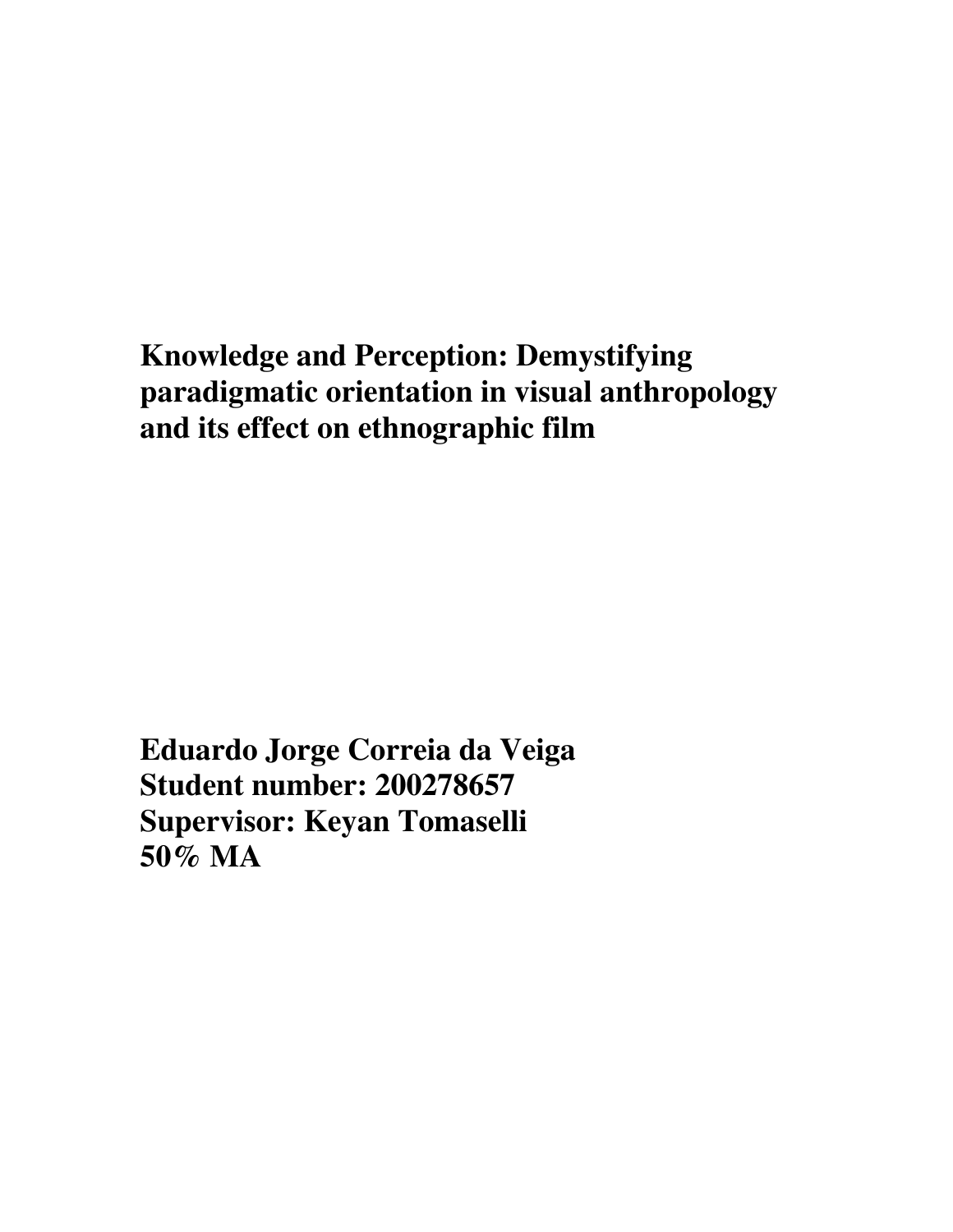# Knowledge and Perception: Demystifying paradigmatic orientation in visual anthropology and its effect on ethnographic film

**Eduardo Jorge Correia da Veiga**
**Student number: 200278657**
**Supervisor: Keyan Tomaselli**
**50% MA**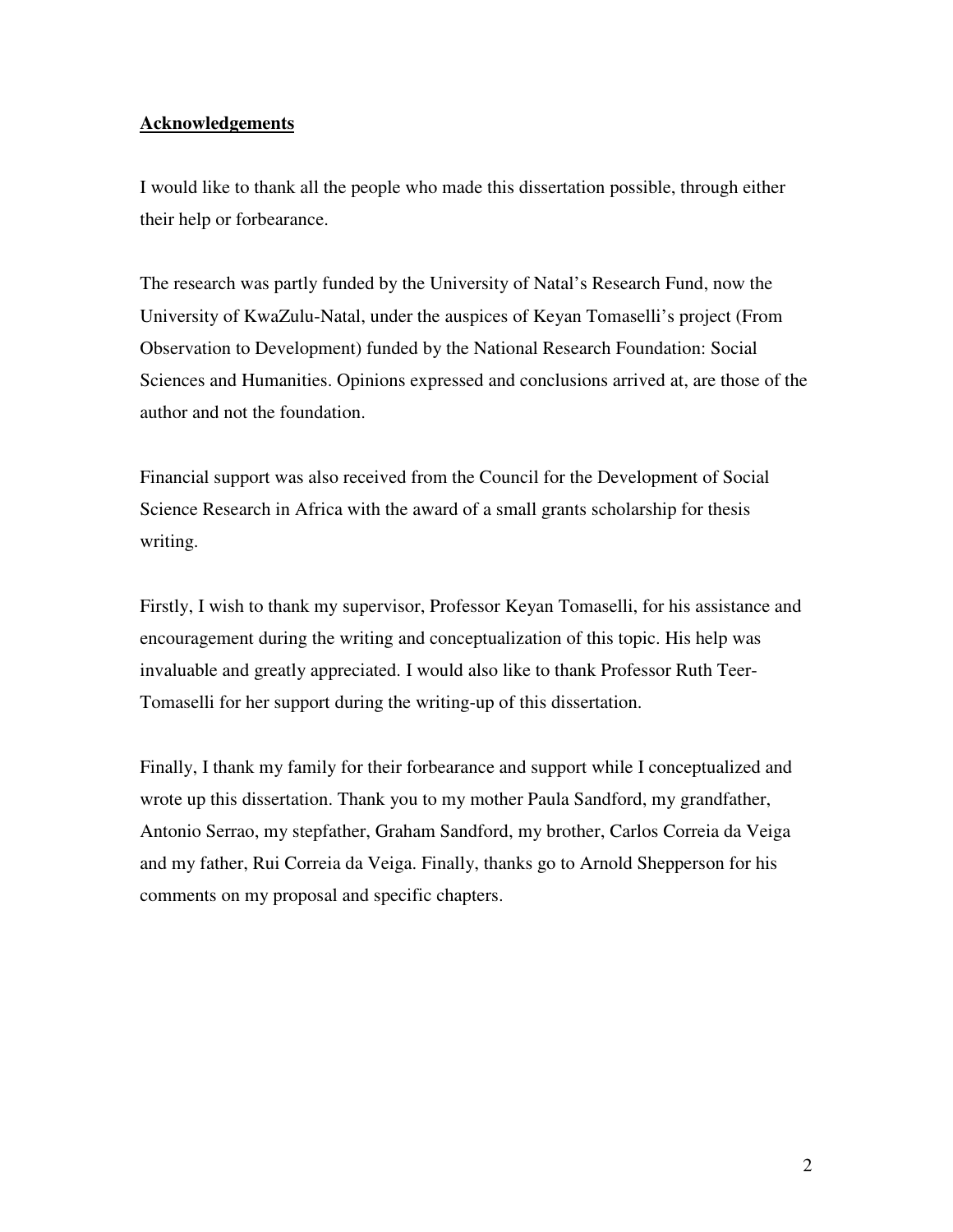## Acknowledgements

I would like to thank all the people who made this dissertation possible, through either their help or forbearance.

The research was partly funded by the University of Natal's Research Fund, now the University of KwaZulu-Natal, under the auspices of Keyan Tomaselli's project (From Observation to Development) funded by the National Research Foundation: Social Sciences and Humanities. Opinions expressed and conclusions arrived at, are those of the author and not the foundation.

Financial support was also received from the Council for the Development of Social Science Research in Africa with the award of a small grants scholarship for thesis writing.

Firstly, I wish to thank my supervisor, Professor Keyan Tomaselli, for his assistance and encouragement during the writing and conceptualization of this topic. His help was invaluable and greatly appreciated. I would also like to thank Professor Ruth Teer-Tomaselli for her support during the writing-up of this dissertation.

Finally, I thank my family for their forbearance and support while I conceptualized and wrote up this dissertation. Thank you to my mother Paula Sandford, my grandfather, Antonio Serrao, my stepfather, Graham Sandford, my brother, Carlos Correia da Veiga and my father, Rui Correia da Veiga. Finally, thanks go to Arnold Shepperson for his comments on my proposal and specific chapters.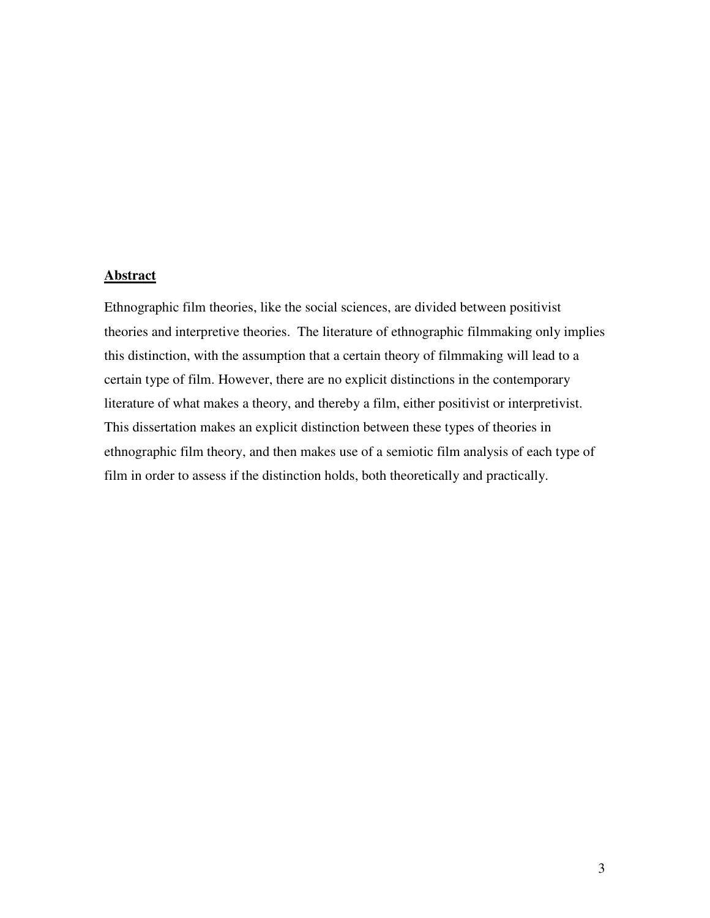## Abstract

Ethnographic film theories, like the social sciences, are divided between positivist theories and interpretive theories. The literature of ethnographic filmmaking only implies this distinction, with the assumption that a certain theory of filmmaking will lead to a certain type of film. However, there are no explicit distinctions in the contemporary literature of what makes a theory, and thereby a film, either positivist or interpretivist. This dissertation makes an explicit distinction between these types of theories in ethnographic film theory, and then makes use of a semiotic film analysis of each type of film in order to assess if the distinction holds, both theoretically and practically.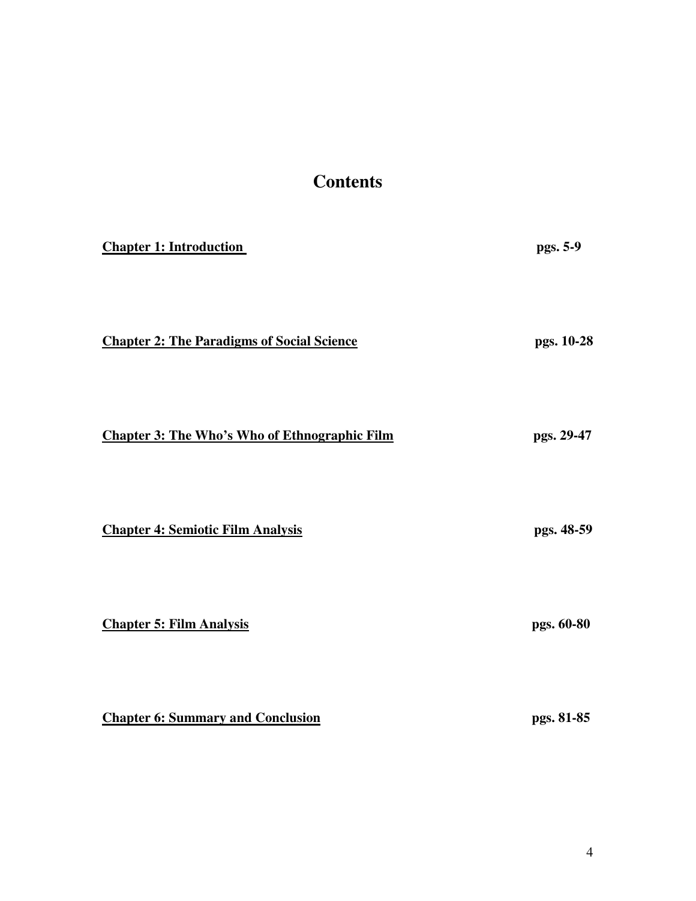# Contents

**Chapter 1: Introduction** pgs. 5-9

**Chapter 2: The Paradigms of Social Science** pgs. 10-28

**Chapter 3: The Who's Who of Ethnographic Film** pgs. 29-47

**Chapter 4: Semiotic Film Analysis** pgs. 48-59

**Chapter 5: Film Analysis** pgs. 60-80

**Chapter 6: Summary and Conclusion** pgs. 81-85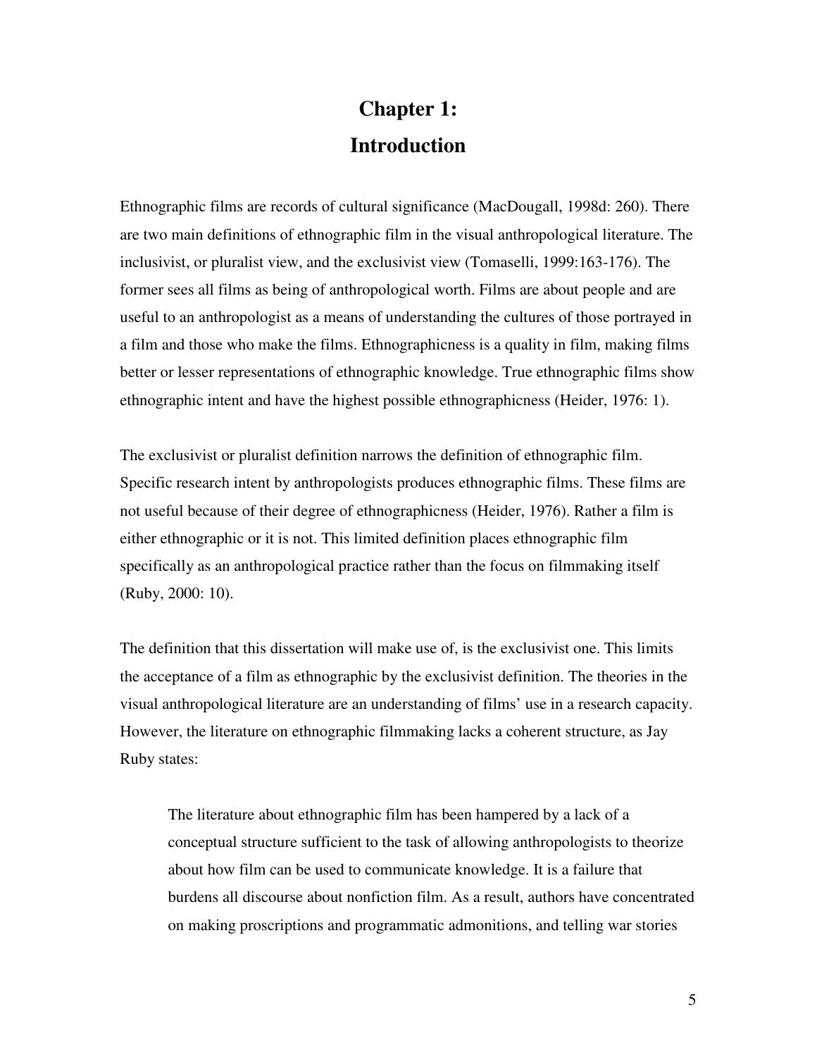# Chapter 1:
# Introduction

Ethnographic films are records of cultural significance (MacDougall, 1998d: 260). There are two main definitions of ethnographic film in the visual anthropological literature. The inclusivist, or pluralist view, and the exclusivist view (Tomaselli, 1999:163-176). The former sees all films as being of anthropological worth. Films are about people and are useful to an anthropologist as a means of understanding the cultures of those portrayed in a film and those who make the films. Ethnographicness is a quality in film, making films better or lesser representations of ethnographic knowledge. True ethnographic films show ethnographic intent and have the highest possible ethnographicness (Heider, 1976: 1).

The exclusivist or pluralist definition narrows the definition of ethnographic film. Specific research intent by anthropologists produces ethnographic films. These films are not useful because of their degree of ethnographicness (Heider, 1976). Rather a film is either ethnographic or it is not. This limited definition places ethnographic film specifically as an anthropological practice rather than the focus on filmmaking itself (Ruby, 2000: 10).

The definition that this dissertation will make use of, is the exclusivist one. This limits the acceptance of a film as ethnographic by the exclusivist definition. The theories in the visual anthropological literature are an understanding of films' use in a research capacity. However, the literature on ethnographic filmmaking lacks a coherent structure, as Jay Ruby states:

> The literature about ethnographic film has been hampered by a lack of a conceptual structure sufficient to the task of allowing anthropologists to theorize about how film can be used to communicate knowledge. It is a failure that burdens all discourse about nonfiction film. As a result, authors have concentrated on making proscriptions and programmatic admonitions, and telling war stories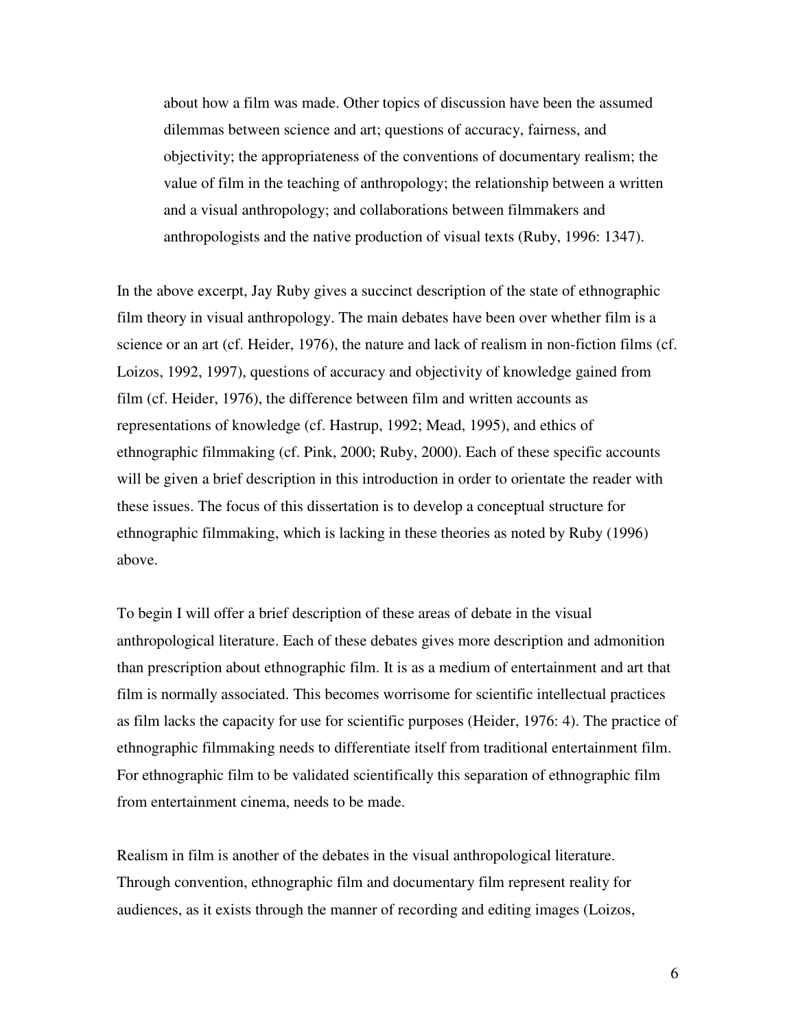> about how a film was made. Other topics of discussion have been the assumed dilemmas between science and art; questions of accuracy, fairness, and objectivity; the appropriateness of the conventions of documentary realism; the value of film in the teaching of anthropology; the relationship between a written and a visual anthropology; and collaborations between filmmakers and anthropologists and the native production of visual texts (Ruby, 1996: 1347).

In the above excerpt, Jay Ruby gives a succinct description of the state of ethnographic film theory in visual anthropology. The main debates have been over whether film is a science or an art (cf. Heider, 1976), the nature and lack of realism in non-fiction films (cf. Loizos, 1992, 1997), questions of accuracy and objectivity of knowledge gained from film (cf. Heider, 1976), the difference between film and written accounts as representations of knowledge (cf. Hastrup, 1992; Mead, 1995), and ethics of ethnographic filmmaking (cf. Pink, 2000; Ruby, 2000). Each of these specific accounts will be given a brief description in this introduction in order to orientate the reader with these issues. The focus of this dissertation is to develop a conceptual structure for ethnographic filmmaking, which is lacking in these theories as noted by Ruby (1996) above.

To begin I will offer a brief description of these areas of debate in the visual anthropological literature. Each of these debates gives more description and admonition than prescription about ethnographic film. It is as a medium of entertainment and art that film is normally associated. This becomes worrisome for scientific intellectual practices as film lacks the capacity for use for scientific purposes (Heider, 1976: 4). The practice of ethnographic filmmaking needs to differentiate itself from traditional entertainment film. For ethnographic film to be validated scientifically this separation of ethnographic film from entertainment cinema, needs to be made.

Realism in film is another of the debates in the visual anthropological literature. Through convention, ethnographic film and documentary film represent reality for audiences, as it exists through the manner of recording and editing images (Loizos,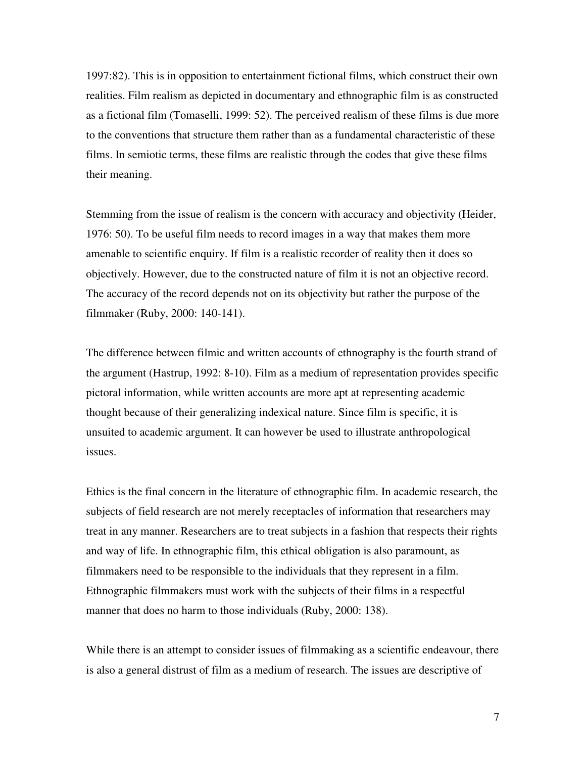1997:82). This is in opposition to entertainment fictional films, which construct their own realities. Film realism as depicted in documentary and ethnographic film is as constructed as a fictional film (Tomaselli, 1999: 52). The perceived realism of these films is due more to the conventions that structure them rather than as a fundamental characteristic of these films. In semiotic terms, these films are realistic through the codes that give these films their meaning.

Stemming from the issue of realism is the concern with accuracy and objectivity (Heider, 1976: 50). To be useful film needs to record images in a way that makes them more amenable to scientific enquiry. If film is a realistic recorder of reality then it does so objectively. However, due to the constructed nature of film it is not an objective record. The accuracy of the record depends not on its objectivity but rather the purpose of the filmmaker (Ruby, 2000: 140-141).

The difference between filmic and written accounts of ethnography is the fourth strand of the argument (Hastrup, 1992: 8-10). Film as a medium of representation provides specific pictoral information, while written accounts are more apt at representing academic thought because of their generalizing indexical nature. Since film is specific, it is unsuited to academic argument. It can however be used to illustrate anthropological issues.

Ethics is the final concern in the literature of ethnographic film. In academic research, the subjects of field research are not merely receptacles of information that researchers may treat in any manner. Researchers are to treat subjects in a fashion that respects their rights and way of life. In ethnographic film, this ethical obligation is also paramount, as filmmakers need to be responsible to the individuals that they represent in a film. Ethnographic filmmakers must work with the subjects of their films in a respectful manner that does no harm to those individuals (Ruby, 2000: 138).

While there is an attempt to consider issues of filmmaking as a scientific endeavour, there is also a general distrust of film as a medium of research. The issues are descriptive of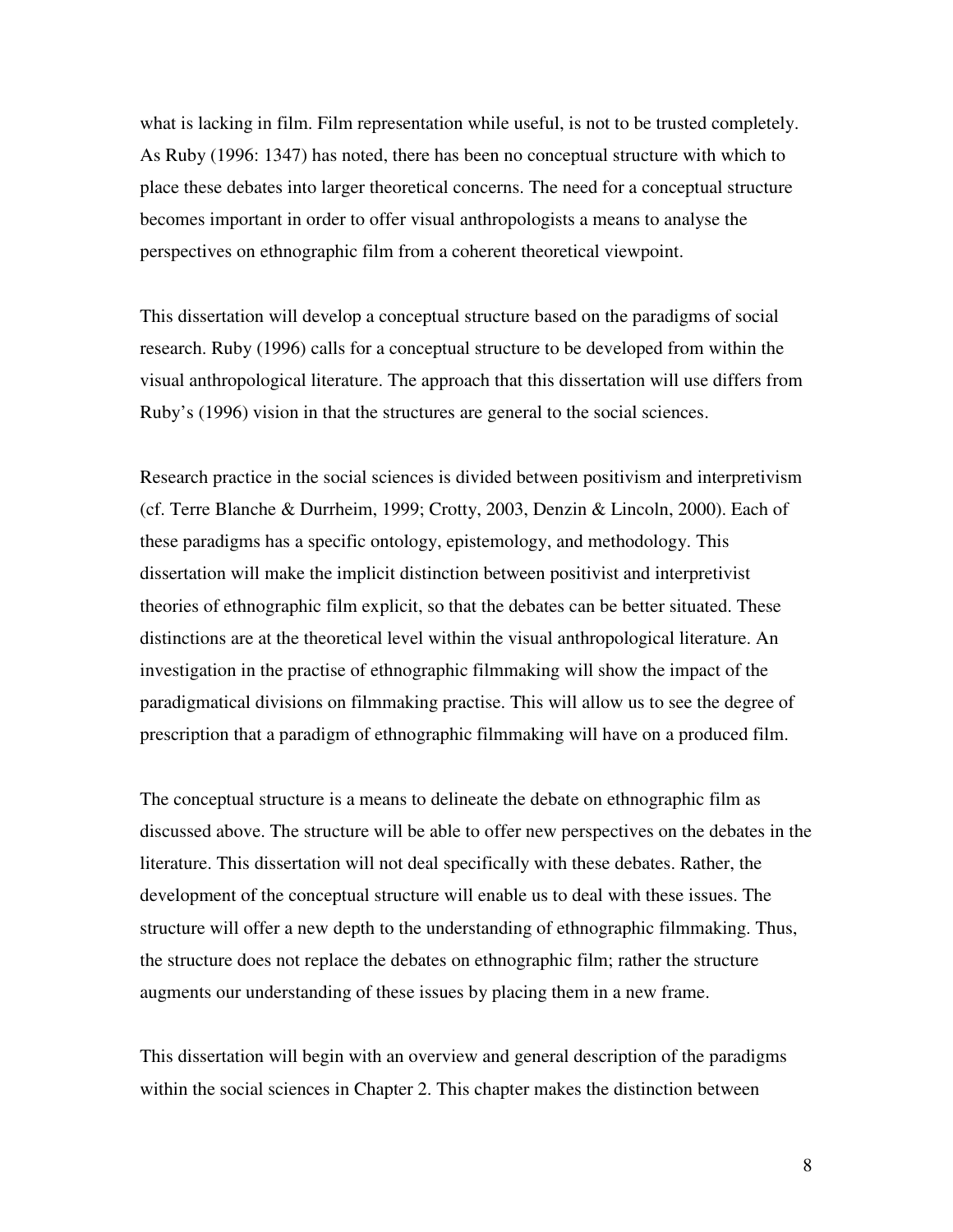what is lacking in film. Film representation while useful, is not to be trusted completely. As Ruby (1996: 1347) has noted, there has been no conceptual structure with which to place these debates into larger theoretical concerns. The need for a conceptual structure becomes important in order to offer visual anthropologists a means to analyse the perspectives on ethnographic film from a coherent theoretical viewpoint.

This dissertation will develop a conceptual structure based on the paradigms of social research. Ruby (1996) calls for a conceptual structure to be developed from within the visual anthropological literature. The approach that this dissertation will use differs from Ruby's (1996) vision in that the structures are general to the social sciences.

Research practice in the social sciences is divided between positivism and interpretivism (cf. Terre Blanche & Durrheim, 1999; Crotty, 2003, Denzin & Lincoln, 2000). Each of these paradigms has a specific ontology, epistemology, and methodology. This dissertation will make the implicit distinction between positivist and interpretivist theories of ethnographic film explicit, so that the debates can be better situated. These distinctions are at the theoretical level within the visual anthropological literature. An investigation in the practise of ethnographic filmmaking will show the impact of the paradigmatical divisions on filmmaking practise. This will allow us to see the degree of prescription that a paradigm of ethnographic filmmaking will have on a produced film.

The conceptual structure is a means to delineate the debate on ethnographic film as discussed above. The structure will be able to offer new perspectives on the debates in the literature. This dissertation will not deal specifically with these debates. Rather, the development of the conceptual structure will enable us to deal with these issues. The structure will offer a new depth to the understanding of ethnographic filmmaking. Thus, the structure does not replace the debates on ethnographic film; rather the structure augments our understanding of these issues by placing them in a new frame.

This dissertation will begin with an overview and general description of the paradigms within the social sciences in Chapter 2. This chapter makes the distinction between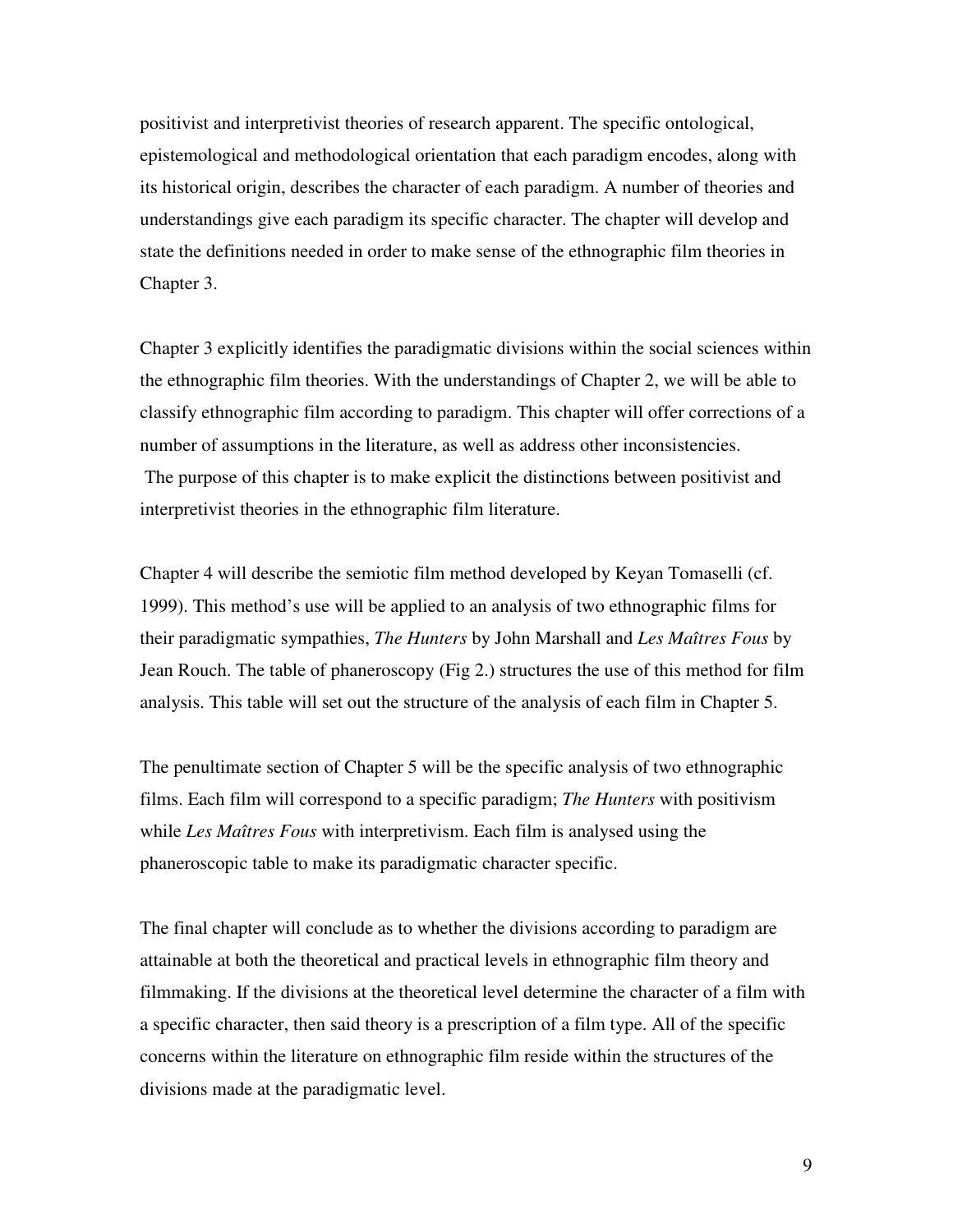positivist and interpretivist theories of research apparent. The specific ontological, epistemological and methodological orientation that each paradigm encodes, along with its historical origin, describes the character of each paradigm. A number of theories and understandings give each paradigm its specific character. The chapter will develop and state the definitions needed in order to make sense of the ethnographic film theories in Chapter 3.

Chapter 3 explicitly identifies the paradigmatic divisions within the social sciences within the ethnographic film theories. With the understandings of Chapter 2, we will be able to classify ethnographic film according to paradigm. This chapter will offer corrections of a number of assumptions in the literature, as well as address other inconsistencies. The purpose of this chapter is to make explicit the distinctions between positivist and interpretivist theories in the ethnographic film literature.

Chapter 4 will describe the semiotic film method developed by Keyan Tomaselli (cf. 1999). This method's use will be applied to an analysis of two ethnographic films for their paradigmatic sympathies, *The Hunters* by John Marshall and *Les Maîtres Fous* by Jean Rouch. The table of phaneroscopy (Fig 2.) structures the use of this method for film analysis. This table will set out the structure of the analysis of each film in Chapter 5.

The penultimate section of Chapter 5 will be the specific analysis of two ethnographic films. Each film will correspond to a specific paradigm; *The Hunters* with positivism while *Les Maîtres Fous* with interpretivism. Each film is analysed using the phaneroscopic table to make its paradigmatic character specific.

The final chapter will conclude as to whether the divisions according to paradigm are attainable at both the theoretical and practical levels in ethnographic film theory and filmmaking. If the divisions at the theoretical level determine the character of a film with a specific character, then said theory is a prescription of a film type. All of the specific concerns within the literature on ethnographic film reside within the structures of the divisions made at the paradigmatic level.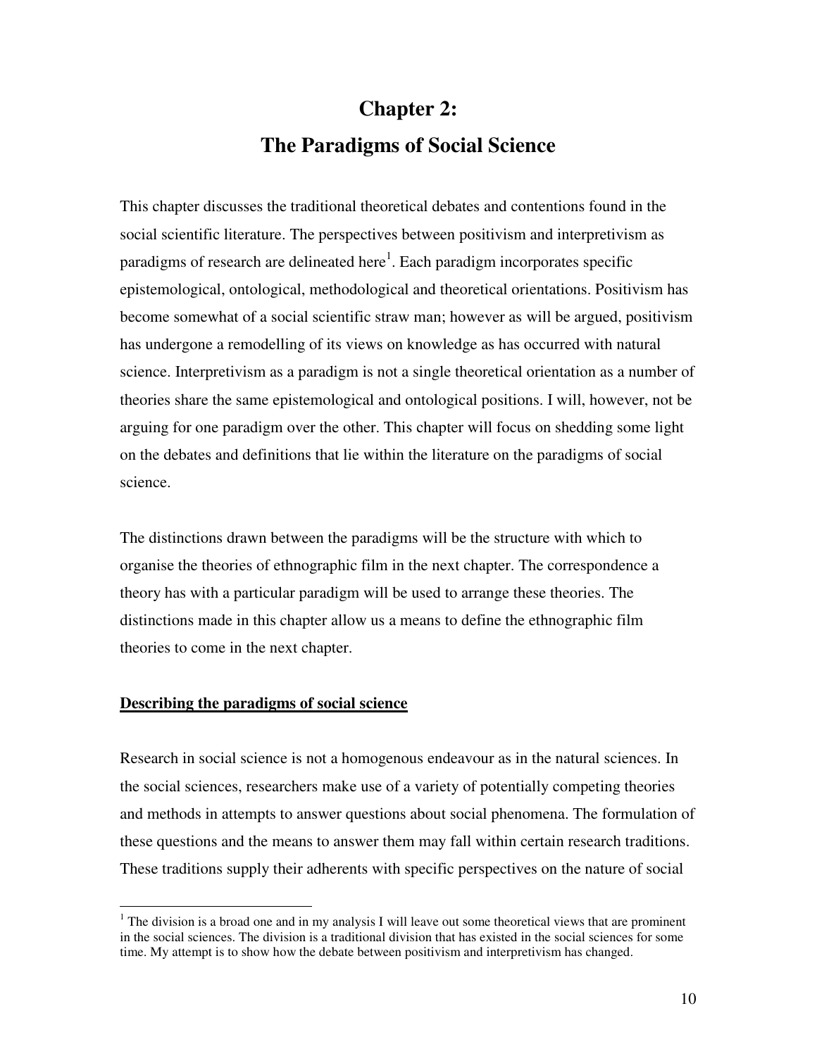# Chapter 2:
# The Paradigms of Social Science

This chapter discusses the traditional theoretical debates and contentions found in the social scientific literature. The perspectives between positivism and interpretivism as paradigms of research are delineated here[1]. Each paradigm incorporates specific epistemological, ontological, methodological and theoretical orientations. Positivism has become somewhat of a social scientific straw man; however as will be argued, positivism has undergone a remodelling of its views on knowledge as has occurred with natural science. Interpretivism as a paradigm is not a single theoretical orientation as a number of theories share the same epistemological and ontological positions. I will, however, not be arguing for one paradigm over the other. This chapter will focus on shedding some light on the debates and definitions that lie within the literature on the paradigms of social science.

The distinctions drawn between the paradigms will be the structure with which to organise the theories of ethnographic film in the next chapter. The correspondence a theory has with a particular paradigm will be used to arrange these theories. The distinctions made in this chapter allow us a means to define the ethnographic film theories to come in the next chapter.

## Describing the paradigms of social science

Research in social science is not a homogenous endeavour as in the natural sciences. In the social sciences, researchers make use of a variety of potentially competing theories and methods in attempts to answer questions about social phenomena. The formulation of these questions and the means to answer them may fall within certain research traditions. These traditions supply their adherents with specific perspectives on the nature of social

[1] The division is a broad one and in my analysis I will leave out some theoretical views that are prominent in the social sciences. The division is a traditional division that has existed in the social sciences for some time. My attempt is to show how the debate between positivism and interpretivism has changed.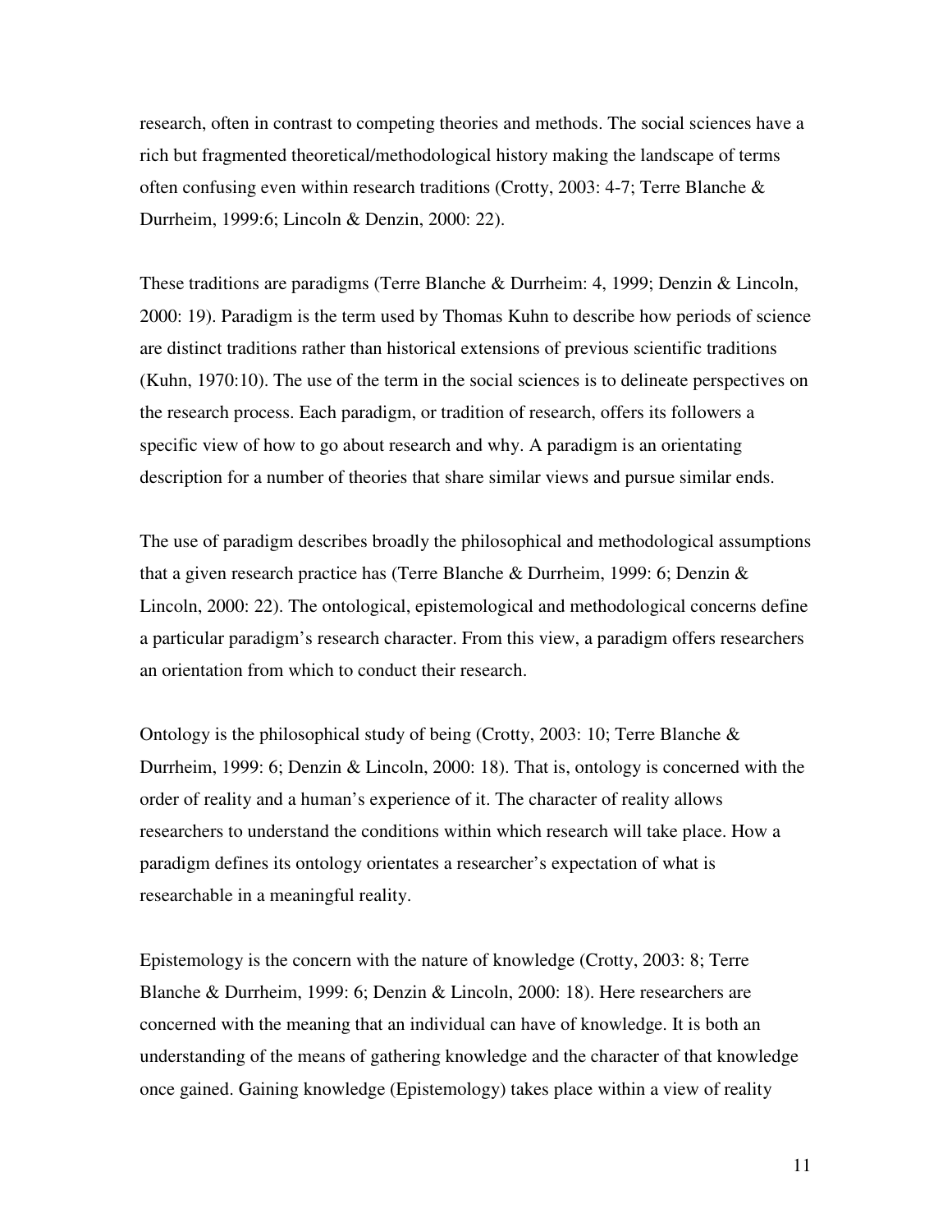research, often in contrast to competing theories and methods. The social sciences have a rich but fragmented theoretical/methodological history making the landscape of terms often confusing even within research traditions (Crotty, 2003: 4-7; Terre Blanche & Durrheim, 1999:6; Lincoln & Denzin, 2000: 22).

These traditions are paradigms (Terre Blanche & Durrheim: 4, 1999; Denzin & Lincoln, 2000: 19). Paradigm is the term used by Thomas Kuhn to describe how periods of science are distinct traditions rather than historical extensions of previous scientific traditions (Kuhn, 1970:10). The use of the term in the social sciences is to delineate perspectives on the research process. Each paradigm, or tradition of research, offers its followers a specific view of how to go about research and why. A paradigm is an orientating description for a number of theories that share similar views and pursue similar ends.

The use of paradigm describes broadly the philosophical and methodological assumptions that a given research practice has (Terre Blanche & Durrheim, 1999: 6; Denzin & Lincoln, 2000: 22). The ontological, epistemological and methodological concerns define a particular paradigm's research character. From this view, a paradigm offers researchers an orientation from which to conduct their research.

Ontology is the philosophical study of being (Crotty, 2003: 10; Terre Blanche & Durrheim, 1999: 6; Denzin & Lincoln, 2000: 18). That is, ontology is concerned with the order of reality and a human's experience of it. The character of reality allows researchers to understand the conditions within which research will take place. How a paradigm defines its ontology orientates a researcher's expectation of what is researchable in a meaningful reality.

Epistemology is the concern with the nature of knowledge (Crotty, 2003: 8; Terre Blanche & Durrheim, 1999: 6; Denzin & Lincoln, 2000: 18). Here researchers are concerned with the meaning that an individual can have of knowledge. It is both an understanding of the means of gathering knowledge and the character of that knowledge once gained. Gaining knowledge (Epistemology) takes place within a view of reality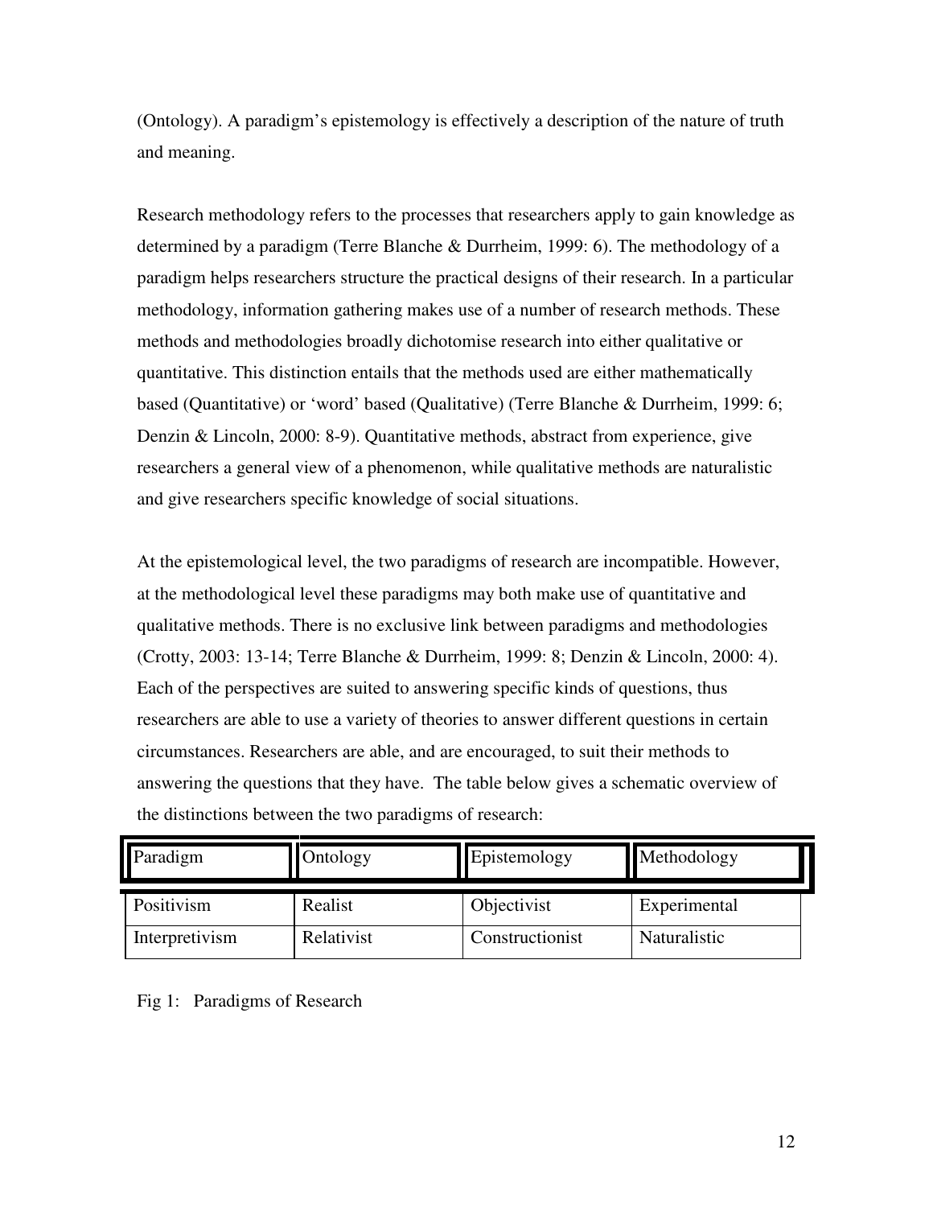(Ontology). A paradigm's epistemology is effectively a description of the nature of truth and meaning.

Research methodology refers to the processes that researchers apply to gain knowledge as determined by a paradigm (Terre Blanche & Durrheim, 1999: 6). The methodology of a paradigm helps researchers structure the practical designs of their research. In a particular methodology, information gathering makes use of a number of research methods. These methods and methodologies broadly dichotomise research into either qualitative or quantitative. This distinction entails that the methods used are either mathematically based (Quantitative) or 'word' based (Qualitative) (Terre Blanche & Durrheim, 1999: 6; Denzin & Lincoln, 2000: 8-9). Quantitative methods, abstract from experience, give researchers a general view of a phenomenon, while qualitative methods are naturalistic and give researchers specific knowledge of social situations.

At the epistemological level, the two paradigms of research are incompatible. However, at the methodological level these paradigms may both make use of quantitative and qualitative methods. There is no exclusive link between paradigms and methodologies (Crotty, 2003: 13-14; Terre Blanche & Durrheim, 1999: 8; Denzin & Lincoln, 2000: 4). Each of the perspectives are suited to answering specific kinds of questions, thus researchers are able to use a variety of theories to answer different questions in certain circumstances. Researchers are able, and are encouraged, to suit their methods to answering the questions that they have. The table below gives a schematic overview of the distinctions between the two paradigms of research:

| Paradigm | Ontology | Epistemology | Methodology |
|---|---|---|---|
| Positivism | Realist | Objectivist | Experimental |
| Interpretivism | Relativist | Constructionist | Naturalistic |

Fig 1: Paradigms of Research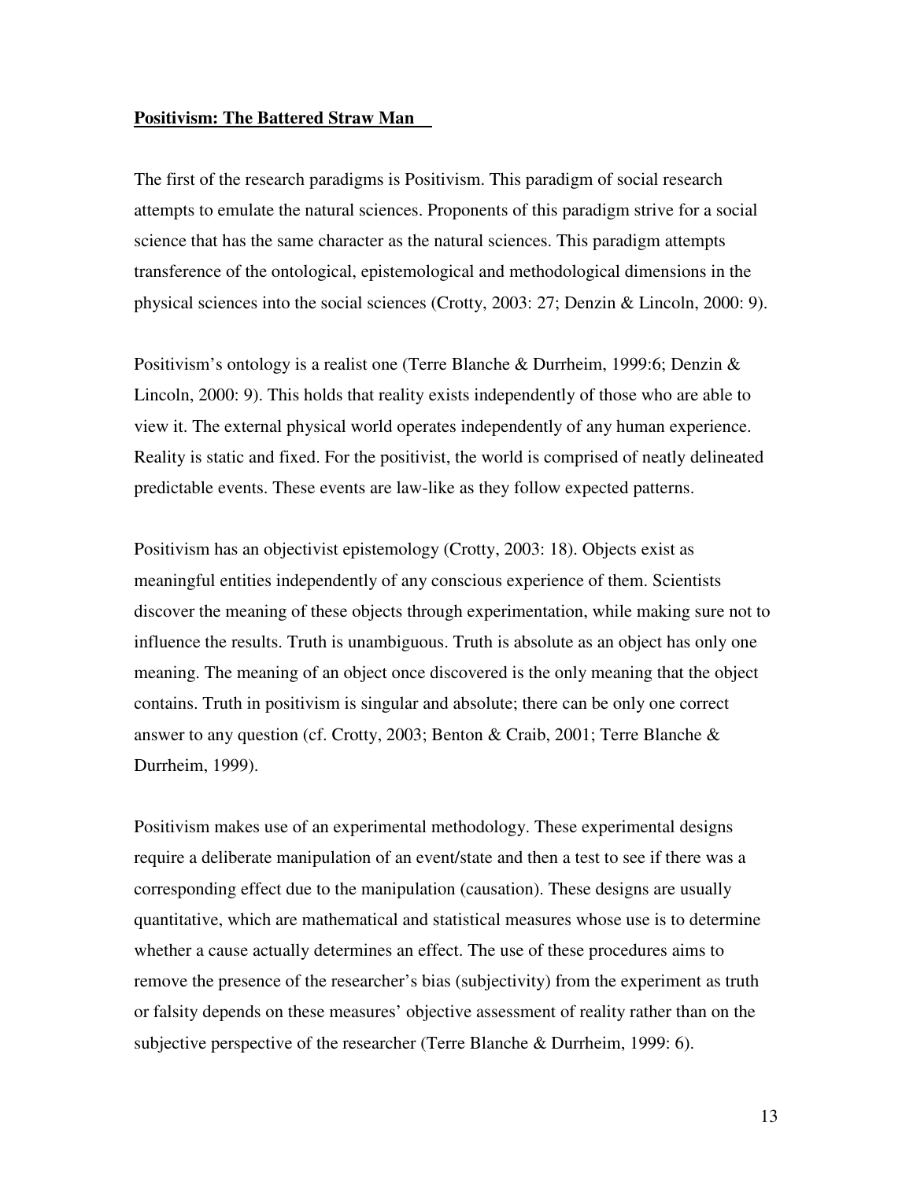## Positivism: The Battered Straw Man

The first of the research paradigms is Positivism. This paradigm of social research attempts to emulate the natural sciences. Proponents of this paradigm strive for a social science that has the same character as the natural sciences. This paradigm attempts transference of the ontological, epistemological and methodological dimensions in the physical sciences into the social sciences (Crotty, 2003: 27; Denzin & Lincoln, 2000: 9).

Positivism's ontology is a realist one (Terre Blanche & Durrheim, 1999:6; Denzin & Lincoln, 2000: 9). This holds that reality exists independently of those who are able to view it. The external physical world operates independently of any human experience. Reality is static and fixed. For the positivist, the world is comprised of neatly delineated predictable events. These events are law-like as they follow expected patterns.

Positivism has an objectivist epistemology (Crotty, 2003: 18). Objects exist as meaningful entities independently of any conscious experience of them. Scientists discover the meaning of these objects through experimentation, while making sure not to influence the results. Truth is unambiguous. Truth is absolute as an object has only one meaning. The meaning of an object once discovered is the only meaning that the object contains. Truth in positivism is singular and absolute; there can be only one correct answer to any question (cf. Crotty, 2003; Benton & Craib, 2001; Terre Blanche & Durrheim, 1999).

Positivism makes use of an experimental methodology. These experimental designs require a deliberate manipulation of an event/state and then a test to see if there was a corresponding effect due to the manipulation (causation). These designs are usually quantitative, which are mathematical and statistical measures whose use is to determine whether a cause actually determines an effect. The use of these procedures aims to remove the presence of the researcher's bias (subjectivity) from the experiment as truth or falsity depends on these measures' objective assessment of reality rather than on the subjective perspective of the researcher (Terre Blanche & Durrheim, 1999: 6).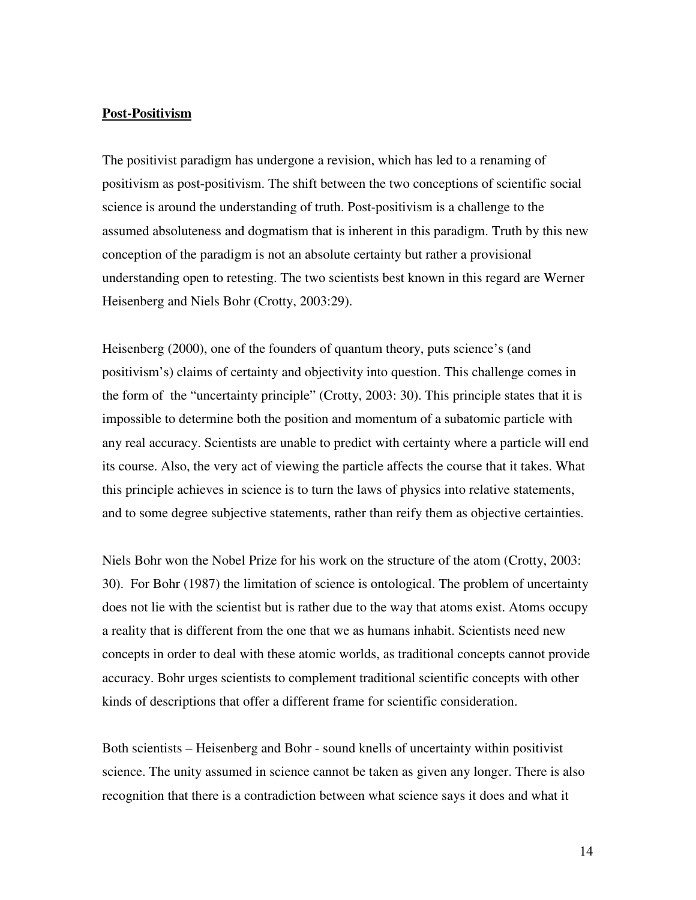## Post-Positivism

The positivist paradigm has undergone a revision, which has led to a renaming of positivism as post-positivism. The shift between the two conceptions of scientific social science is around the understanding of truth. Post-positivism is a challenge to the assumed absoluteness and dogmatism that is inherent in this paradigm. Truth by this new conception of the paradigm is not an absolute certainty but rather a provisional understanding open to retesting. The two scientists best known in this regard are Werner Heisenberg and Niels Bohr (Crotty, 2003:29).

Heisenberg (2000), one of the founders of quantum theory, puts science's (and positivism's) claims of certainty and objectivity into question. This challenge comes in the form of the "uncertainty principle" (Crotty, 2003: 30). This principle states that it is impossible to determine both the position and momentum of a subatomic particle with any real accuracy. Scientists are unable to predict with certainty where a particle will end its course. Also, the very act of viewing the particle affects the course that it takes. What this principle achieves in science is to turn the laws of physics into relative statements, and to some degree subjective statements, rather than reify them as objective certainties.

Niels Bohr won the Nobel Prize for his work on the structure of the atom (Crotty, 2003: 30). For Bohr (1987) the limitation of science is ontological. The problem of uncertainty does not lie with the scientist but is rather due to the way that atoms exist. Atoms occupy a reality that is different from the one that we as humans inhabit. Scientists need new concepts in order to deal with these atomic worlds, as traditional concepts cannot provide accuracy. Bohr urges scientists to complement traditional scientific concepts with other kinds of descriptions that offer a different frame for scientific consideration.

Both scientists – Heisenberg and Bohr - sound knells of uncertainty within positivist science. The unity assumed in science cannot be taken as given any longer. There is also recognition that there is a contradiction between what science says it does and what it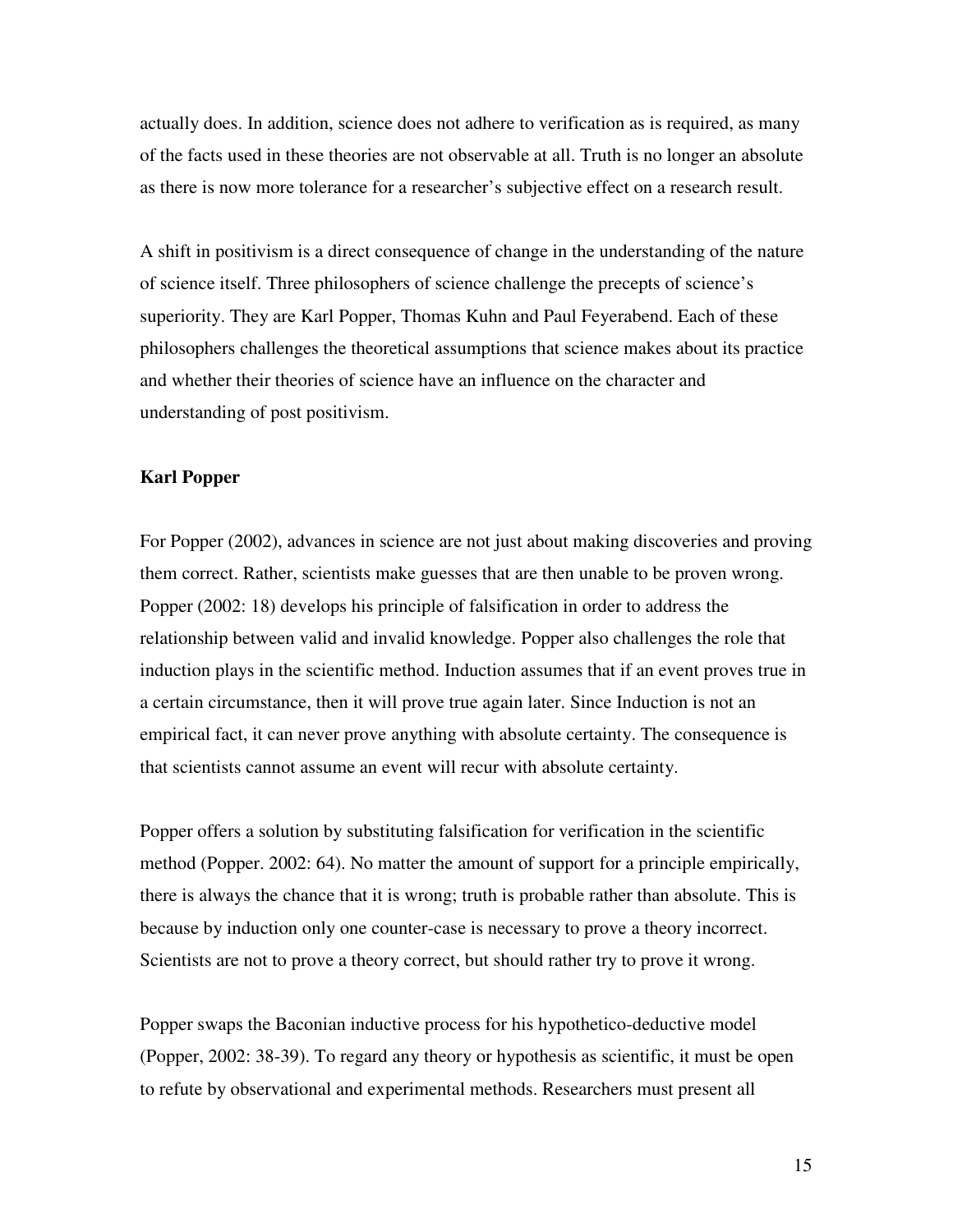actually does. In addition, science does not adhere to verification as is required, as many of the facts used in these theories are not observable at all. Truth is no longer an absolute as there is now more tolerance for a researcher's subjective effect on a research result.

A shift in positivism is a direct consequence of change in the understanding of the nature of science itself. Three philosophers of science challenge the precepts of science's superiority. They are Karl Popper, Thomas Kuhn and Paul Feyerabend. Each of these philosophers challenges the theoretical assumptions that science makes about its practice and whether their theories of science have an influence on the character and understanding of post positivism.

### Karl Popper

For Popper (2002), advances in science are not just about making discoveries and proving them correct. Rather, scientists make guesses that are then unable to be proven wrong. Popper (2002: 18) develops his principle of falsification in order to address the relationship between valid and invalid knowledge. Popper also challenges the role that induction plays in the scientific method. Induction assumes that if an event proves true in a certain circumstance, then it will prove true again later. Since Induction is not an empirical fact, it can never prove anything with absolute certainty. The consequence is that scientists cannot assume an event will recur with absolute certainty.

Popper offers a solution by substituting falsification for verification in the scientific method (Popper. 2002: 64). No matter the amount of support for a principle empirically, there is always the chance that it is wrong; truth is probable rather than absolute. This is because by induction only one counter-case is necessary to prove a theory incorrect. Scientists are not to prove a theory correct, but should rather try to prove it wrong.

Popper swaps the Baconian inductive process for his hypothetico-deductive model (Popper, 2002: 38-39). To regard any theory or hypothesis as scientific, it must be open to refute by observational and experimental methods. Researchers must present all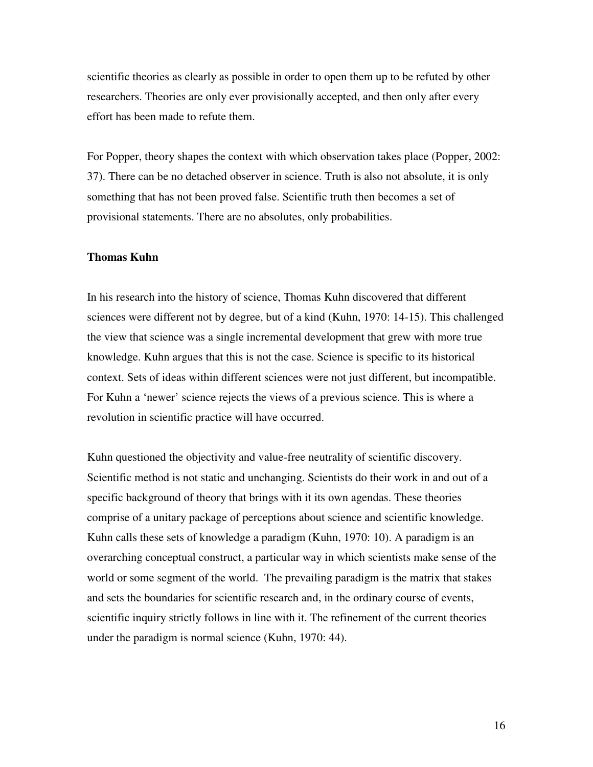scientific theories as clearly as possible in order to open them up to be refuted by other researchers. Theories are only ever provisionally accepted, and then only after every effort has been made to refute them.

For Popper, theory shapes the context with which observation takes place (Popper, 2002: 37). There can be no detached observer in science. Truth is also not absolute, it is only something that has not been proved false. Scientific truth then becomes a set of provisional statements. There are no absolutes, only probabilities.

**Thomas Kuhn**

In his research into the history of science, Thomas Kuhn discovered that different sciences were different not by degree, but of a kind (Kuhn, 1970: 14-15). This challenged the view that science was a single incremental development that grew with more true knowledge. Kuhn argues that this is not the case. Science is specific to its historical context. Sets of ideas within different sciences were not just different, but incompatible. For Kuhn a 'newer' science rejects the views of a previous science. This is where a revolution in scientific practice will have occurred.

Kuhn questioned the objectivity and value-free neutrality of scientific discovery. Scientific method is not static and unchanging. Scientists do their work in and out of a specific background of theory that brings with it its own agendas. These theories comprise of a unitary package of perceptions about science and scientific knowledge. Kuhn calls these sets of knowledge a paradigm (Kuhn, 1970: 10). A paradigm is an overarching conceptual construct, a particular way in which scientists make sense of the world or some segment of the world. The prevailing paradigm is the matrix that stakes and sets the boundaries for scientific research and, in the ordinary course of events, scientific inquiry strictly follows in line with it. The refinement of the current theories under the paradigm is normal science (Kuhn, 1970: 44).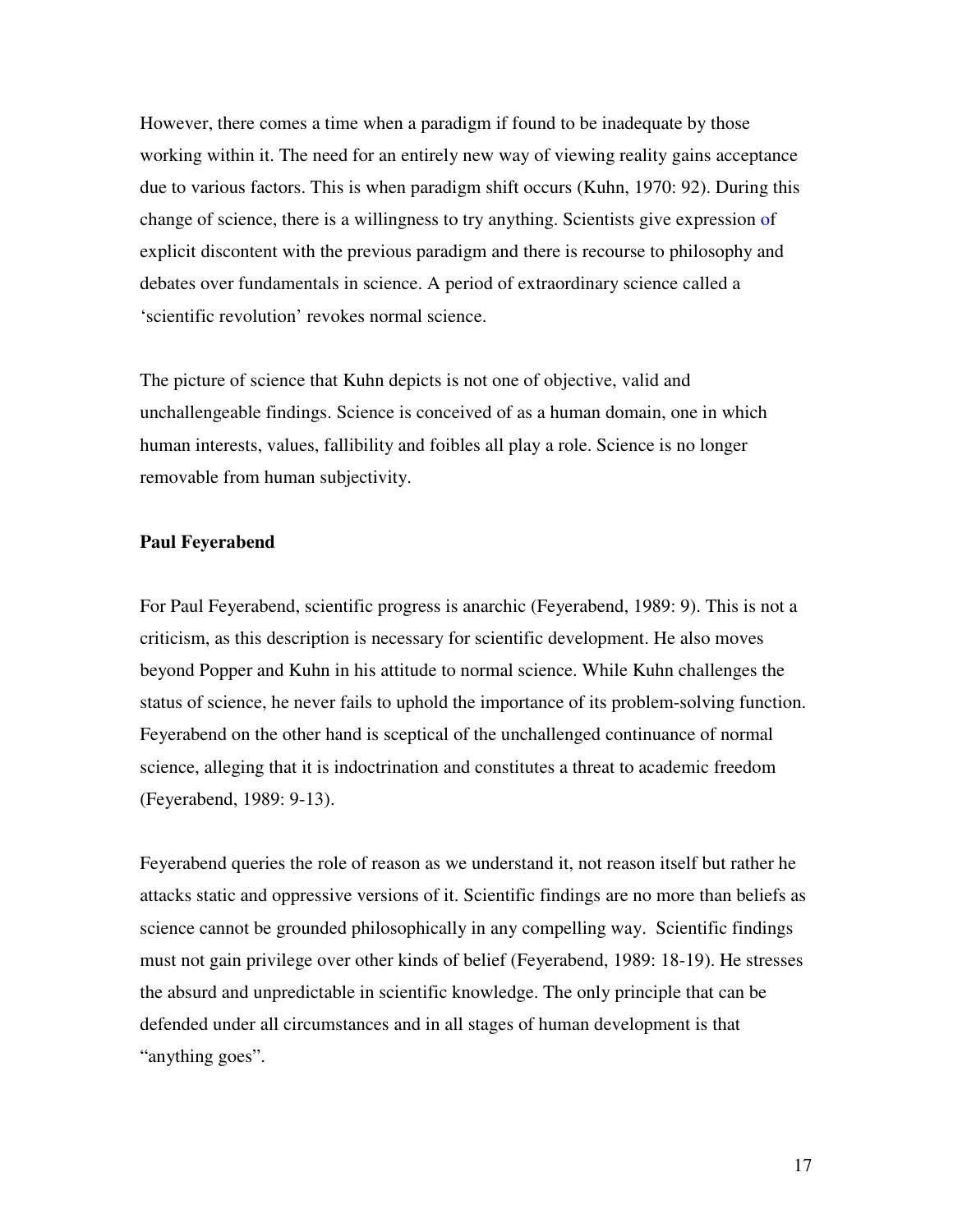However, there comes a time when a paradigm if found to be inadequate by those working within it. The need for an entirely new way of viewing reality gains acceptance due to various factors. This is when paradigm shift occurs (Kuhn, 1970: 92). During this change of science, there is a willingness to try anything. Scientists give expression of explicit discontent with the previous paradigm and there is recourse to philosophy and debates over fundamentals in science. A period of extraordinary science called a 'scientific revolution' revokes normal science.

The picture of science that Kuhn depicts is not one of objective, valid and unchallengeable findings. Science is conceived of as a human domain, one in which human interests, values, fallibility and foibles all play a role. Science is no longer removable from human subjectivity.

**Paul Feyerabend**

For Paul Feyerabend, scientific progress is anarchic (Feyerabend, 1989: 9). This is not a criticism, as this description is necessary for scientific development. He also moves beyond Popper and Kuhn in his attitude to normal science. While Kuhn challenges the status of science, he never fails to uphold the importance of its problem-solving function. Feyerabend on the other hand is sceptical of the unchallenged continuance of normal science, alleging that it is indoctrination and constitutes a threat to academic freedom (Feyerabend, 1989: 9-13).

Feyerabend queries the role of reason as we understand it, not reason itself but rather he attacks static and oppressive versions of it. Scientific findings are no more than beliefs as science cannot be grounded philosophically in any compelling way. Scientific findings must not gain privilege over other kinds of belief (Feyerabend, 1989: 18-19). He stresses the absurd and unpredictable in scientific knowledge. The only principle that can be defended under all circumstances and in all stages of human development is that "anything goes".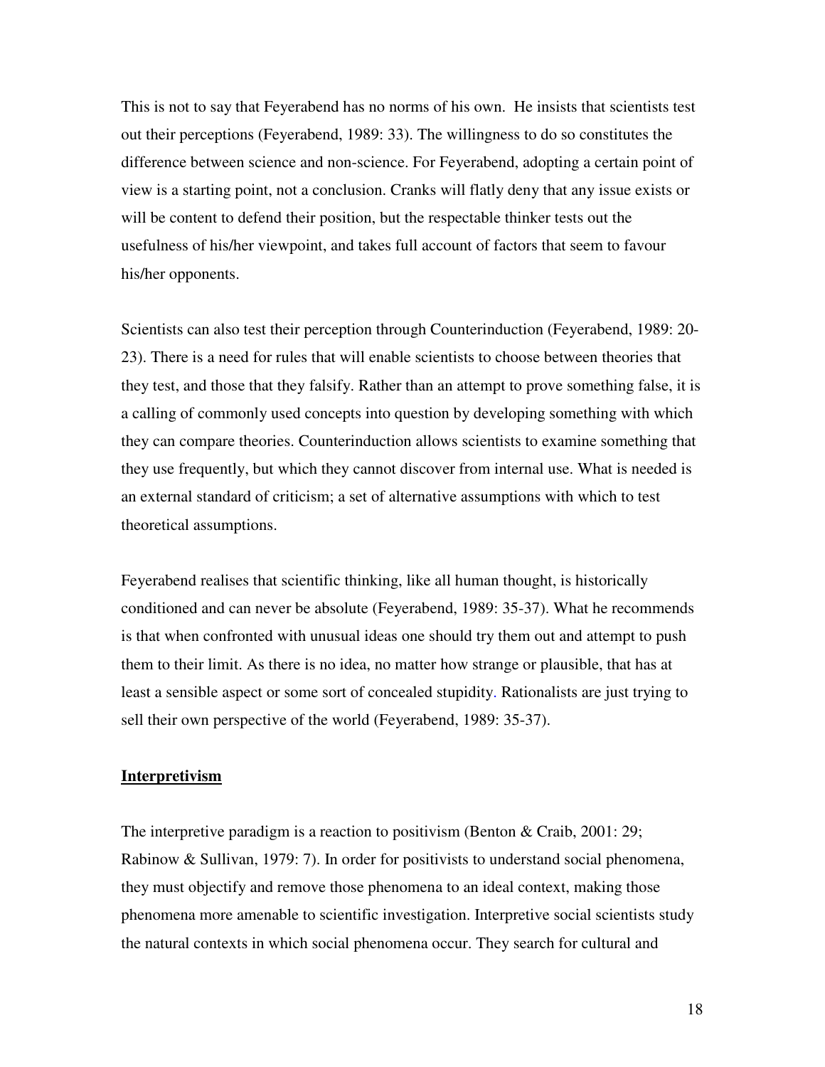This is not to say that Feyerabend has no norms of his own. He insists that scientists test out their perceptions (Feyerabend, 1989: 33). The willingness to do so constitutes the difference between science and non-science. For Feyerabend, adopting a certain point of view is a starting point, not a conclusion. Cranks will flatly deny that any issue exists or will be content to defend their position, but the respectable thinker tests out the usefulness of his/her viewpoint, and takes full account of factors that seem to favour his/her opponents.

Scientists can also test their perception through Counterinduction (Feyerabend, 1989: 20-23). There is a need for rules that will enable scientists to choose between theories that they test, and those that they falsify. Rather than an attempt to prove something false, it is a calling of commonly used concepts into question by developing something with which they can compare theories. Counterinduction allows scientists to examine something that they use frequently, but which they cannot discover from internal use. What is needed is an external standard of criticism; a set of alternative assumptions with which to test theoretical assumptions.

Feyerabend realises that scientific thinking, like all human thought, is historically conditioned and can never be absolute (Feyerabend, 1989: 35-37). What he recommends is that when confronted with unusual ideas one should try them out and attempt to push them to their limit. As there is no idea, no matter how strange or plausible, that has at least a sensible aspect or some sort of concealed stupidity. Rationalists are just trying to sell their own perspective of the world (Feyerabend, 1989: 35-37).

## Interpretivism

The interpretive paradigm is a reaction to positivism (Benton & Craib, 2001: 29; Rabinow & Sullivan, 1979: 7). In order for positivists to understand social phenomena, they must objectify and remove those phenomena to an ideal context, making those phenomena more amenable to scientific investigation. Interpretive social scientists study the natural contexts in which social phenomena occur. They search for cultural and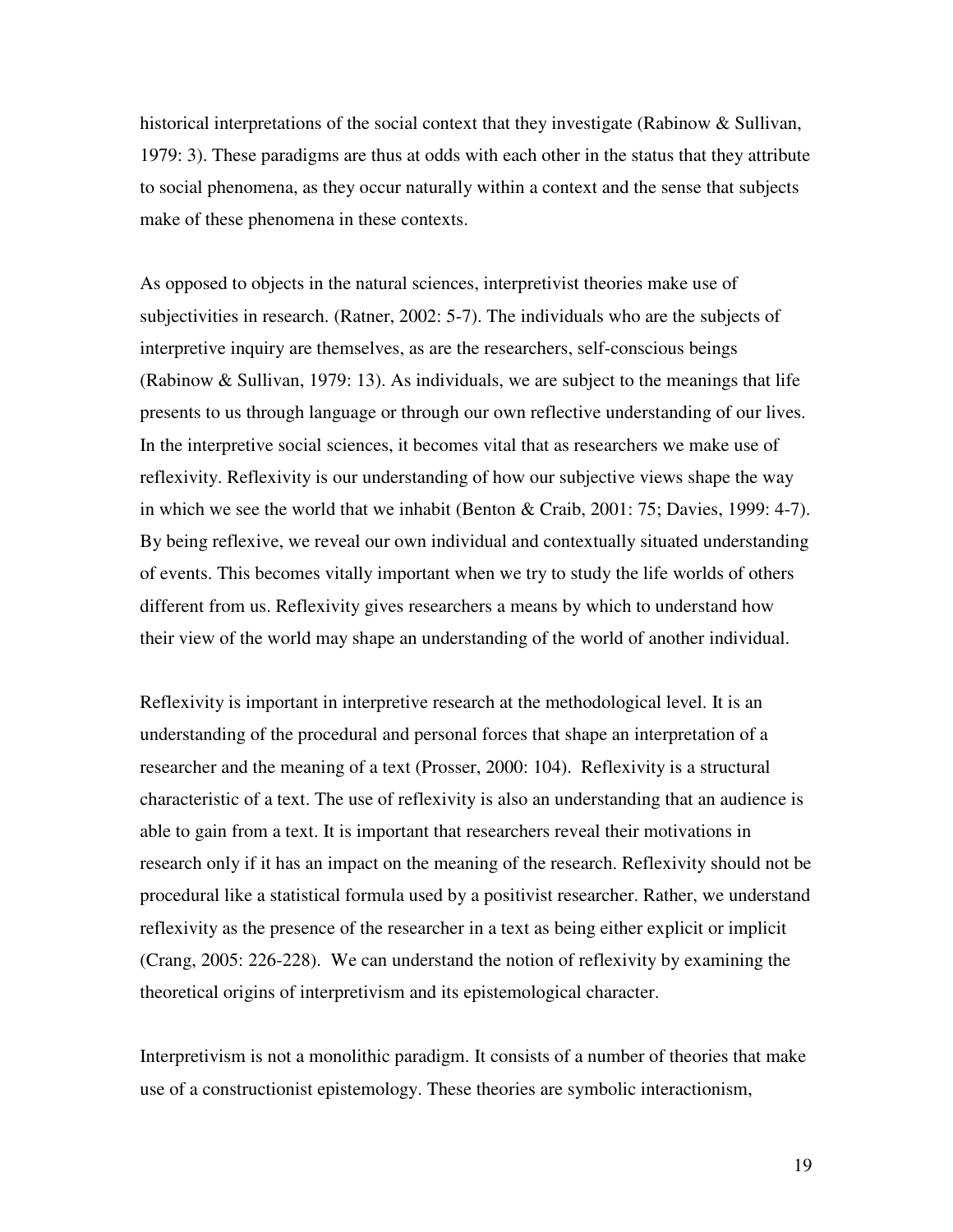historical interpretations of the social context that they investigate (Rabinow & Sullivan, 1979: 3). These paradigms are thus at odds with each other in the status that they attribute to social phenomena, as they occur naturally within a context and the sense that subjects make of these phenomena in these contexts.

As opposed to objects in the natural sciences, interpretivist theories make use of subjectivities in research. (Ratner, 2002: 5-7). The individuals who are the subjects of interpretive inquiry are themselves, as are the researchers, self-conscious beings (Rabinow & Sullivan, 1979: 13). As individuals, we are subject to the meanings that life presents to us through language or through our own reflective understanding of our lives. In the interpretive social sciences, it becomes vital that as researchers we make use of reflexivity. Reflexivity is our understanding of how our subjective views shape the way in which we see the world that we inhabit (Benton & Craib, 2001: 75; Davies, 1999: 4-7). By being reflexive, we reveal our own individual and contextually situated understanding of events. This becomes vitally important when we try to study the life worlds of others different from us. Reflexivity gives researchers a means by which to understand how their view of the world may shape an understanding of the world of another individual.

Reflexivity is important in interpretive research at the methodological level. It is an understanding of the procedural and personal forces that shape an interpretation of a researcher and the meaning of a text (Prosser, 2000: 104). Reflexivity is a structural characteristic of a text. The use of reflexivity is also an understanding that an audience is able to gain from a text. It is important that researchers reveal their motivations in research only if it has an impact on the meaning of the research. Reflexivity should not be procedural like a statistical formula used by a positivist researcher. Rather, we understand reflexivity as the presence of the researcher in a text as being either explicit or implicit (Crang, 2005: 226-228). We can understand the notion of reflexivity by examining the theoretical origins of interpretivism and its epistemological character.

Interpretivism is not a monolithic paradigm. It consists of a number of theories that make use of a constructionist epistemology. These theories are symbolic interactionism,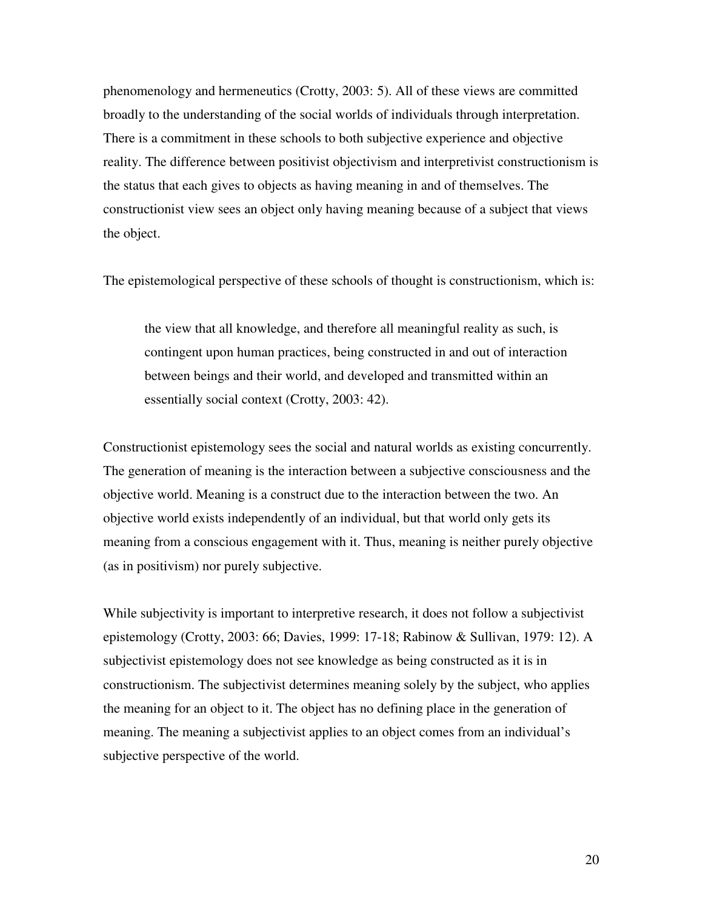phenomenology and hermeneutics (Crotty, 2003: 5). All of these views are committed broadly to the understanding of the social worlds of individuals through interpretation. There is a commitment in these schools to both subjective experience and objective reality. The difference between positivist objectivism and interpretivist constructionism is the status that each gives to objects as having meaning in and of themselves. The constructionist view sees an object only having meaning because of a subject that views the object.

The epistemological perspective of these schools of thought is constructionism, which is:

> the view that all knowledge, and therefore all meaningful reality as such, is contingent upon human practices, being constructed in and out of interaction between beings and their world, and developed and transmitted within an essentially social context (Crotty, 2003: 42).

Constructionist epistemology sees the social and natural worlds as existing concurrently. The generation of meaning is the interaction between a subjective consciousness and the objective world. Meaning is a construct due to the interaction between the two. An objective world exists independently of an individual, but that world only gets its meaning from a conscious engagement with it. Thus, meaning is neither purely objective (as in positivism) nor purely subjective.

While subjectivity is important to interpretive research, it does not follow a subjectivist epistemology (Crotty, 2003: 66; Davies, 1999: 17-18; Rabinow & Sullivan, 1979: 12). A subjectivist epistemology does not see knowledge as being constructed as it is in constructionism. The subjectivist determines meaning solely by the subject, who applies the meaning for an object to it. The object has no defining place in the generation of meaning. The meaning a subjectivist applies to an object comes from an individual's subjective perspective of the world.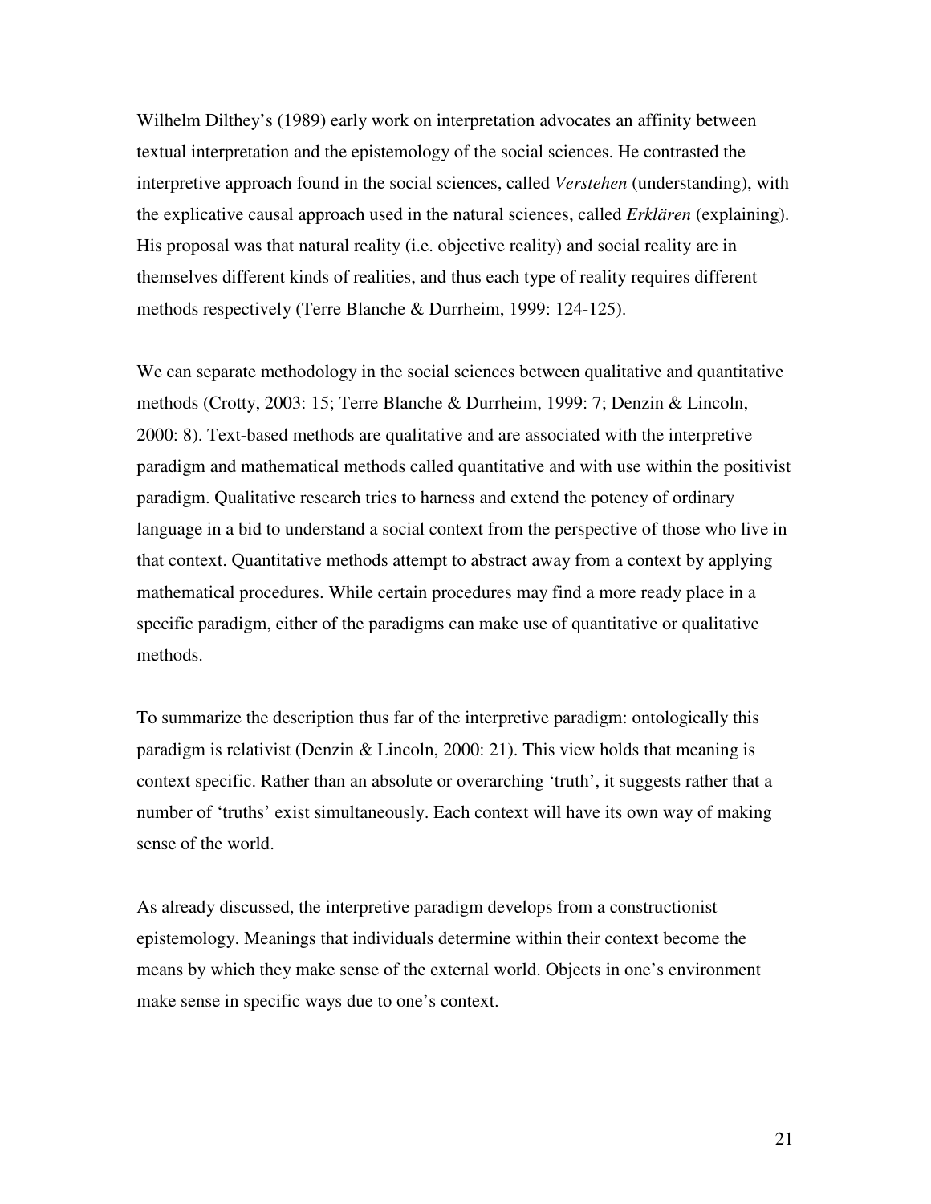Wilhelm Dilthey's (1989) early work on interpretation advocates an affinity between textual interpretation and the epistemology of the social sciences. He contrasted the interpretive approach found in the social sciences, called *Verstehen* (understanding), with the explicative causal approach used in the natural sciences, called *Erklären* (explaining). His proposal was that natural reality (i.e. objective reality) and social reality are in themselves different kinds of realities, and thus each type of reality requires different methods respectively (Terre Blanche & Durrheim, 1999: 124-125).

We can separate methodology in the social sciences between qualitative and quantitative methods (Crotty, 2003: 15; Terre Blanche & Durrheim, 1999: 7; Denzin & Lincoln, 2000: 8). Text-based methods are qualitative and are associated with the interpretive paradigm and mathematical methods called quantitative and with use within the positivist paradigm. Qualitative research tries to harness and extend the potency of ordinary language in a bid to understand a social context from the perspective of those who live in that context. Quantitative methods attempt to abstract away from a context by applying mathematical procedures. While certain procedures may find a more ready place in a specific paradigm, either of the paradigms can make use of quantitative or qualitative methods.

To summarize the description thus far of the interpretive paradigm: ontologically this paradigm is relativist (Denzin & Lincoln, 2000: 21). This view holds that meaning is context specific. Rather than an absolute or overarching 'truth', it suggests rather that a number of 'truths' exist simultaneously. Each context will have its own way of making sense of the world.

As already discussed, the interpretive paradigm develops from a constructionist epistemology. Meanings that individuals determine within their context become the means by which they make sense of the external world. Objects in one's environment make sense in specific ways due to one's context.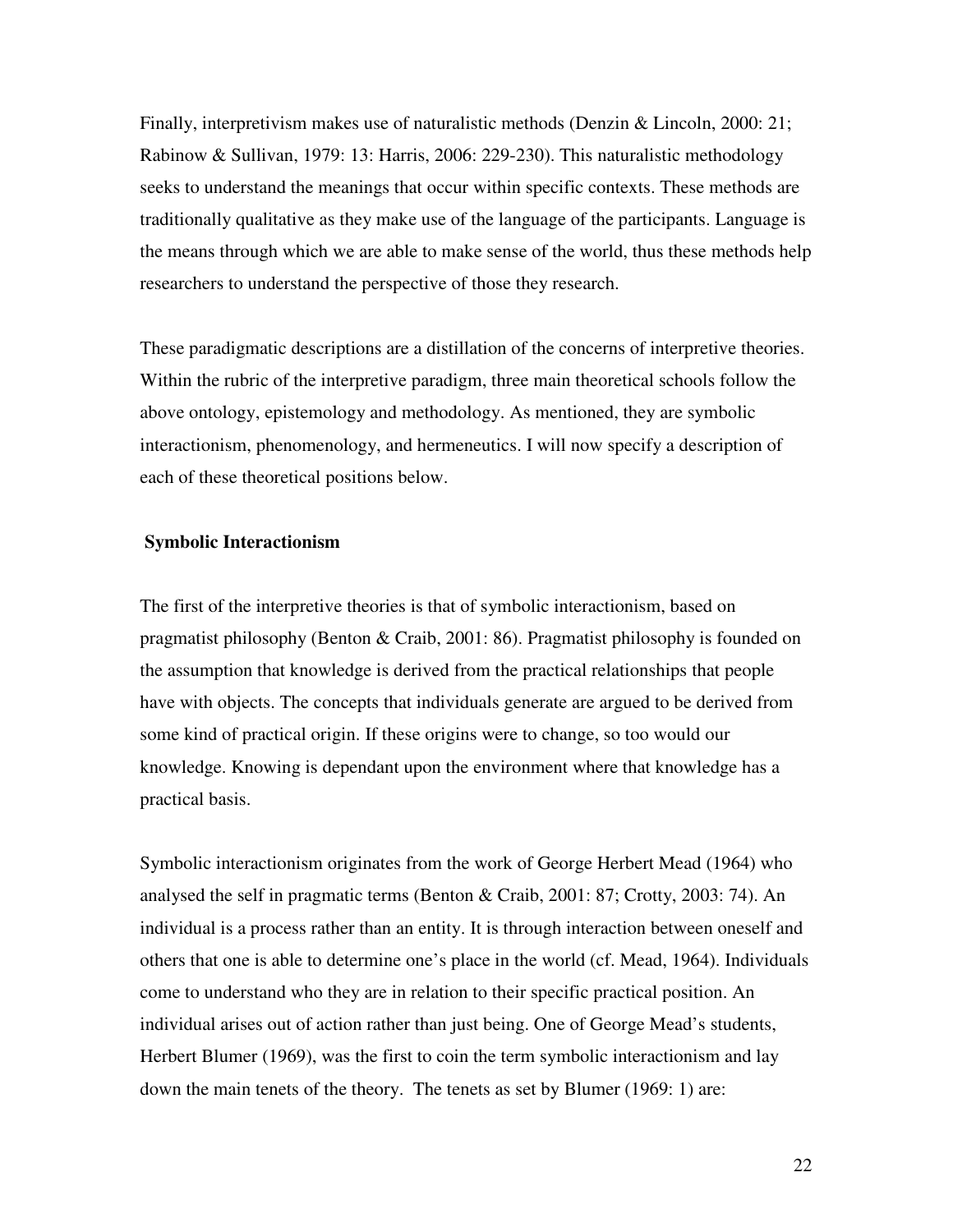Finally, interpretivism makes use of naturalistic methods (Denzin & Lincoln, 2000: 21; Rabinow & Sullivan, 1979: 13: Harris, 2006: 229-230). This naturalistic methodology seeks to understand the meanings that occur within specific contexts. These methods are traditionally qualitative as they make use of the language of the participants. Language is the means through which we are able to make sense of the world, thus these methods help researchers to understand the perspective of those they research.

These paradigmatic descriptions are a distillation of the concerns of interpretive theories. Within the rubric of the interpretive paradigm, three main theoretical schools follow the above ontology, epistemology and methodology. As mentioned, they are symbolic interactionism, phenomenology, and hermeneutics. I will now specify a description of each of these theoretical positions below.

### Symbolic Interactionism

The first of the interpretive theories is that of symbolic interactionism, based on pragmatist philosophy (Benton & Craib, 2001: 86). Pragmatist philosophy is founded on the assumption that knowledge is derived from the practical relationships that people have with objects. The concepts that individuals generate are argued to be derived from some kind of practical origin. If these origins were to change, so too would our knowledge. Knowing is dependant upon the environment where that knowledge has a practical basis.

Symbolic interactionism originates from the work of George Herbert Mead (1964) who analysed the self in pragmatic terms (Benton & Craib, 2001: 87; Crotty, 2003: 74). An individual is a process rather than an entity. It is through interaction between oneself and others that one is able to determine one's place in the world (cf. Mead, 1964). Individuals come to understand who they are in relation to their specific practical position. An individual arises out of action rather than just being. One of George Mead's students, Herbert Blumer (1969), was the first to coin the term symbolic interactionism and lay down the main tenets of the theory. The tenets as set by Blumer (1969: 1) are: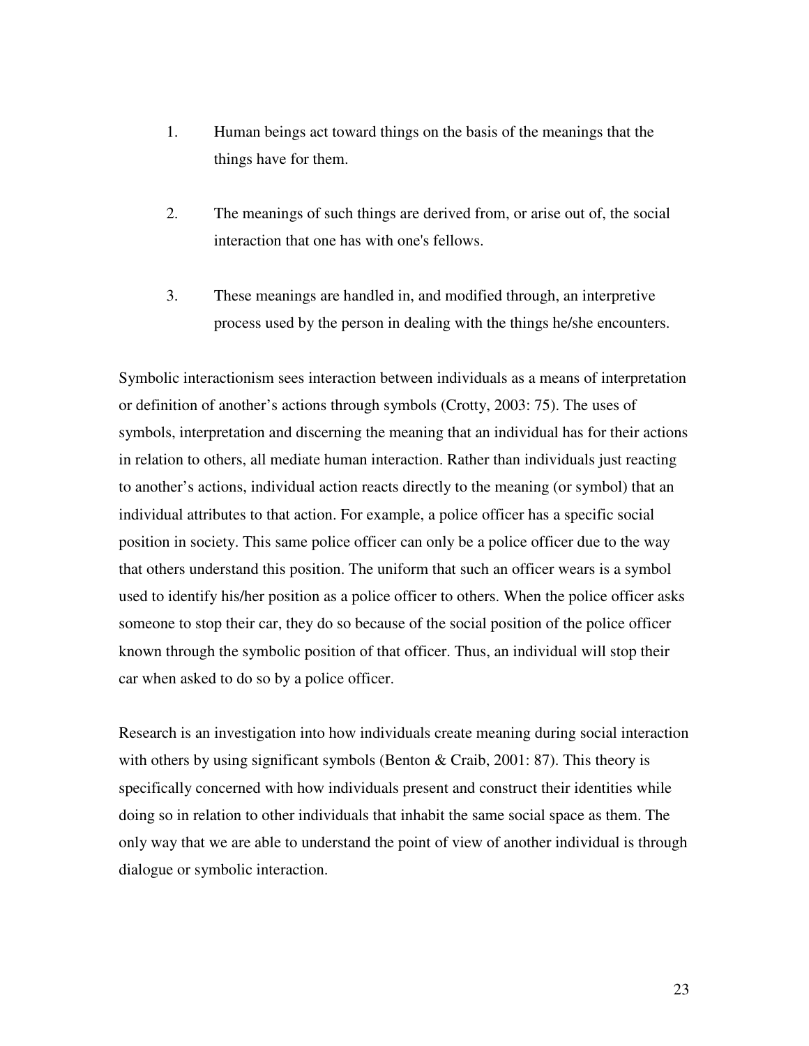1. Human beings act toward things on the basis of the meanings that the things have for them.

2. The meanings of such things are derived from, or arise out of, the social interaction that one has with one's fellows.

3. These meanings are handled in, and modified through, an interpretive process used by the person in dealing with the things he/she encounters.

Symbolic interactionism sees interaction between individuals as a means of interpretation or definition of another's actions through symbols (Crotty, 2003: 75). The uses of symbols, interpretation and discerning the meaning that an individual has for their actions in relation to others, all mediate human interaction. Rather than individuals just reacting to another's actions, individual action reacts directly to the meaning (or symbol) that an individual attributes to that action. For example, a police officer has a specific social position in society. This same police officer can only be a police officer due to the way that others understand this position. The uniform that such an officer wears is a symbol used to identify his/her position as a police officer to others. When the police officer asks someone to stop their car, they do so because of the social position of the police officer known through the symbolic position of that officer. Thus, an individual will stop their car when asked to do so by a police officer.

Research is an investigation into how individuals create meaning during social interaction with others by using significant symbols (Benton & Craib, 2001: 87). This theory is specifically concerned with how individuals present and construct their identities while doing so in relation to other individuals that inhabit the same social space as them. The only way that we are able to understand the point of view of another individual is through dialogue or symbolic interaction.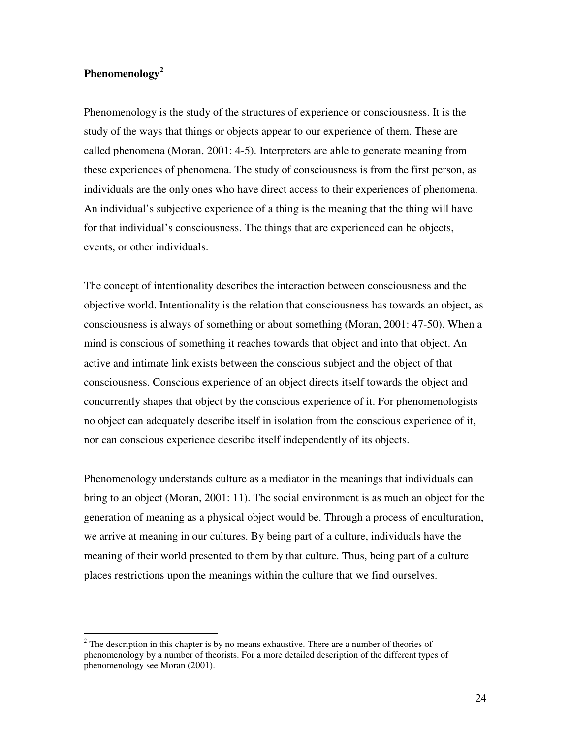## Phenomenology[2]

Phenomenology is the study of the structures of experience or consciousness. It is the study of the ways that things or objects appear to our experience of them. These are called phenomena (Moran, 2001: 4-5). Interpreters are able to generate meaning from these experiences of phenomena. The study of consciousness is from the first person, as individuals are the only ones who have direct access to their experiences of phenomena. An individual's subjective experience of a thing is the meaning that the thing will have for that individual's consciousness. The things that are experienced can be objects, events, or other individuals.

The concept of intentionality describes the interaction between consciousness and the objective world. Intentionality is the relation that consciousness has towards an object, as consciousness is always of something or about something (Moran, 2001: 47-50). When a mind is conscious of something it reaches towards that object and into that object. An active and intimate link exists between the conscious subject and the object of that consciousness. Conscious experience of an object directs itself towards the object and concurrently shapes that object by the conscious experience of it. For phenomenologists no object can adequately describe itself in isolation from the conscious experience of it, nor can conscious experience describe itself independently of its objects.

Phenomenology understands culture as a mediator in the meanings that individuals can bring to an object (Moran, 2001: 11). The social environment is as much an object for the generation of meaning as a physical object would be. Through a process of enculturation, we arrive at meaning in our cultures. By being part of a culture, individuals have the meaning of their world presented to them by that culture. Thus, being part of a culture places restrictions upon the meanings within the culture that we find ourselves.

---

[2] The description in this chapter is by no means exhaustive. There are a number of theories of phenomenology by a number of theorists. For a more detailed description of the different types of phenomenology see Moran (2001).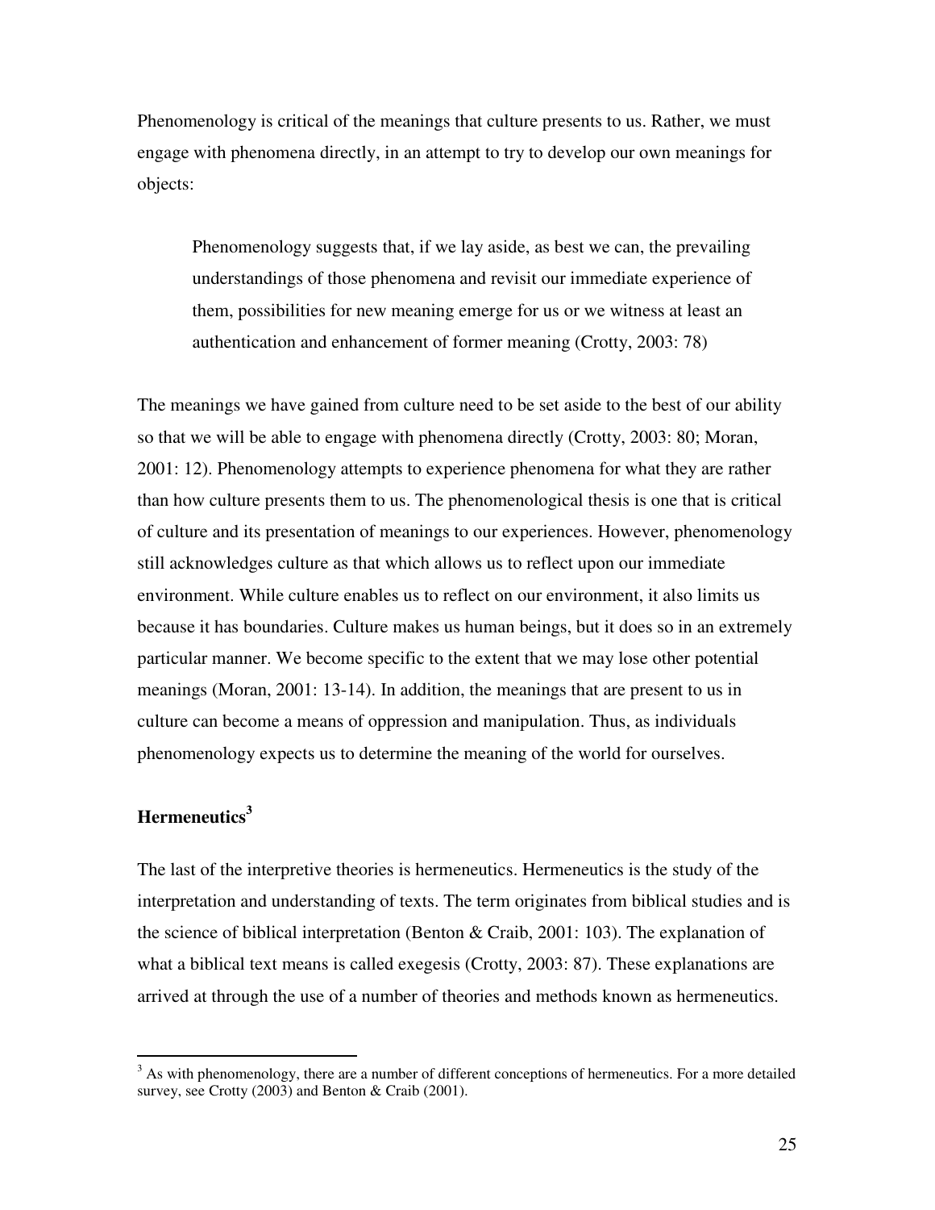Phenomenology is critical of the meanings that culture presents to us. Rather, we must engage with phenomena directly, in an attempt to try to develop our own meanings for objects:

> Phenomenology suggests that, if we lay aside, as best we can, the prevailing understandings of those phenomena and revisit our immediate experience of them, possibilities for new meaning emerge for us or we witness at least an authentication and enhancement of former meaning (Crotty, 2003: 78)

The meanings we have gained from culture need to be set aside to the best of our ability so that we will be able to engage with phenomena directly (Crotty, 2003: 80; Moran, 2001: 12). Phenomenology attempts to experience phenomena for what they are rather than how culture presents them to us. The phenomenological thesis is one that is critical of culture and its presentation of meanings to our experiences. However, phenomenology still acknowledges culture as that which allows us to reflect upon our immediate environment. While culture enables us to reflect on our environment, it also limits us because it has boundaries. Culture makes us human beings, but it does so in an extremely particular manner. We become specific to the extent that we may lose other potential meanings (Moran, 2001: 13-14). In addition, the meanings that are present to us in culture can become a means of oppression and manipulation. Thus, as individuals phenomenology expects us to determine the meaning of the world for ourselves.

## Hermeneutics[3]

The last of the interpretive theories is hermeneutics. Hermeneutics is the study of the interpretation and understanding of texts. The term originates from biblical studies and is the science of biblical interpretation (Benton & Craib, 2001: 103). The explanation of what a biblical text means is called exegesis (Crotty, 2003: 87). These explanations are arrived at through the use of a number of theories and methods known as hermeneutics.

---

[3] As with phenomenology, there are a number of different conceptions of hermeneutics. For a more detailed survey, see Crotty (2003) and Benton & Craib (2001).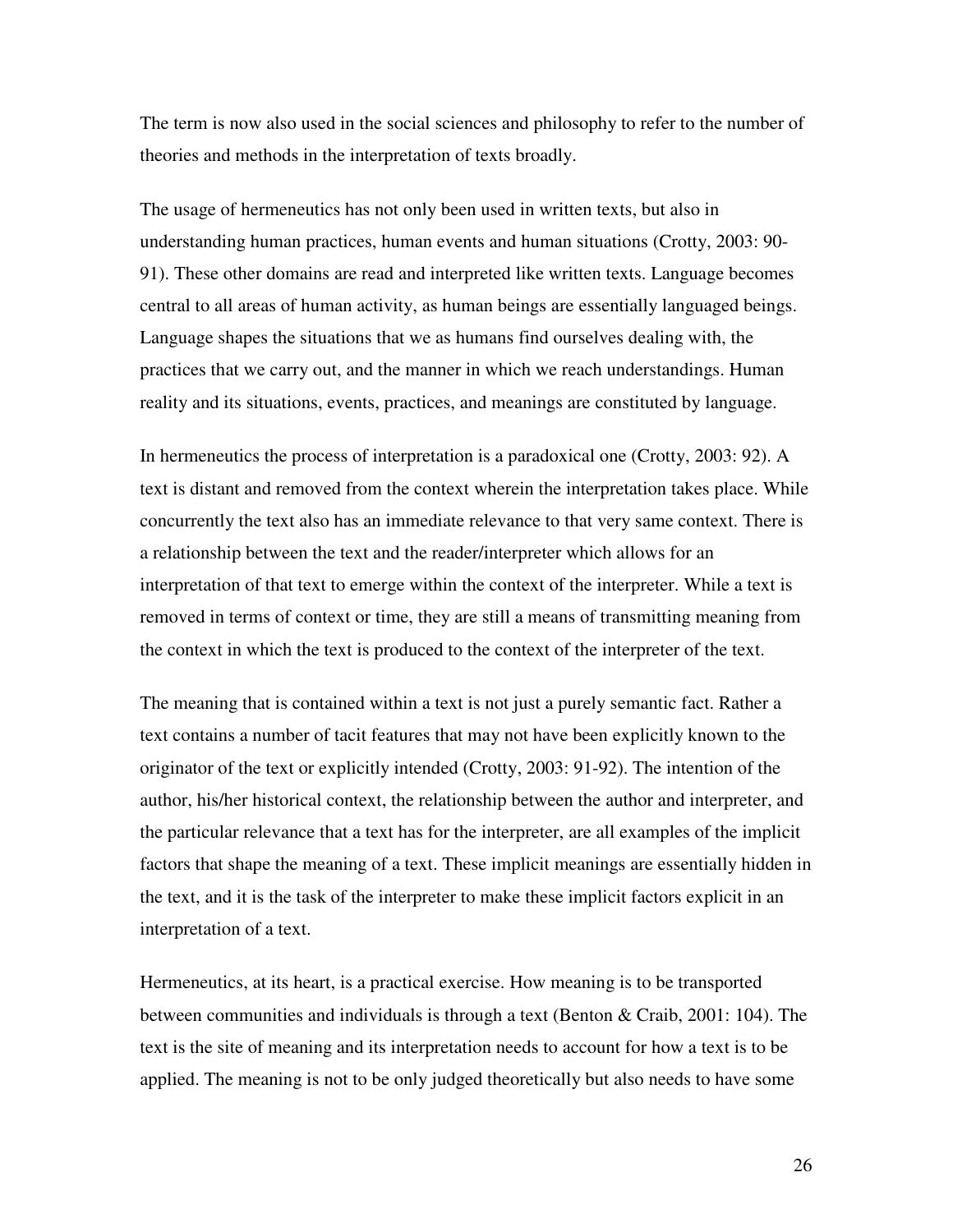The term is now also used in the social sciences and philosophy to refer to the number of theories and methods in the interpretation of texts broadly.

The usage of hermeneutics has not only been used in written texts, but also in understanding human practices, human events and human situations (Crotty, 2003: 90-91). These other domains are read and interpreted like written texts. Language becomes central to all areas of human activity, as human beings are essentially languaged beings. Language shapes the situations that we as humans find ourselves dealing with, the practices that we carry out, and the manner in which we reach understandings. Human reality and its situations, events, practices, and meanings are constituted by language.

In hermeneutics the process of interpretation is a paradoxical one (Crotty, 2003: 92). A text is distant and removed from the context wherein the interpretation takes place. While concurrently the text also has an immediate relevance to that very same context. There is a relationship between the text and the reader/interpreter which allows for an interpretation of that text to emerge within the context of the interpreter. While a text is removed in terms of context or time, they are still a means of transmitting meaning from the context in which the text is produced to the context of the interpreter of the text.

The meaning that is contained within a text is not just a purely semantic fact. Rather a text contains a number of tacit features that may not have been explicitly known to the originator of the text or explicitly intended (Crotty, 2003: 91-92). The intention of the author, his/her historical context, the relationship between the author and interpreter, and the particular relevance that a text has for the interpreter, are all examples of the implicit factors that shape the meaning of a text. These implicit meanings are essentially hidden in the text, and it is the task of the interpreter to make these implicit factors explicit in an interpretation of a text.

Hermeneutics, at its heart, is a practical exercise. How meaning is to be transported between communities and individuals is through a text (Benton & Craib, 2001: 104). The text is the site of meaning and its interpretation needs to account for how a text is to be applied. The meaning is not to be only judged theoretically but also needs to have some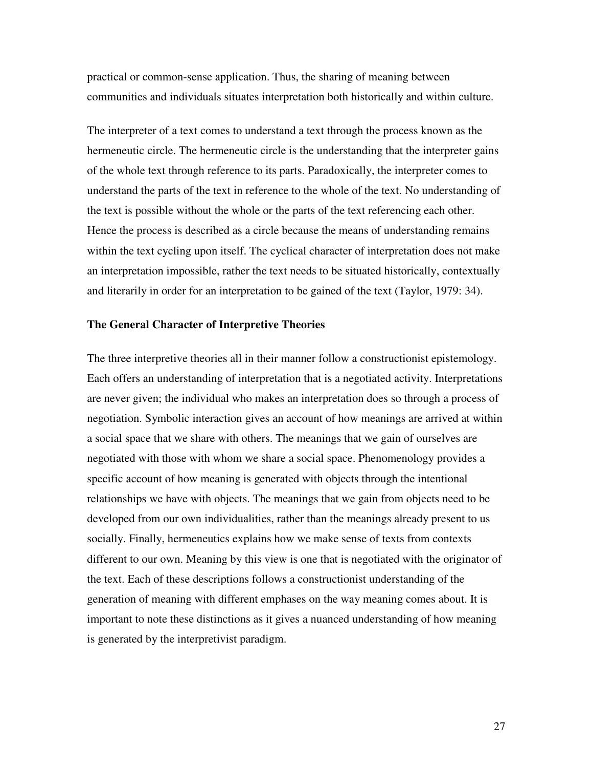practical or common-sense application. Thus, the sharing of meaning between communities and individuals situates interpretation both historically and within culture.

The interpreter of a text comes to understand a text through the process known as the hermeneutic circle. The hermeneutic circle is the understanding that the interpreter gains of the whole text through reference to its parts. Paradoxically, the interpreter comes to understand the parts of the text in reference to the whole of the text. No understanding of the text is possible without the whole or the parts of the text referencing each other. Hence the process is described as a circle because the means of understanding remains within the text cycling upon itself. The cyclical character of interpretation does not make an interpretation impossible, rather the text needs to be situated historically, contextually and literarily in order for an interpretation to be gained of the text (Taylor, 1979: 34).

### The General Character of Interpretive Theories

The three interpretive theories all in their manner follow a constructionist epistemology. Each offers an understanding of interpretation that is a negotiated activity. Interpretations are never given; the individual who makes an interpretation does so through a process of negotiation. Symbolic interaction gives an account of how meanings are arrived at within a social space that we share with others. The meanings that we gain of ourselves are negotiated with those with whom we share a social space. Phenomenology provides a specific account of how meaning is generated with objects through the intentional relationships we have with objects. The meanings that we gain from objects need to be developed from our own individualities, rather than the meanings already present to us socially. Finally, hermeneutics explains how we make sense of texts from contexts different to our own. Meaning by this view is one that is negotiated with the originator of the text. Each of these descriptions follows a constructionist understanding of the generation of meaning with different emphases on the way meaning comes about. It is important to note these distinctions as it gives a nuanced understanding of how meaning is generated by the interpretivist paradigm.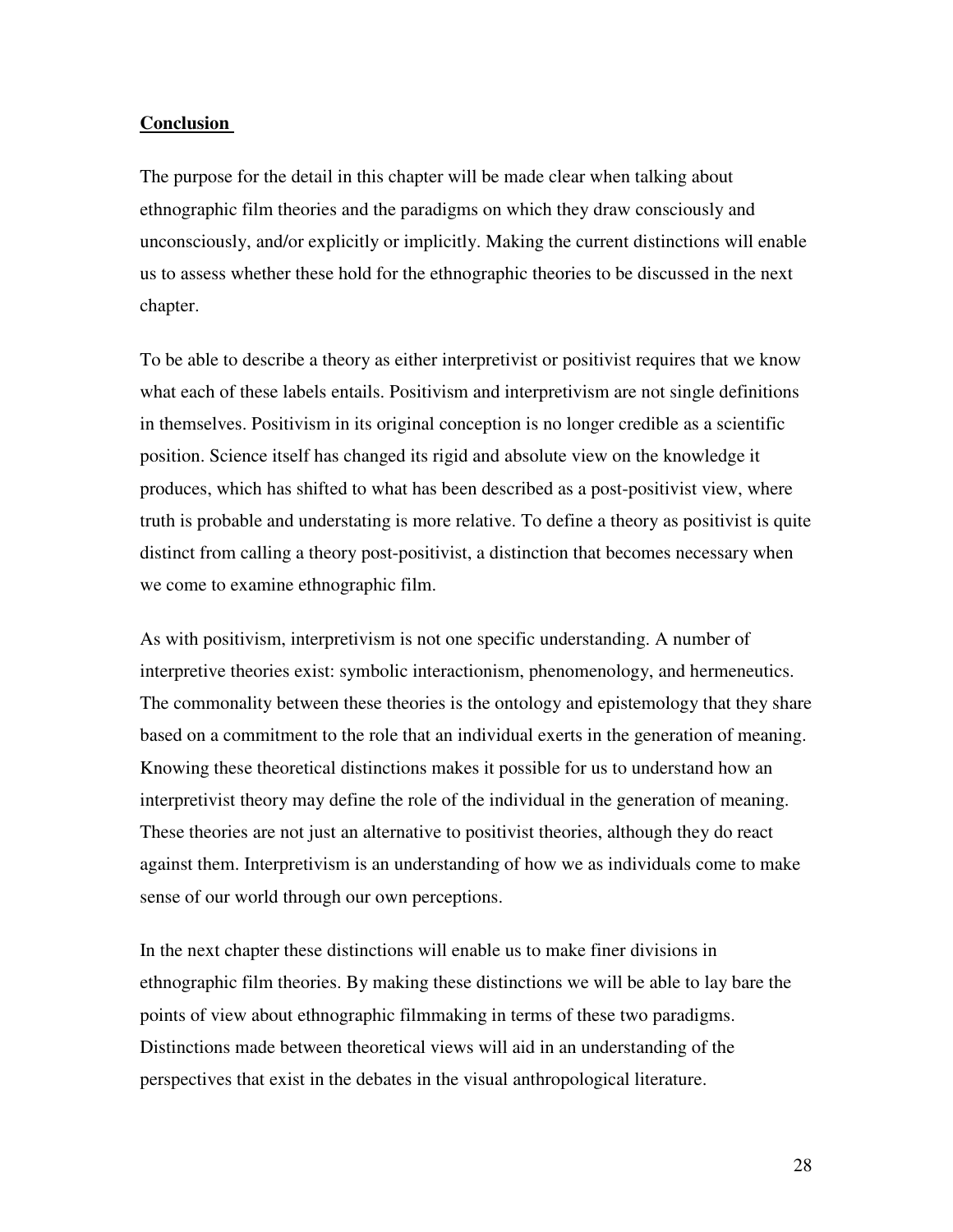**Conclusion**

The purpose for the detail in this chapter will be made clear when talking about ethnographic film theories and the paradigms on which they draw consciously and unconsciously, and/or explicitly or implicitly. Making the current distinctions will enable us to assess whether these hold for the ethnographic theories to be discussed in the next chapter.

To be able to describe a theory as either interpretivist or positivist requires that we know what each of these labels entails. Positivism and interpretivism are not single definitions in themselves. Positivism in its original conception is no longer credible as a scientific position. Science itself has changed its rigid and absolute view on the knowledge it produces, which has shifted to what has been described as a post-positivist view, where truth is probable and understating is more relative. To define a theory as positivist is quite distinct from calling a theory post-positivist, a distinction that becomes necessary when we come to examine ethnographic film.

As with positivism, interpretivism is not one specific understanding. A number of interpretive theories exist: symbolic interactionism, phenomenology, and hermeneutics. The commonality between these theories is the ontology and epistemology that they share based on a commitment to the role that an individual exerts in the generation of meaning. Knowing these theoretical distinctions makes it possible for us to understand how an interpretivist theory may define the role of the individual in the generation of meaning. These theories are not just an alternative to positivist theories, although they do react against them. Interpretivism is an understanding of how we as individuals come to make sense of our world through our own perceptions.

In the next chapter these distinctions will enable us to make finer divisions in ethnographic film theories. By making these distinctions we will be able to lay bare the points of view about ethnographic filmmaking in terms of these two paradigms. Distinctions made between theoretical views will aid in an understanding of the perspectives that exist in the debates in the visual anthropological literature.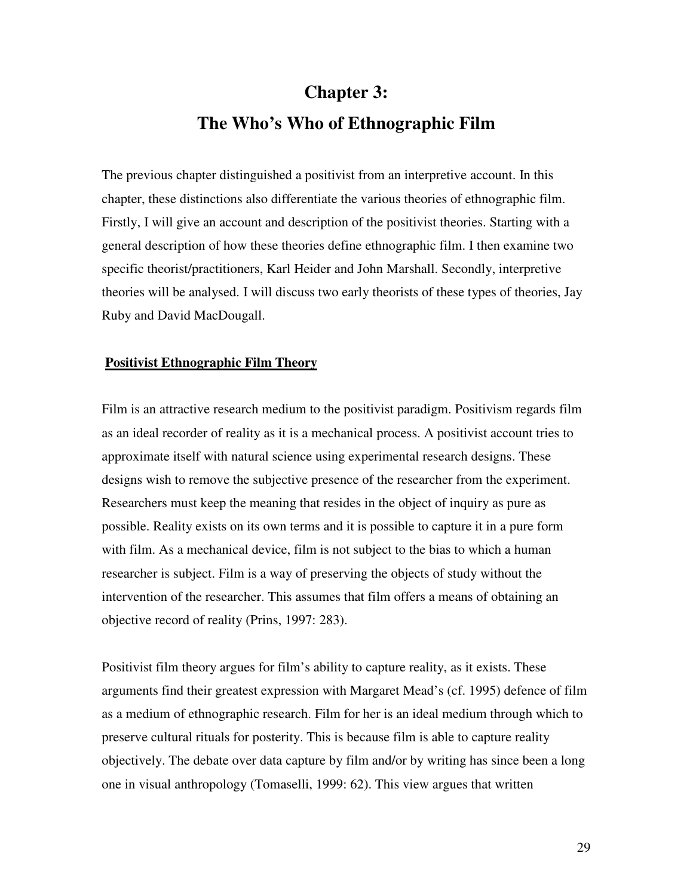# Chapter 3:
# The Who's Who of Ethnographic Film

The previous chapter distinguished a positivist from an interpretive account. In this chapter, these distinctions also differentiate the various theories of ethnographic film. Firstly, I will give an account and description of the positivist theories. Starting with a general description of how these theories define ethnographic film. I then examine two specific theorist/practitioners, Karl Heider and John Marshall. Secondly, interpretive theories will be analysed. I will discuss two early theorists of these types of theories, Jay Ruby and David MacDougall.

## Positivist Ethnographic Film Theory

Film is an attractive research medium to the positivist paradigm. Positivism regards film as an ideal recorder of reality as it is a mechanical process. A positivist account tries to approximate itself with natural science using experimental research designs. These designs wish to remove the subjective presence of the researcher from the experiment. Researchers must keep the meaning that resides in the object of inquiry as pure as possible. Reality exists on its own terms and it is possible to capture it in a pure form with film. As a mechanical device, film is not subject to the bias to which a human researcher is subject. Film is a way of preserving the objects of study without the intervention of the researcher. This assumes that film offers a means of obtaining an objective record of reality (Prins, 1997: 283).

Positivist film theory argues for film's ability to capture reality, as it exists. These arguments find their greatest expression with Margaret Mead's (cf. 1995) defence of film as a medium of ethnographic research. Film for her is an ideal medium through which to preserve cultural rituals for posterity. This is because film is able to capture reality objectively. The debate over data capture by film and/or by writing has since been a long one in visual anthropology (Tomaselli, 1999: 62). This view argues that written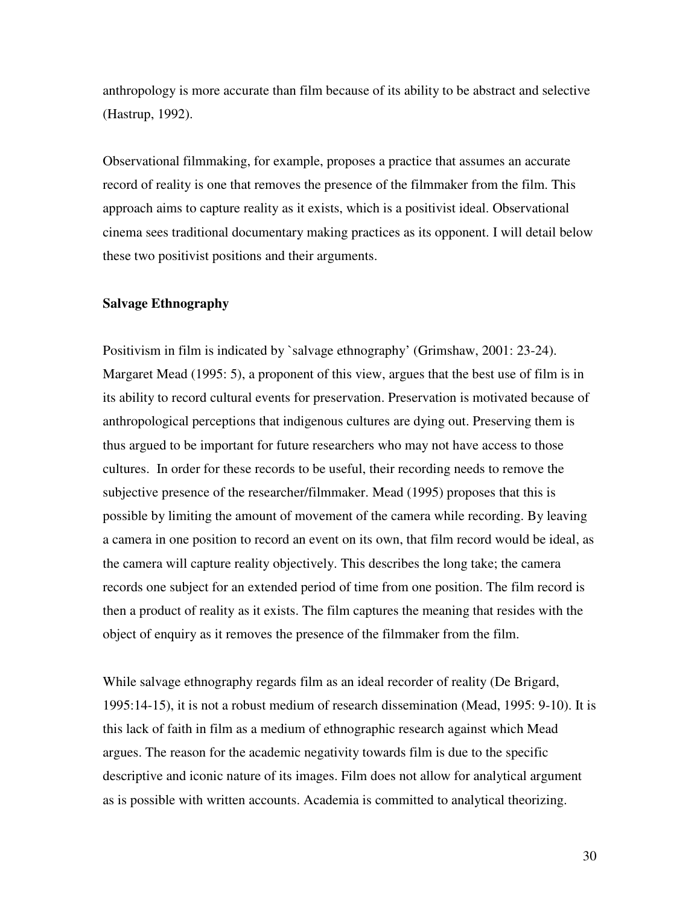anthropology is more accurate than film because of its ability to be abstract and selective (Hastrup, 1992).

Observational filmmaking, for example, proposes a practice that assumes an accurate record of reality is one that removes the presence of the filmmaker from the film. This approach aims to capture reality as it exists, which is a positivist ideal. Observational cinema sees traditional documentary making practices as its opponent. I will detail below these two positivist positions and their arguments.

### Salvage Ethnography

Positivism in film is indicated by `salvage ethnography' (Grimshaw, 2001: 23-24). Margaret Mead (1995: 5), a proponent of this view, argues that the best use of film is in its ability to record cultural events for preservation. Preservation is motivated because of anthropological perceptions that indigenous cultures are dying out. Preserving them is thus argued to be important for future researchers who may not have access to those cultures. In order for these records to be useful, their recording needs to remove the subjective presence of the researcher/filmmaker. Mead (1995) proposes that this is possible by limiting the amount of movement of the camera while recording. By leaving a camera in one position to record an event on its own, that film record would be ideal, as the camera will capture reality objectively. This describes the long take; the camera records one subject for an extended period of time from one position. The film record is then a product of reality as it exists. The film captures the meaning that resides with the object of enquiry as it removes the presence of the filmmaker from the film.

While salvage ethnography regards film as an ideal recorder of reality (De Brigard, 1995:14-15), it is not a robust medium of research dissemination (Mead, 1995: 9-10). It is this lack of faith in film as a medium of ethnographic research against which Mead argues. The reason for the academic negativity towards film is due to the specific descriptive and iconic nature of its images. Film does not allow for analytical argument as is possible with written accounts. Academia is committed to analytical theorizing.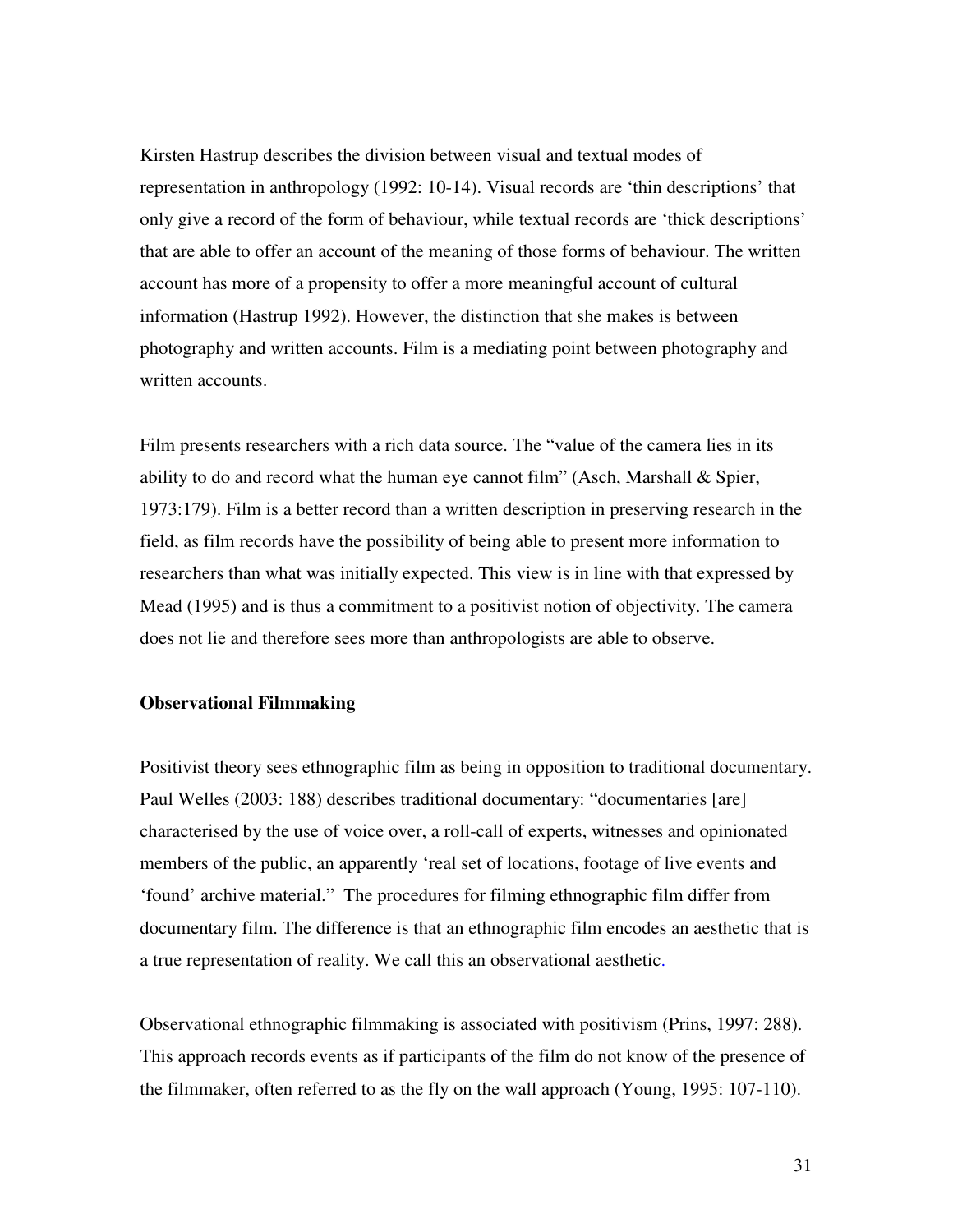Kirsten Hastrup describes the division between visual and textual modes of representation in anthropology (1992: 10-14). Visual records are 'thin descriptions' that only give a record of the form of behaviour, while textual records are 'thick descriptions' that are able to offer an account of the meaning of those forms of behaviour. The written account has more of a propensity to offer a more meaningful account of cultural information (Hastrup 1992). However, the distinction that she makes is between photography and written accounts. Film is a mediating point between photography and written accounts.

Film presents researchers with a rich data source. The "value of the camera lies in its ability to do and record what the human eye cannot film" (Asch, Marshall & Spier, 1973:179). Film is a better record than a written description in preserving research in the field, as film records have the possibility of being able to present more information to researchers than what was initially expected. This view is in line with that expressed by Mead (1995) and is thus a commitment to a positivist notion of objectivity. The camera does not lie and therefore sees more than anthropologists are able to observe.

**Observational Filmmaking**

Positivist theory sees ethnographic film as being in opposition to traditional documentary. Paul Welles (2003: 188) describes traditional documentary: "documentaries [are] characterised by the use of voice over, a roll-call of experts, witnesses and opinionated members of the public, an apparently 'real set of locations, footage of live events and 'found' archive material." The procedures for filming ethnographic film differ from documentary film. The difference is that an ethnographic film encodes an aesthetic that is a true representation of reality. We call this an observational aesthetic.

Observational ethnographic filmmaking is associated with positivism (Prins, 1997: 288). This approach records events as if participants of the film do not know of the presence of the filmmaker, often referred to as the fly on the wall approach (Young, 1995: 107-110).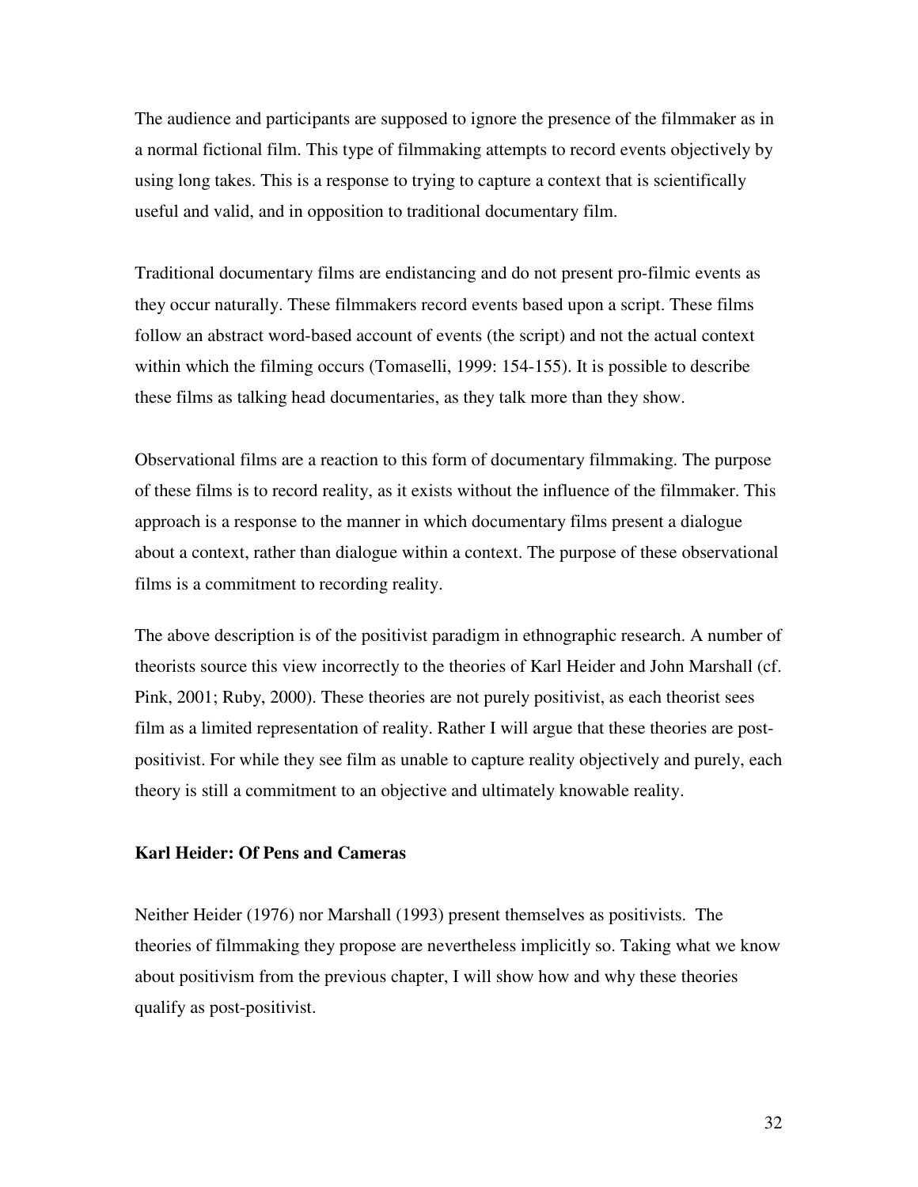The audience and participants are supposed to ignore the presence of the filmmaker as in a normal fictional film. This type of filmmaking attempts to record events objectively by using long takes. This is a response to trying to capture a context that is scientifically useful and valid, and in opposition to traditional documentary film.

Traditional documentary films are endistancing and do not present pro-filmic events as they occur naturally. These filmmakers record events based upon a script. These films follow an abstract word-based account of events (the script) and not the actual context within which the filming occurs (Tomaselli, 1999: 154-155). It is possible to describe these films as talking head documentaries, as they talk more than they show.

Observational films are a reaction to this form of documentary filmmaking. The purpose of these films is to record reality, as it exists without the influence of the filmmaker. This approach is a response to the manner in which documentary films present a dialogue about a context, rather than dialogue within a context. The purpose of these observational films is a commitment to recording reality.

The above description is of the positivist paradigm in ethnographic research. A number of theorists source this view incorrectly to the theories of Karl Heider and John Marshall (cf. Pink, 2001; Ruby, 2000). These theories are not purely positivist, as each theorist sees film as a limited representation of reality. Rather I will argue that these theories are post-positivist. For while they see film as unable to capture reality objectively and purely, each theory is still a commitment to an objective and ultimately knowable reality.

### Karl Heider: Of Pens and Cameras

Neither Heider (1976) nor Marshall (1993) present themselves as positivists. The theories of filmmaking they propose are nevertheless implicitly so. Taking what we know about positivism from the previous chapter, I will show how and why these theories qualify as post-positivist.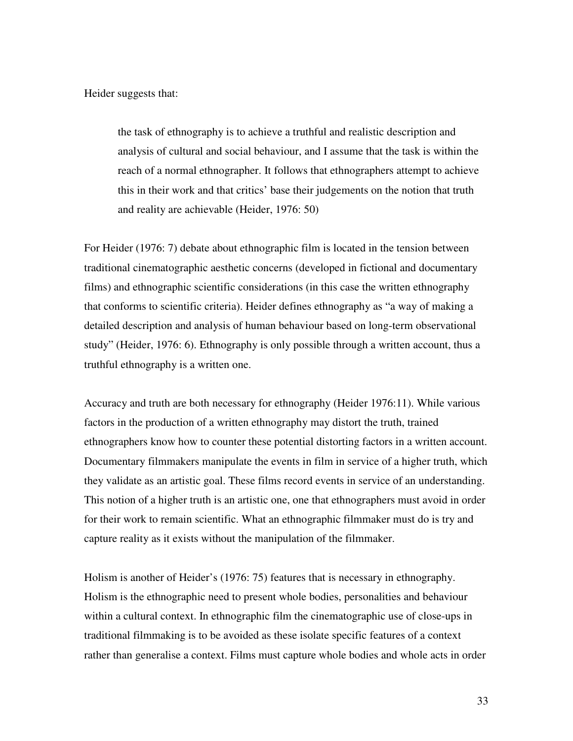Heider suggests that:

> the task of ethnography is to achieve a truthful and realistic description and analysis of cultural and social behaviour, and I assume that the task is within the reach of a normal ethnographer. It follows that ethnographers attempt to achieve this in their work and that critics' base their judgements on the notion that truth and reality are achievable (Heider, 1976: 50)

For Heider (1976: 7) debate about ethnographic film is located in the tension between traditional cinematographic aesthetic concerns (developed in fictional and documentary films) and ethnographic scientific considerations (in this case the written ethnography that conforms to scientific criteria). Heider defines ethnography as "a way of making a detailed description and analysis of human behaviour based on long-term observational study" (Heider, 1976: 6). Ethnography is only possible through a written account, thus a truthful ethnography is a written one.

Accuracy and truth are both necessary for ethnography (Heider 1976:11). While various factors in the production of a written ethnography may distort the truth, trained ethnographers know how to counter these potential distorting factors in a written account. Documentary filmmakers manipulate the events in film in service of a higher truth, which they validate as an artistic goal. These films record events in service of an understanding. This notion of a higher truth is an artistic one, one that ethnographers must avoid in order for their work to remain scientific. What an ethnographic filmmaker must do is try and capture reality as it exists without the manipulation of the filmmaker.

Holism is another of Heider's (1976: 75) features that is necessary in ethnography. Holism is the ethnographic need to present whole bodies, personalities and behaviour within a cultural context. In ethnographic film the cinematographic use of close-ups in traditional filmmaking is to be avoided as these isolate specific features of a context rather than generalise a context. Films must capture whole bodies and whole acts in order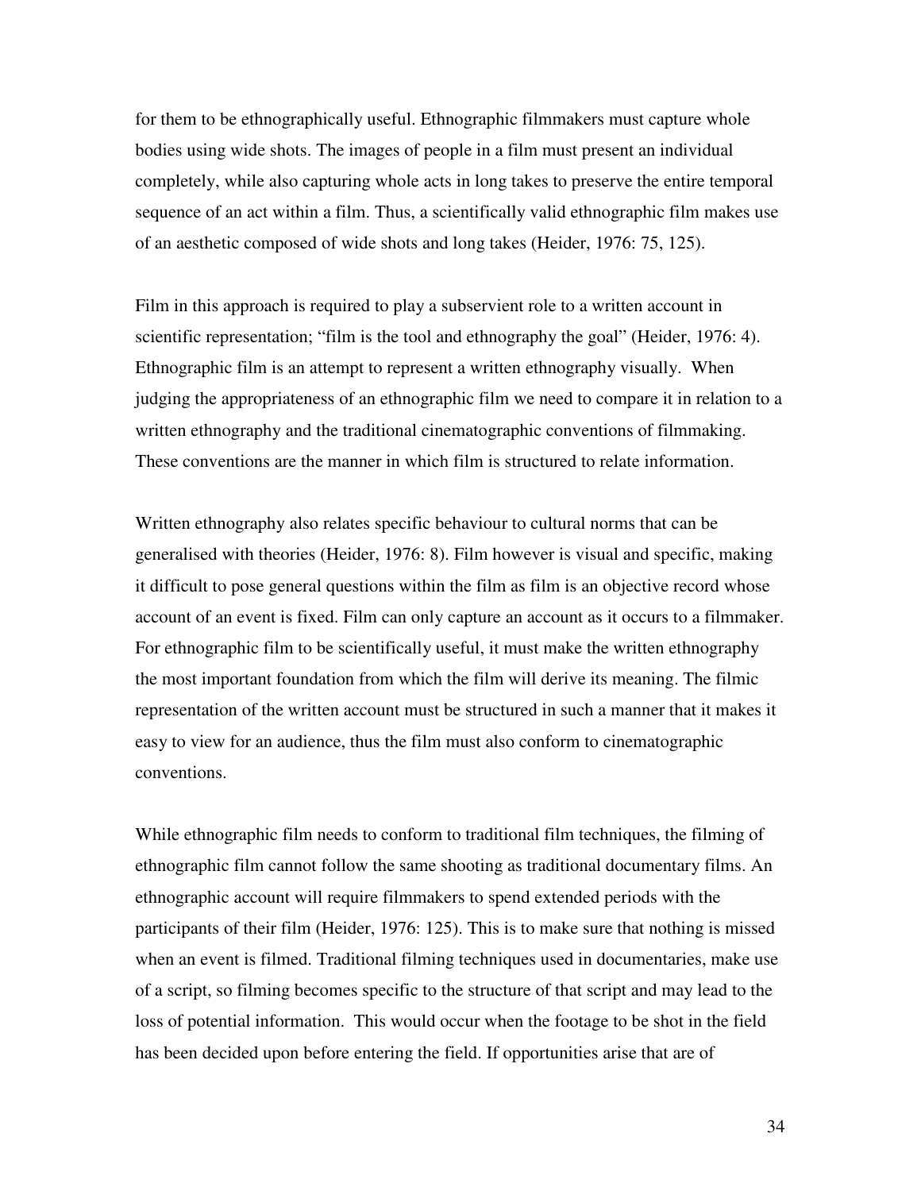for them to be ethnographically useful. Ethnographic filmmakers must capture whole bodies using wide shots. The images of people in a film must present an individual completely, while also capturing whole acts in long takes to preserve the entire temporal sequence of an act within a film. Thus, a scientifically valid ethnographic film makes use of an aesthetic composed of wide shots and long takes (Heider, 1976: 75, 125).

Film in this approach is required to play a subservient role to a written account in scientific representation; "film is the tool and ethnography the goal" (Heider, 1976: 4). Ethnographic film is an attempt to represent a written ethnography visually. When judging the appropriateness of an ethnographic film we need to compare it in relation to a written ethnography and the traditional cinematographic conventions of filmmaking. These conventions are the manner in which film is structured to relate information.

Written ethnography also relates specific behaviour to cultural norms that can be generalised with theories (Heider, 1976: 8). Film however is visual and specific, making it difficult to pose general questions within the film as film is an objective record whose account of an event is fixed. Film can only capture an account as it occurs to a filmmaker. For ethnographic film to be scientifically useful, it must make the written ethnography the most important foundation from which the film will derive its meaning. The filmic representation of the written account must be structured in such a manner that it makes it easy to view for an audience, thus the film must also conform to cinematographic conventions.

While ethnographic film needs to conform to traditional film techniques, the filming of ethnographic film cannot follow the same shooting as traditional documentary films. An ethnographic account will require filmmakers to spend extended periods with the participants of their film (Heider, 1976: 125). This is to make sure that nothing is missed when an event is filmed. Traditional filming techniques used in documentaries, make use of a script, so filming becomes specific to the structure of that script and may lead to the loss of potential information. This would occur when the footage to be shot in the field has been decided upon before entering the field. If opportunities arise that are of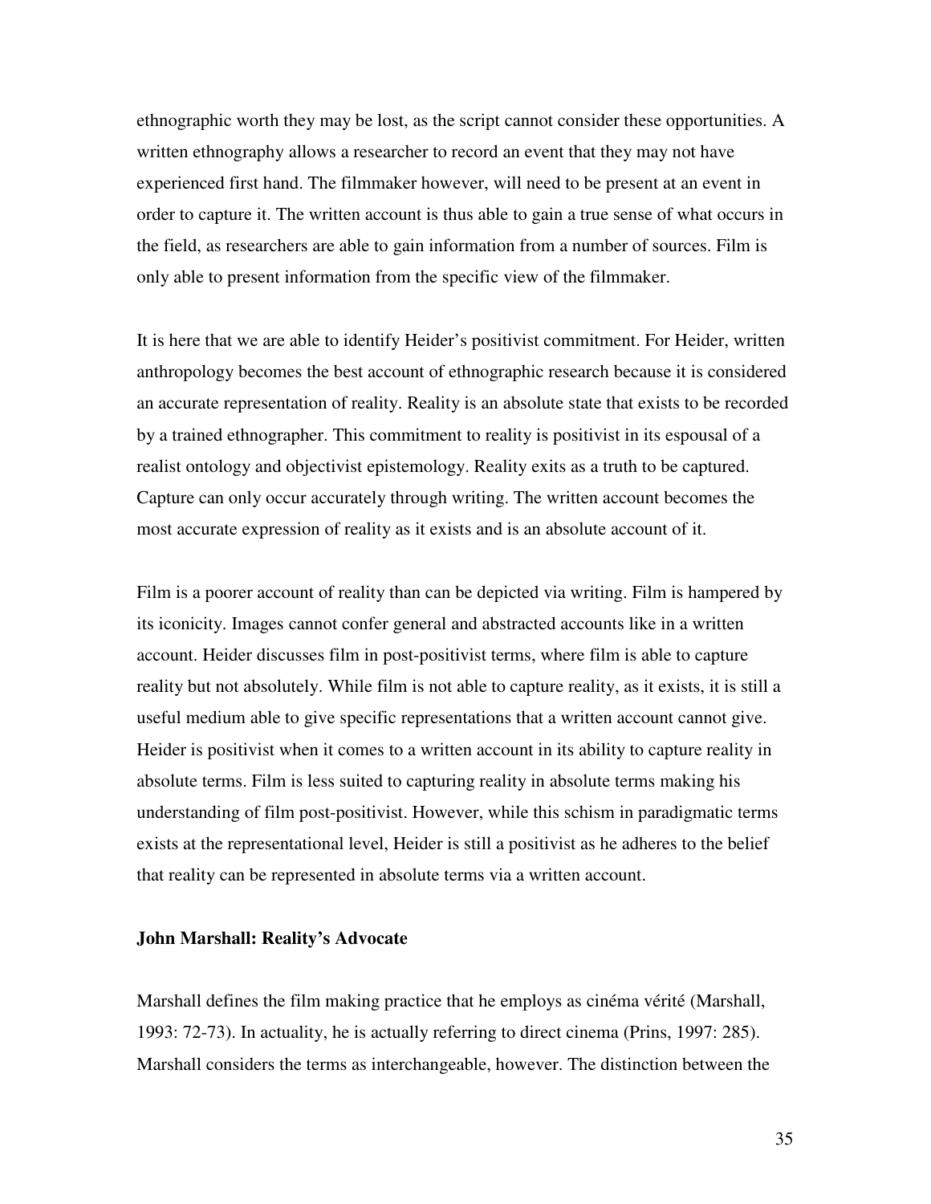ethnographic worth they may be lost, as the script cannot consider these opportunities. A written ethnography allows a researcher to record an event that they may not have experienced first hand. The filmmaker however, will need to be present at an event in order to capture it. The written account is thus able to gain a true sense of what occurs in the field, as researchers are able to gain information from a number of sources. Film is only able to present information from the specific view of the filmmaker.

It is here that we are able to identify Heider's positivist commitment. For Heider, written anthropology becomes the best account of ethnographic research because it is considered an accurate representation of reality. Reality is an absolute state that exists to be recorded by a trained ethnographer. This commitment to reality is positivist in its espousal of a realist ontology and objectivist epistemology. Reality exits as a truth to be captured. Capture can only occur accurately through writing. The written account becomes the most accurate expression of reality as it exists and is an absolute account of it.

Film is a poorer account of reality than can be depicted via writing. Film is hampered by its iconicity. Images cannot confer general and abstracted accounts like in a written account. Heider discusses film in post-positivist terms, where film is able to capture reality but not absolutely. While film is not able to capture reality, as it exists, it is still a useful medium able to give specific representations that a written account cannot give. Heider is positivist when it comes to a written account in its ability to capture reality in absolute terms. Film is less suited to capturing reality in absolute terms making his understanding of film post-positivist. However, while this schism in paradigmatic terms exists at the representational level, Heider is still a positivist as he adheres to the belief that reality can be represented in absolute terms via a written account.

**John Marshall: Reality's Advocate**

Marshall defines the film making practice that he employs as cinéma vérité (Marshall, 1993: 72-73). In actuality, he is actually referring to direct cinema (Prins, 1997: 285). Marshall considers the terms as interchangeable, however. The distinction between the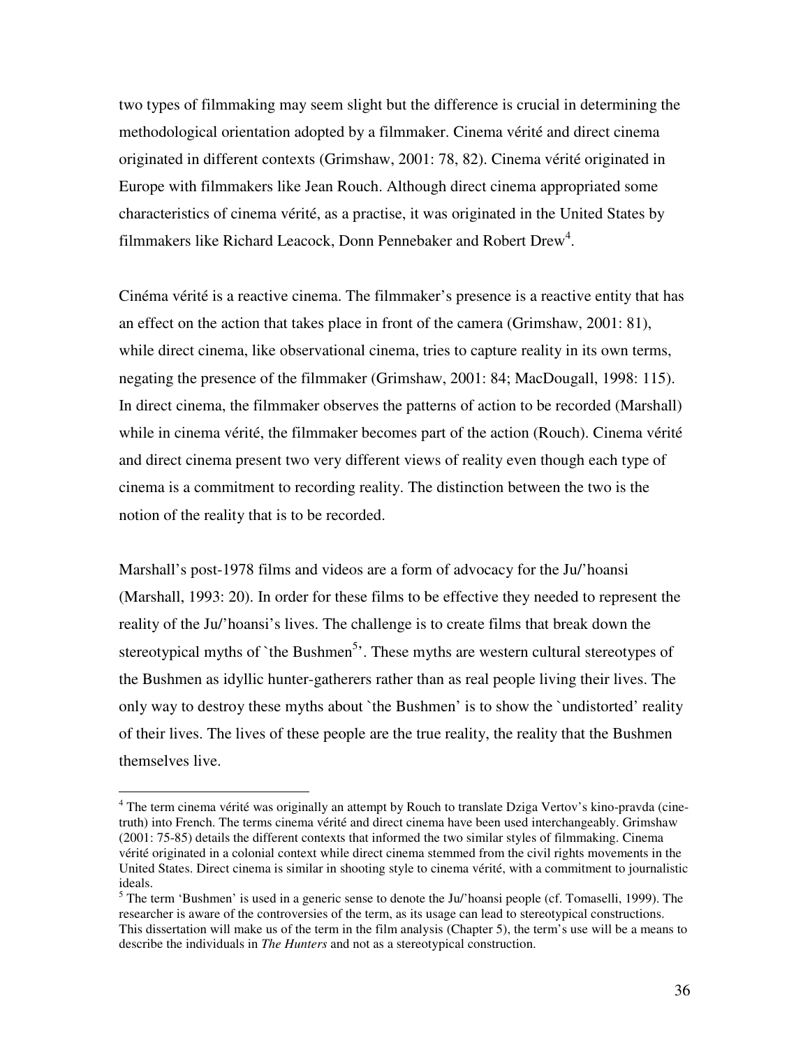two types of filmmaking may seem slight but the difference is crucial in determining the methodological orientation adopted by a filmmaker. Cinema vérité and direct cinema originated in different contexts (Grimshaw, 2001: 78, 82). Cinema vérité originated in Europe with filmmakers like Jean Rouch. Although direct cinema appropriated some characteristics of cinema vérité, as a practise, it was originated in the United States by filmmakers like Richard Leacock, Donn Pennebaker and Robert Drew[4].

Cinéma vérité is a reactive cinema. The filmmaker's presence is a reactive entity that has an effect on the action that takes place in front of the camera (Grimshaw, 2001: 81), while direct cinema, like observational cinema, tries to capture reality in its own terms, negating the presence of the filmmaker (Grimshaw, 2001: 84; MacDougall, 1998: 115). In direct cinema, the filmmaker observes the patterns of action to be recorded (Marshall) while in cinema vérité, the filmmaker becomes part of the action (Rouch). Cinema vérité and direct cinema present two very different views of reality even though each type of cinema is a commitment to recording reality. The distinction between the two is the notion of the reality that is to be recorded.

Marshall's post-1978 films and videos are a form of advocacy for the Ju/'hoansi (Marshall, 1993: 20). In order for these films to be effective they needed to represent the reality of the Ju/'hoansi's lives. The challenge is to create films that break down the stereotypical myths of `the Bushmen[5]'. These myths are western cultural stereotypes of the Bushmen as idyllic hunter-gatherers rather than as real people living their lives. The only way to destroy these myths about `the Bushmen' is to show the `undistorted' reality of their lives. The lives of these people are the true reality, the reality that the Bushmen themselves live.

---

[4] The term cinema vérité was originally an attempt by Rouch to translate Dziga Vertov's kino-pravda (cine-truth) into French. The terms cinema vérité and direct cinema have been used interchangeably. Grimshaw (2001: 75-85) details the different contexts that informed the two similar styles of filmmaking. Cinema vérité originated in a colonial context while direct cinema stemmed from the civil rights movements in the United States. Direct cinema is similar in shooting style to cinema vérité, with a commitment to journalistic ideals.

[5] The term 'Bushmen' is used in a generic sense to denote the Ju/'hoansi people (cf. Tomaselli, 1999). The researcher is aware of the controversies of the term, as its usage can lead to stereotypical constructions. This dissertation will make us of the term in the film analysis (Chapter 5), the term's use will be a means to describe the individuals in *The Hunters* and not as a stereotypical construction.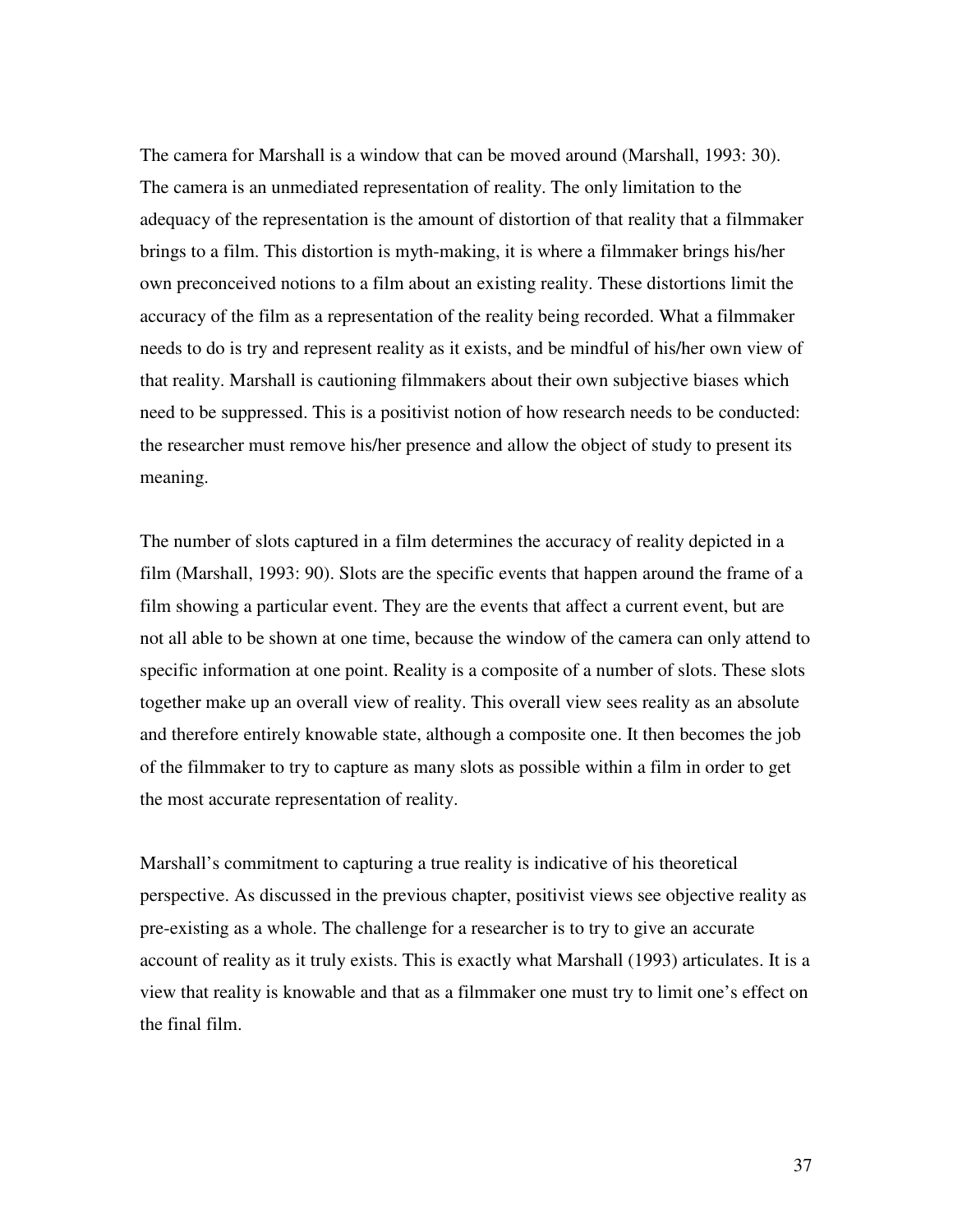The camera for Marshall is a window that can be moved around (Marshall, 1993: 30). The camera is an unmediated representation of reality. The only limitation to the adequacy of the representation is the amount of distortion of that reality that a filmmaker brings to a film. This distortion is myth-making, it is where a filmmaker brings his/her own preconceived notions to a film about an existing reality. These distortions limit the accuracy of the film as a representation of the reality being recorded. What a filmmaker needs to do is try and represent reality as it exists, and be mindful of his/her own view of that reality. Marshall is cautioning filmmakers about their own subjective biases which need to be suppressed. This is a positivist notion of how research needs to be conducted: the researcher must remove his/her presence and allow the object of study to present its meaning.

The number of slots captured in a film determines the accuracy of reality depicted in a film (Marshall, 1993: 90). Slots are the specific events that happen around the frame of a film showing a particular event. They are the events that affect a current event, but are not all able to be shown at one time, because the window of the camera can only attend to specific information at one point. Reality is a composite of a number of slots. These slots together make up an overall view of reality. This overall view sees reality as an absolute and therefore entirely knowable state, although a composite one. It then becomes the job of the filmmaker to try to capture as many slots as possible within a film in order to get the most accurate representation of reality.

Marshall's commitment to capturing a true reality is indicative of his theoretical perspective. As discussed in the previous chapter, positivist views see objective reality as pre-existing as a whole. The challenge for a researcher is to try to give an accurate account of reality as it truly exists. This is exactly what Marshall (1993) articulates. It is a view that reality is knowable and that as a filmmaker one must try to limit one's effect on the final film.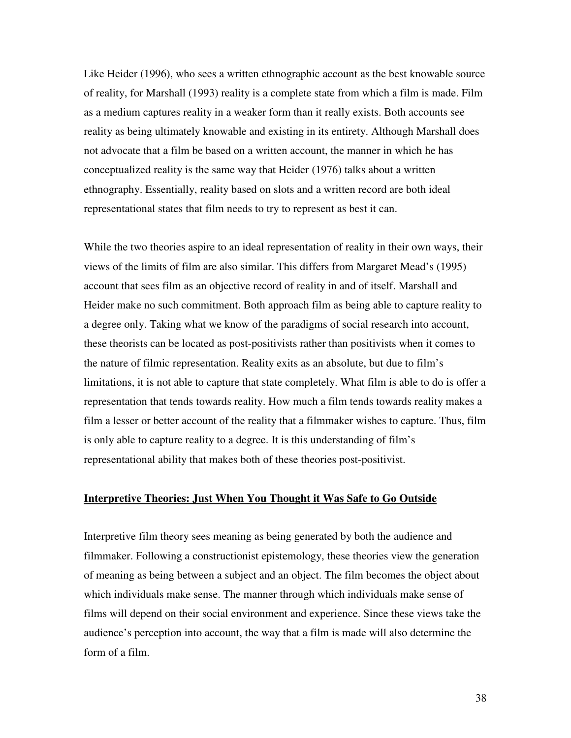Like Heider (1996), who sees a written ethnographic account as the best knowable source of reality, for Marshall (1993) reality is a complete state from which a film is made. Film as a medium captures reality in a weaker form than it really exists. Both accounts see reality as being ultimately knowable and existing in its entirety. Although Marshall does not advocate that a film be based on a written account, the manner in which he has conceptualized reality is the same way that Heider (1976) talks about a written ethnography. Essentially, reality based on slots and a written record are both ideal representational states that film needs to try to represent as best it can.

While the two theories aspire to an ideal representation of reality in their own ways, their views of the limits of film are also similar. This differs from Margaret Mead's (1995) account that sees film as an objective record of reality in and of itself. Marshall and Heider make no such commitment. Both approach film as being able to capture reality to a degree only. Taking what we know of the paradigms of social research into account, these theorists can be located as post-positivists rather than positivists when it comes to the nature of filmic representation. Reality exits as an absolute, but due to film's limitations, it is not able to capture that state completely. What film is able to do is offer a representation that tends towards reality. How much a film tends towards reality makes a film a lesser or better account of the reality that a filmmaker wishes to capture. Thus, film is only able to capture reality to a degree. It is this understanding of film's representational ability that makes both of these theories post-positivist.

## Interpretive Theories: Just When You Thought it Was Safe to Go Outside

Interpretive film theory sees meaning as being generated by both the audience and filmmaker. Following a constructionist epistemology, these theories view the generation of meaning as being between a subject and an object. The film becomes the object about which individuals make sense. The manner through which individuals make sense of films will depend on their social environment and experience. Since these views take the audience's perception into account, the way that a film is made will also determine the form of a film.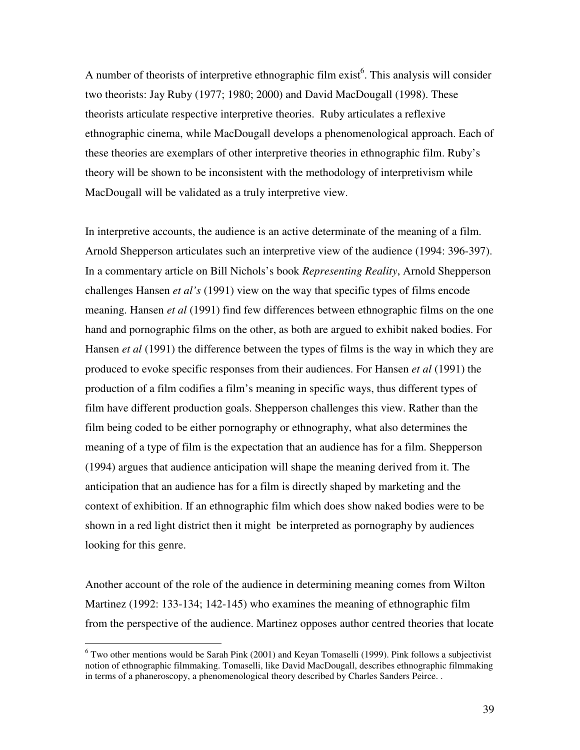A number of theorists of interpretive ethnographic film exist[6]. This analysis will consider two theorists: Jay Ruby (1977; 1980; 2000) and David MacDougall (1998). These theorists articulate respective interpretive theories. Ruby articulates a reflexive ethnographic cinema, while MacDougall develops a phenomenological approach. Each of these theories are exemplars of other interpretive theories in ethnographic film. Ruby's theory will be shown to be inconsistent with the methodology of interpretivism while MacDougall will be validated as a truly interpretive view.

In interpretive accounts, the audience is an active determinate of the meaning of a film. Arnold Shepperson articulates such an interpretive view of the audience (1994: 396-397). In a commentary article on Bill Nichols's book *Representing Reality*, Arnold Shepperson challenges Hansen *et al's* (1991) view on the way that specific types of films encode meaning. Hansen *et al* (1991) find few differences between ethnographic films on the one hand and pornographic films on the other, as both are argued to exhibit naked bodies. For Hansen *et al* (1991) the difference between the types of films is the way in which they are produced to evoke specific responses from their audiences. For Hansen *et al* (1991) the production of a film codifies a film's meaning in specific ways, thus different types of film have different production goals. Shepperson challenges this view. Rather than the film being coded to be either pornography or ethnography, what also determines the meaning of a type of film is the expectation that an audience has for a film. Shepperson (1994) argues that audience anticipation will shape the meaning derived from it. The anticipation that an audience has for a film is directly shaped by marketing and the context of exhibition. If an ethnographic film which does show naked bodies were to be shown in a red light district then it might be interpreted as pornography by audiences looking for this genre.

Another account of the role of the audience in determining meaning comes from Wilton Martinez (1992: 133-134; 142-145) who examines the meaning of ethnographic film from the perspective of the audience. Martinez opposes author centred theories that locate

[6] Two other mentions would be Sarah Pink (2001) and Keyan Tomaselli (1999). Pink follows a subjectivist notion of ethnographic filmmaking. Tomaselli, like David MacDougall, describes ethnographic filmmaking in terms of a phaneroscopy, a phenomenological theory described by Charles Sanders Peirce. .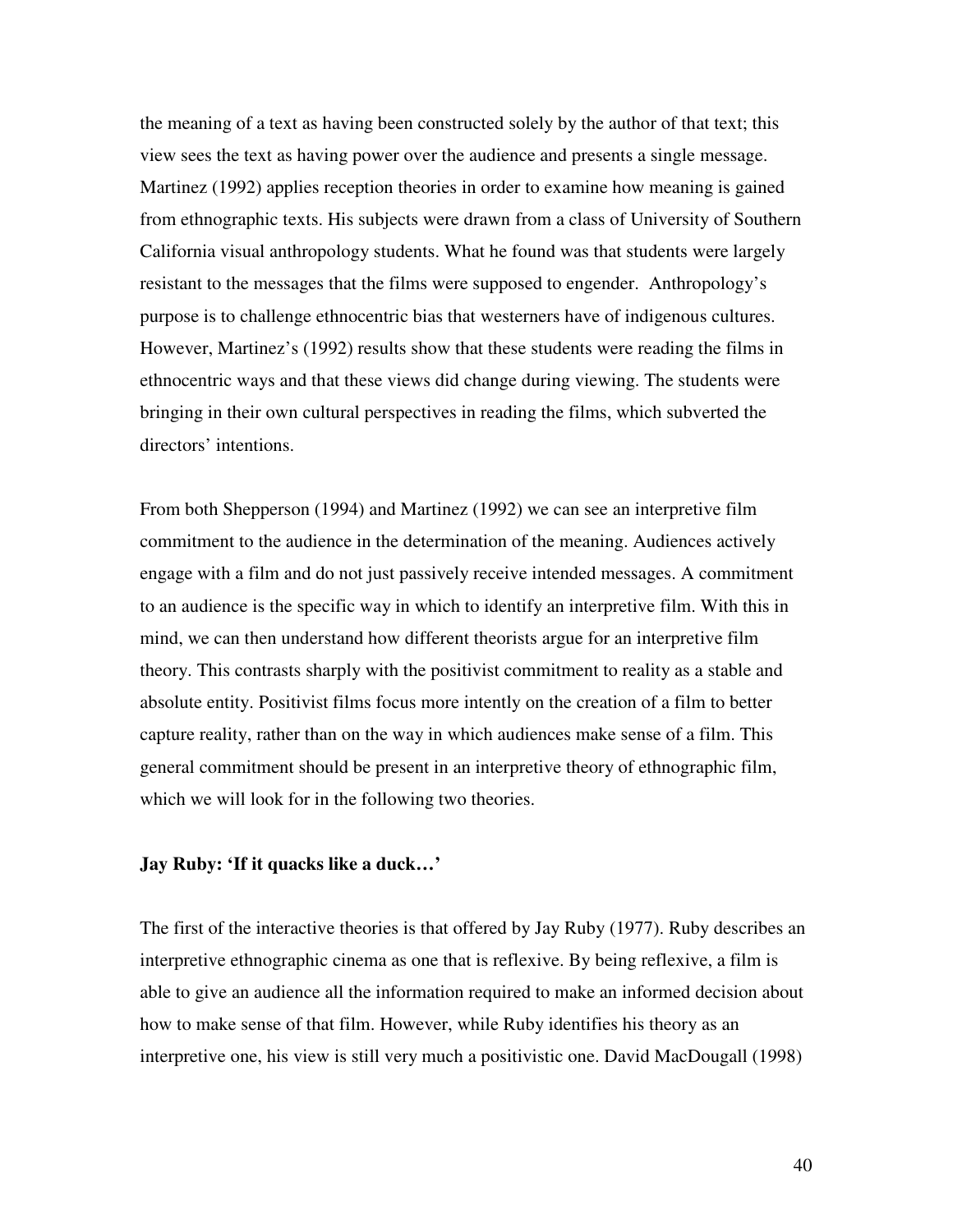the meaning of a text as having been constructed solely by the author of that text; this view sees the text as having power over the audience and presents a single message. Martinez (1992) applies reception theories in order to examine how meaning is gained from ethnographic texts. His subjects were drawn from a class of University of Southern California visual anthropology students. What he found was that students were largely resistant to the messages that the films were supposed to engender. Anthropology's purpose is to challenge ethnocentric bias that westerners have of indigenous cultures. However, Martinez's (1992) results show that these students were reading the films in ethnocentric ways and that these views did change during viewing. The students were bringing in their own cultural perspectives in reading the films, which subverted the directors' intentions.

From both Shepperson (1994) and Martinez (1992) we can see an interpretive film commitment to the audience in the determination of the meaning. Audiences actively engage with a film and do not just passively receive intended messages. A commitment to an audience is the specific way in which to identify an interpretive film. With this in mind, we can then understand how different theorists argue for an interpretive film theory. This contrasts sharply with the positivist commitment to reality as a stable and absolute entity. Positivist films focus more intently on the creation of a film to better capture reality, rather than on the way in which audiences make sense of a film. This general commitment should be present in an interpretive theory of ethnographic film, which we will look for in the following two theories.

**Jay Ruby: 'If it quacks like a duck…'**

The first of the interactive theories is that offered by Jay Ruby (1977). Ruby describes an interpretive ethnographic cinema as one that is reflexive. By being reflexive, a film is able to give an audience all the information required to make an informed decision about how to make sense of that film. However, while Ruby identifies his theory as an interpretive one, his view is still very much a positivistic one. David MacDougall (1998)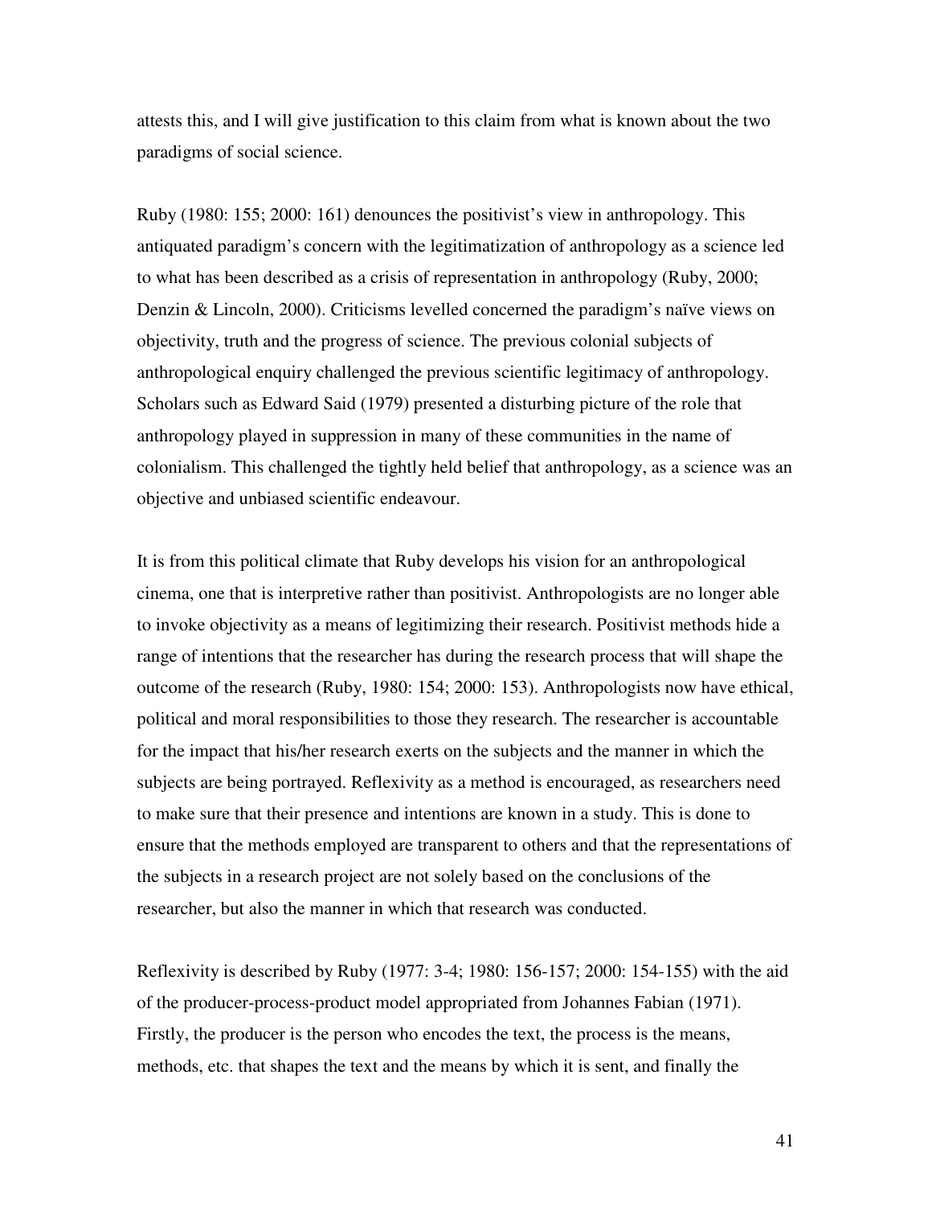attests this, and I will give justification to this claim from what is known about the two paradigms of social science.

Ruby (1980: 155; 2000: 161) denounces the positivist's view in anthropology. This antiquated paradigm's concern with the legitimatization of anthropology as a science led to what has been described as a crisis of representation in anthropology (Ruby, 2000; Denzin & Lincoln, 2000). Criticisms levelled concerned the paradigm's naïve views on objectivity, truth and the progress of science. The previous colonial subjects of anthropological enquiry challenged the previous scientific legitimacy of anthropology. Scholars such as Edward Said (1979) presented a disturbing picture of the role that anthropology played in suppression in many of these communities in the name of colonialism. This challenged the tightly held belief that anthropology, as a science was an objective and unbiased scientific endeavour.

It is from this political climate that Ruby develops his vision for an anthropological cinema, one that is interpretive rather than positivist. Anthropologists are no longer able to invoke objectivity as a means of legitimizing their research. Positivist methods hide a range of intentions that the researcher has during the research process that will shape the outcome of the research (Ruby, 1980: 154; 2000: 153). Anthropologists now have ethical, political and moral responsibilities to those they research. The researcher is accountable for the impact that his/her research exerts on the subjects and the manner in which the subjects are being portrayed. Reflexivity as a method is encouraged, as researchers need to make sure that their presence and intentions are known in a study. This is done to ensure that the methods employed are transparent to others and that the representations of the subjects in a research project are not solely based on the conclusions of the researcher, but also the manner in which that research was conducted.

Reflexivity is described by Ruby (1977: 3-4; 1980: 156-157; 2000: 154-155) with the aid of the producer-process-product model appropriated from Johannes Fabian (1971). Firstly, the producer is the person who encodes the text, the process is the means, methods, etc. that shapes the text and the means by which it is sent, and finally the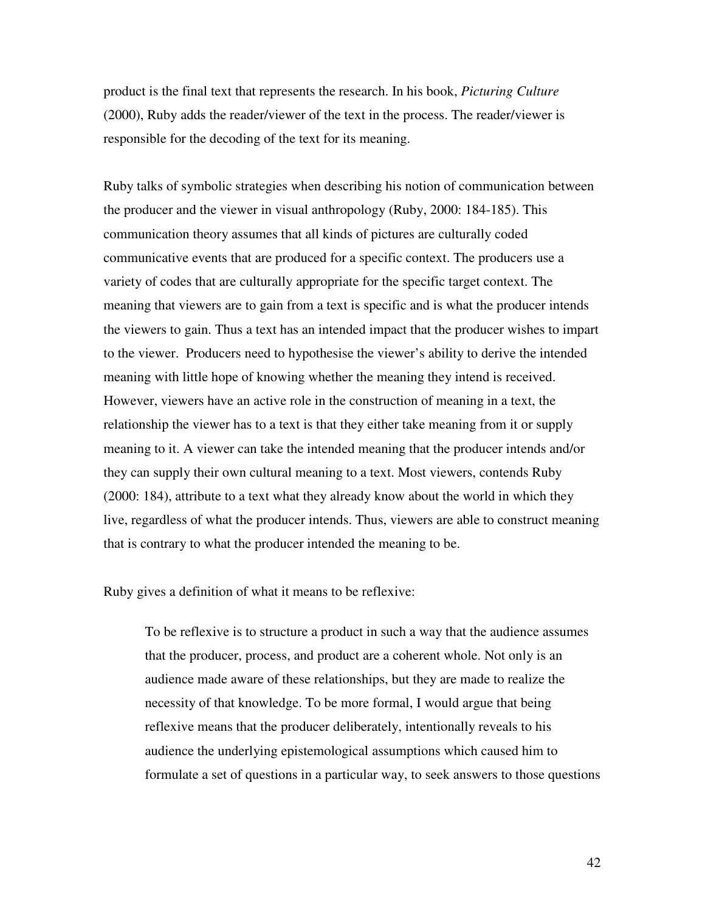product is the final text that represents the research. In his book, *Picturing Culture* (2000), Ruby adds the reader/viewer of the text in the process. The reader/viewer is responsible for the decoding of the text for its meaning.

Ruby talks of symbolic strategies when describing his notion of communication between the producer and the viewer in visual anthropology (Ruby, 2000: 184-185). This communication theory assumes that all kinds of pictures are culturally coded communicative events that are produced for a specific context. The producers use a variety of codes that are culturally appropriate for the specific target context. The meaning that viewers are to gain from a text is specific and is what the producer intends the viewers to gain. Thus a text has an intended impact that the producer wishes to impart to the viewer. Producers need to hypothesise the viewer's ability to derive the intended meaning with little hope of knowing whether the meaning they intend is received. However, viewers have an active role in the construction of meaning in a text, the relationship the viewer has to a text is that they either take meaning from it or supply meaning to it. A viewer can take the intended meaning that the producer intends and/or they can supply their own cultural meaning to a text. Most viewers, contends Ruby (2000: 184), attribute to a text what they already know about the world in which they live, regardless of what the producer intends. Thus, viewers are able to construct meaning that is contrary to what the producer intended the meaning to be.

Ruby gives a definition of what it means to be reflexive:

> To be reflexive is to structure a product in such a way that the audience assumes that the producer, process, and product are a coherent whole. Not only is an audience made aware of these relationships, but they are made to realize the necessity of that knowledge. To be more formal, I would argue that being reflexive means that the producer deliberately, intentionally reveals to his audience the underlying epistemological assumptions which caused him to formulate a set of questions in a particular way, to seek answers to those questions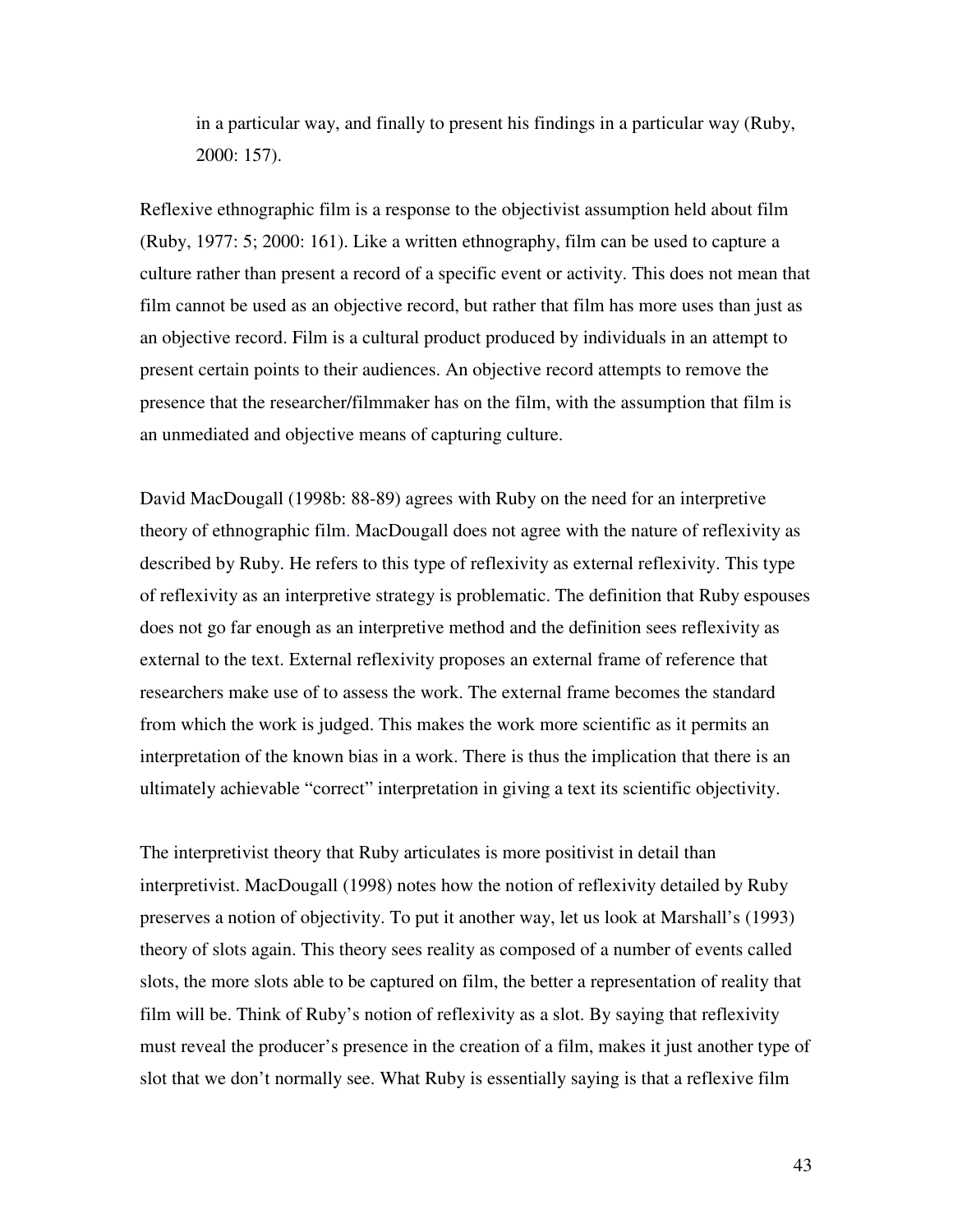in a particular way, and finally to present his findings in a particular way (Ruby, 2000: 157).

Reflexive ethnographic film is a response to the objectivist assumption held about film (Ruby, 1977: 5; 2000: 161). Like a written ethnography, film can be used to capture a culture rather than present a record of a specific event or activity. This does not mean that film cannot be used as an objective record, but rather that film has more uses than just as an objective record. Film is a cultural product produced by individuals in an attempt to present certain points to their audiences. An objective record attempts to remove the presence that the researcher/filmmaker has on the film, with the assumption that film is an unmediated and objective means of capturing culture.

David MacDougall (1998b: 88-89) agrees with Ruby on the need for an interpretive theory of ethnographic film. MacDougall does not agree with the nature of reflexivity as described by Ruby. He refers to this type of reflexivity as external reflexivity. This type of reflexivity as an interpretive strategy is problematic. The definition that Ruby espouses does not go far enough as an interpretive method and the definition sees reflexivity as external to the text. External reflexivity proposes an external frame of reference that researchers make use of to assess the work. The external frame becomes the standard from which the work is judged. This makes the work more scientific as it permits an interpretation of the known bias in a work. There is thus the implication that there is an ultimately achievable "correct" interpretation in giving a text its scientific objectivity.

The interpretivist theory that Ruby articulates is more positivist in detail than interpretivist. MacDougall (1998) notes how the notion of reflexivity detailed by Ruby preserves a notion of objectivity. To put it another way, let us look at Marshall's (1993) theory of slots again. This theory sees reality as composed of a number of events called slots, the more slots able to be captured on film, the better a representation of reality that film will be. Think of Ruby's notion of reflexivity as a slot. By saying that reflexivity must reveal the producer's presence in the creation of a film, makes it just another type of slot that we don't normally see. What Ruby is essentially saying is that a reflexive film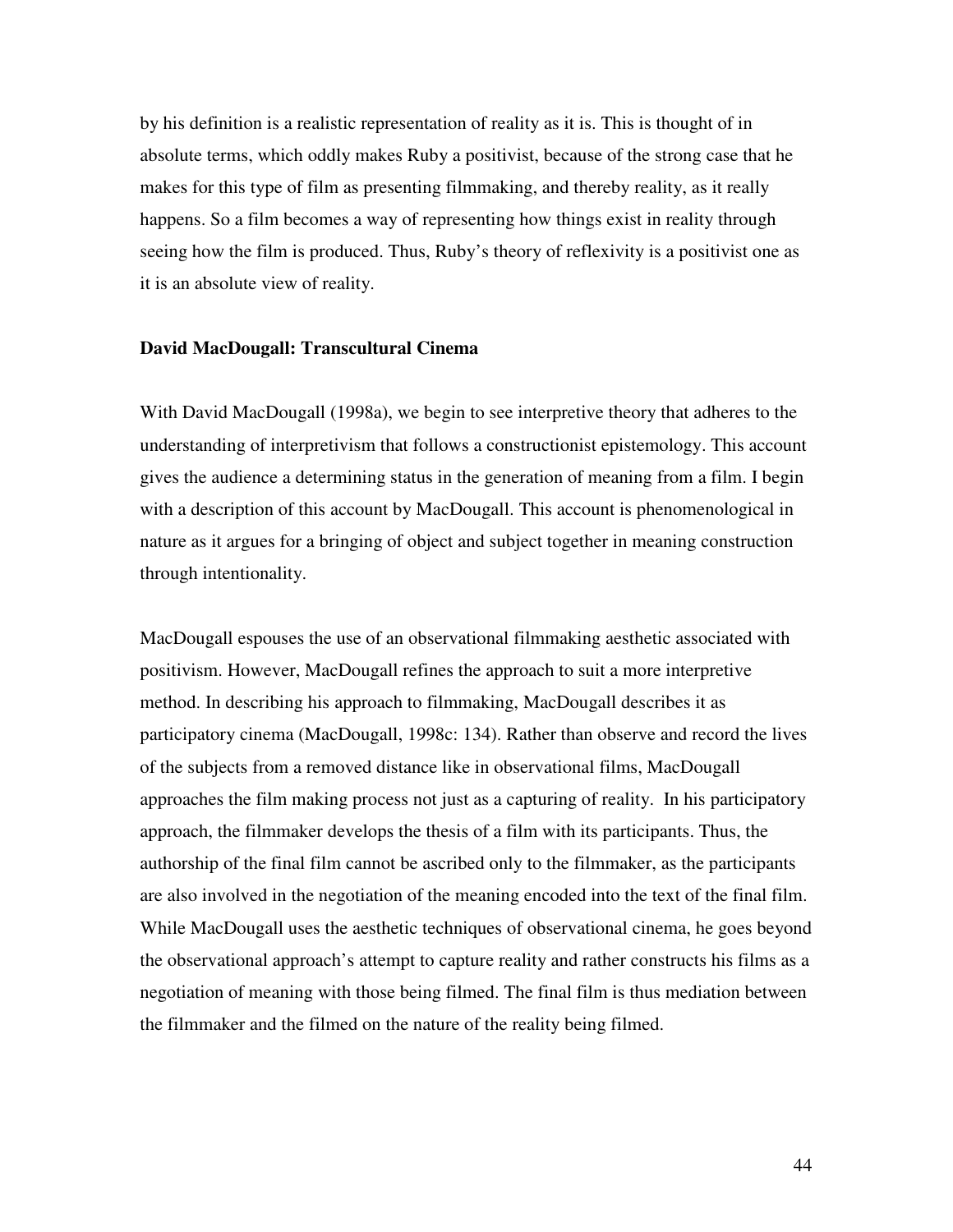by his definition is a realistic representation of reality as it is. This is thought of in absolute terms, which oddly makes Ruby a positivist, because of the strong case that he makes for this type of film as presenting filmmaking, and thereby reality, as it really happens. So a film becomes a way of representing how things exist in reality through seeing how the film is produced. Thus, Ruby's theory of reflexivity is a positivist one as it is an absolute view of reality.

**David MacDougall: Transcultural Cinema**

With David MacDougall (1998a), we begin to see interpretive theory that adheres to the understanding of interpretivism that follows a constructionist epistemology. This account gives the audience a determining status in the generation of meaning from a film. I begin with a description of this account by MacDougall. This account is phenomenological in nature as it argues for a bringing of object and subject together in meaning construction through intentionality.

MacDougall espouses the use of an observational filmmaking aesthetic associated with positivism. However, MacDougall refines the approach to suit a more interpretive method. In describing his approach to filmmaking, MacDougall describes it as participatory cinema (MacDougall, 1998c: 134). Rather than observe and record the lives of the subjects from a removed distance like in observational films, MacDougall approaches the film making process not just as a capturing of reality. In his participatory approach, the filmmaker develops the thesis of a film with its participants. Thus, the authorship of the final film cannot be ascribed only to the filmmaker, as the participants are also involved in the negotiation of the meaning encoded into the text of the final film. While MacDougall uses the aesthetic techniques of observational cinema, he goes beyond the observational approach's attempt to capture reality and rather constructs his films as a negotiation of meaning with those being filmed. The final film is thus mediation between the filmmaker and the filmed on the nature of the reality being filmed.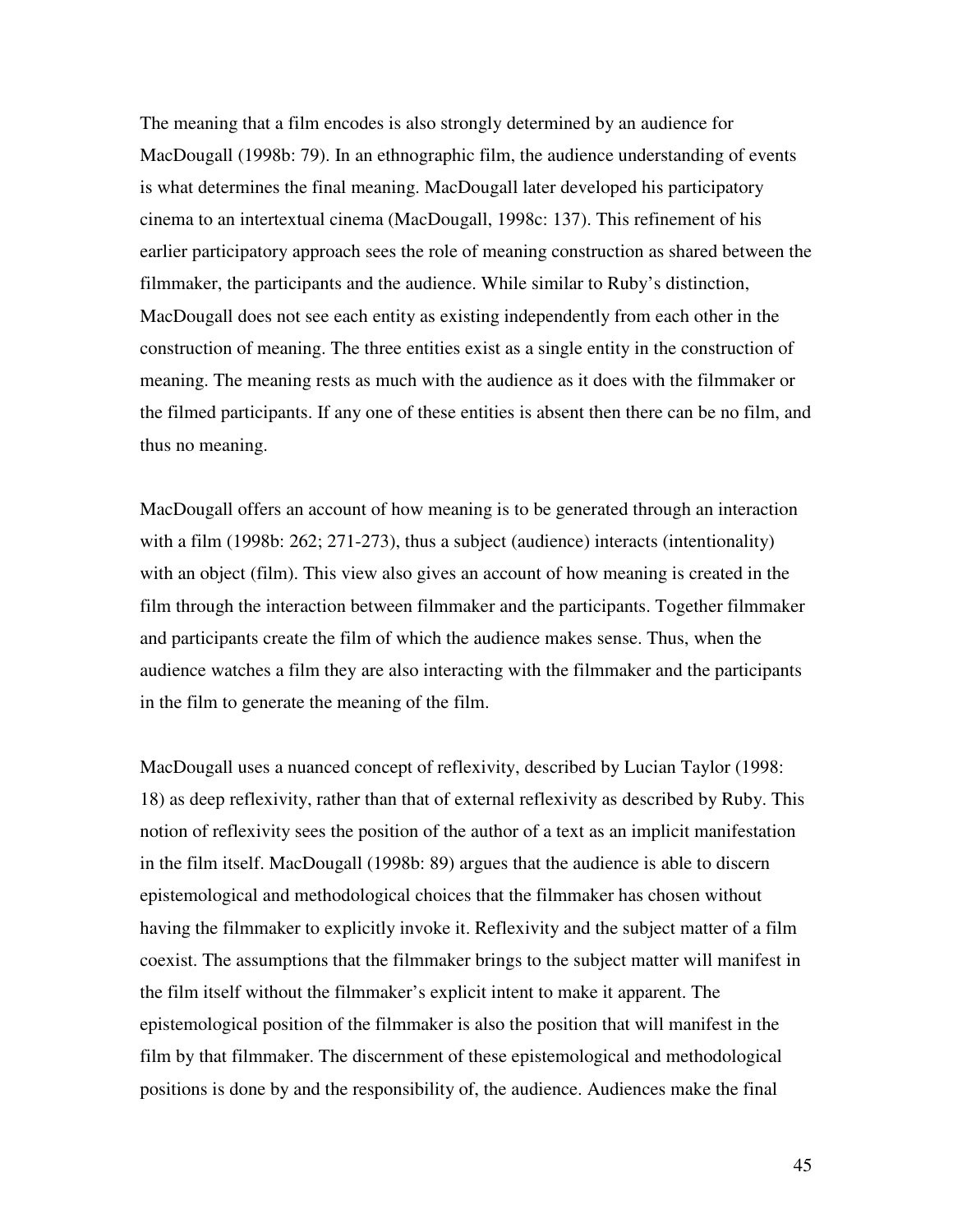The meaning that a film encodes is also strongly determined by an audience for MacDougall (1998b: 79). In an ethnographic film, the audience understanding of events is what determines the final meaning. MacDougall later developed his participatory cinema to an intertextual cinema (MacDougall, 1998c: 137). This refinement of his earlier participatory approach sees the role of meaning construction as shared between the filmmaker, the participants and the audience. While similar to Ruby's distinction, MacDougall does not see each entity as existing independently from each other in the construction of meaning. The three entities exist as a single entity in the construction of meaning. The meaning rests as much with the audience as it does with the filmmaker or the filmed participants. If any one of these entities is absent then there can be no film, and thus no meaning.

MacDougall offers an account of how meaning is to be generated through an interaction with a film (1998b: 262; 271-273), thus a subject (audience) interacts (intentionality) with an object (film). This view also gives an account of how meaning is created in the film through the interaction between filmmaker and the participants. Together filmmaker and participants create the film of which the audience makes sense. Thus, when the audience watches a film they are also interacting with the filmmaker and the participants in the film to generate the meaning of the film.

MacDougall uses a nuanced concept of reflexivity, described by Lucian Taylor (1998: 18) as deep reflexivity, rather than that of external reflexivity as described by Ruby. This notion of reflexivity sees the position of the author of a text as an implicit manifestation in the film itself. MacDougall (1998b: 89) argues that the audience is able to discern epistemological and methodological choices that the filmmaker has chosen without having the filmmaker to explicitly invoke it. Reflexivity and the subject matter of a film coexist. The assumptions that the filmmaker brings to the subject matter will manifest in the film itself without the filmmaker's explicit intent to make it apparent. The epistemological position of the filmmaker is also the position that will manifest in the film by that filmmaker. The discernment of these epistemological and methodological positions is done by and the responsibility of, the audience. Audiences make the final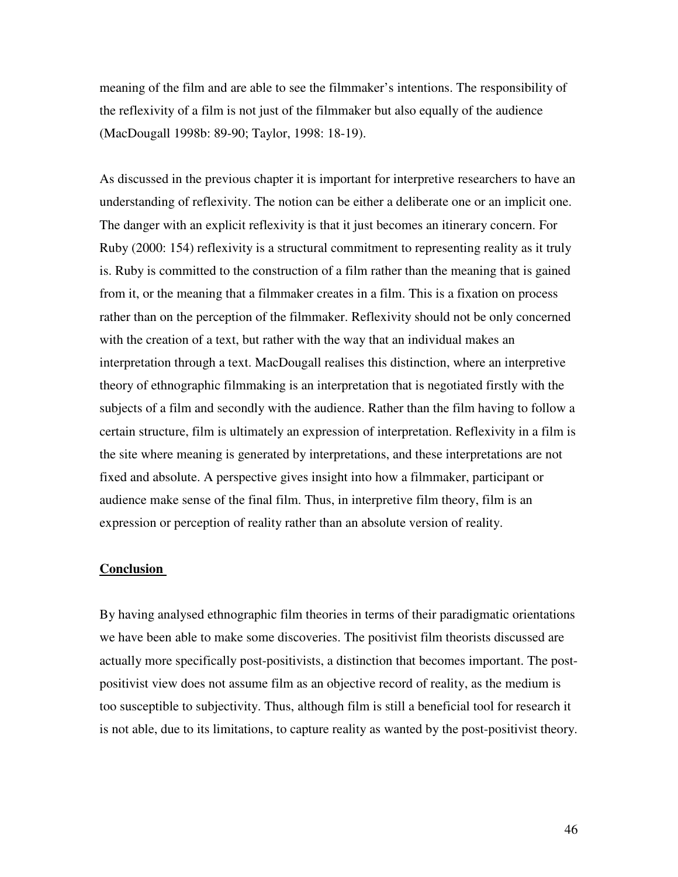meaning of the film and are able to see the filmmaker's intentions. The responsibility of the reflexivity of a film is not just of the filmmaker but also equally of the audience (MacDougall 1998b: 89-90; Taylor, 1998: 18-19).

As discussed in the previous chapter it is important for interpretive researchers to have an understanding of reflexivity. The notion can be either a deliberate one or an implicit one. The danger with an explicit reflexivity is that it just becomes an itinerary concern. For Ruby (2000: 154) reflexivity is a structural commitment to representing reality as it truly is. Ruby is committed to the construction of a film rather than the meaning that is gained from it, or the meaning that a filmmaker creates in a film. This is a fixation on process rather than on the perception of the filmmaker. Reflexivity should not be only concerned with the creation of a text, but rather with the way that an individual makes an interpretation through a text. MacDougall realises this distinction, where an interpretive theory of ethnographic filmmaking is an interpretation that is negotiated firstly with the subjects of a film and secondly with the audience. Rather than the film having to follow a certain structure, film is ultimately an expression of interpretation. Reflexivity in a film is the site where meaning is generated by interpretations, and these interpretations are not fixed and absolute. A perspective gives insight into how a filmmaker, participant or audience make sense of the final film. Thus, in interpretive film theory, film is an expression or perception of reality rather than an absolute version of reality.

## Conclusion

By having analysed ethnographic film theories in terms of their paradigmatic orientations we have been able to make some discoveries. The positivist film theorists discussed are actually more specifically post-positivists, a distinction that becomes important. The post-positivist view does not assume film as an objective record of reality, as the medium is too susceptible to subjectivity. Thus, although film is still a beneficial tool for research it is not able, due to its limitations, to capture reality as wanted by the post-positivist theory.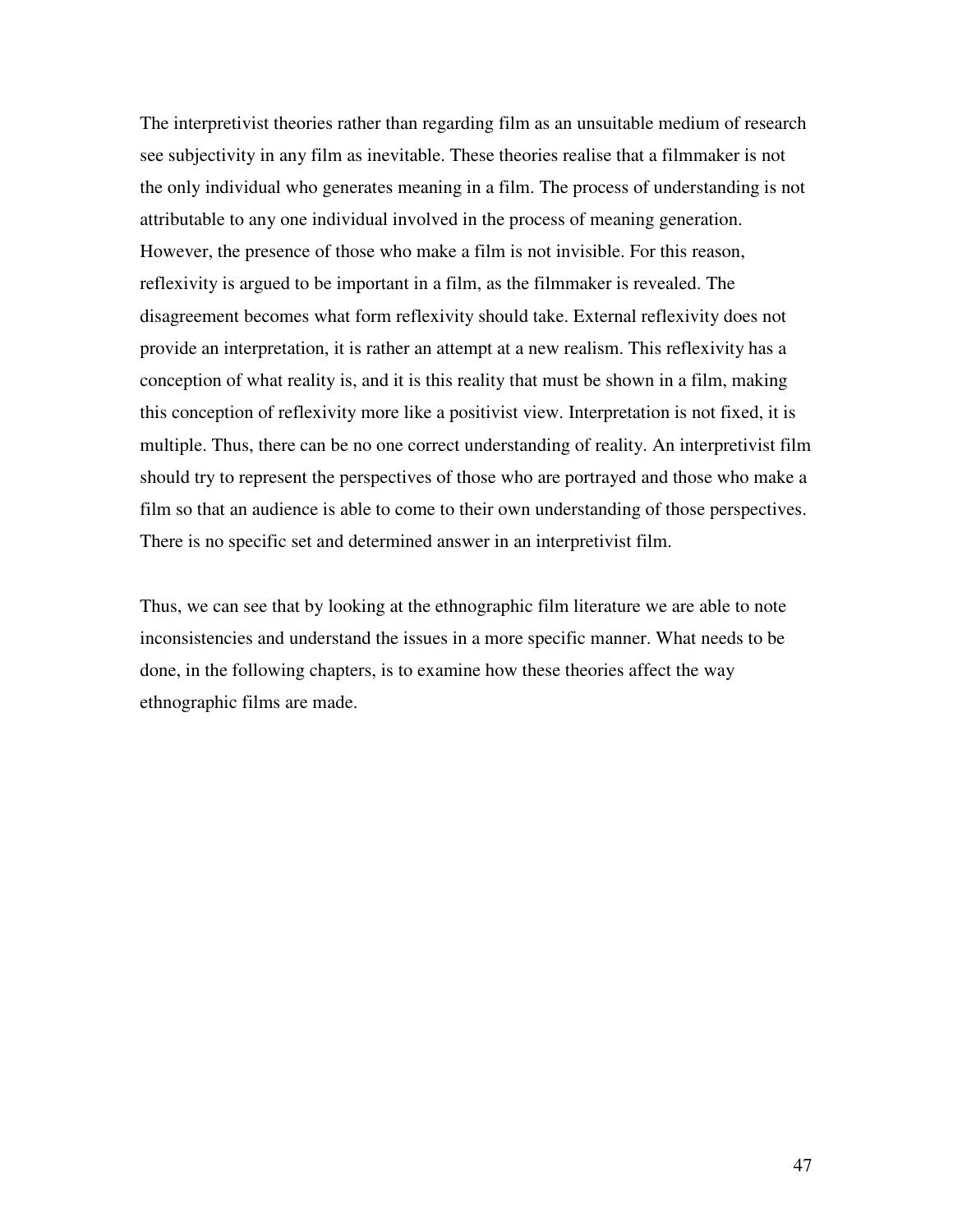The interpretivist theories rather than regarding film as an unsuitable medium of research see subjectivity in any film as inevitable. These theories realise that a filmmaker is not the only individual who generates meaning in a film. The process of understanding is not attributable to any one individual involved in the process of meaning generation. However, the presence of those who make a film is not invisible. For this reason, reflexivity is argued to be important in a film, as the filmmaker is revealed. The disagreement becomes what form reflexivity should take. External reflexivity does not provide an interpretation, it is rather an attempt at a new realism. This reflexivity has a conception of what reality is, and it is this reality that must be shown in a film, making this conception of reflexivity more like a positivist view. Interpretation is not fixed, it is multiple. Thus, there can be no one correct understanding of reality. An interpretivist film should try to represent the perspectives of those who are portrayed and those who make a film so that an audience is able to come to their own understanding of those perspectives. There is no specific set and determined answer in an interpretivist film.

Thus, we can see that by looking at the ethnographic film literature we are able to note inconsistencies and understand the issues in a more specific manner. What needs to be done, in the following chapters, is to examine how these theories affect the way ethnographic films are made.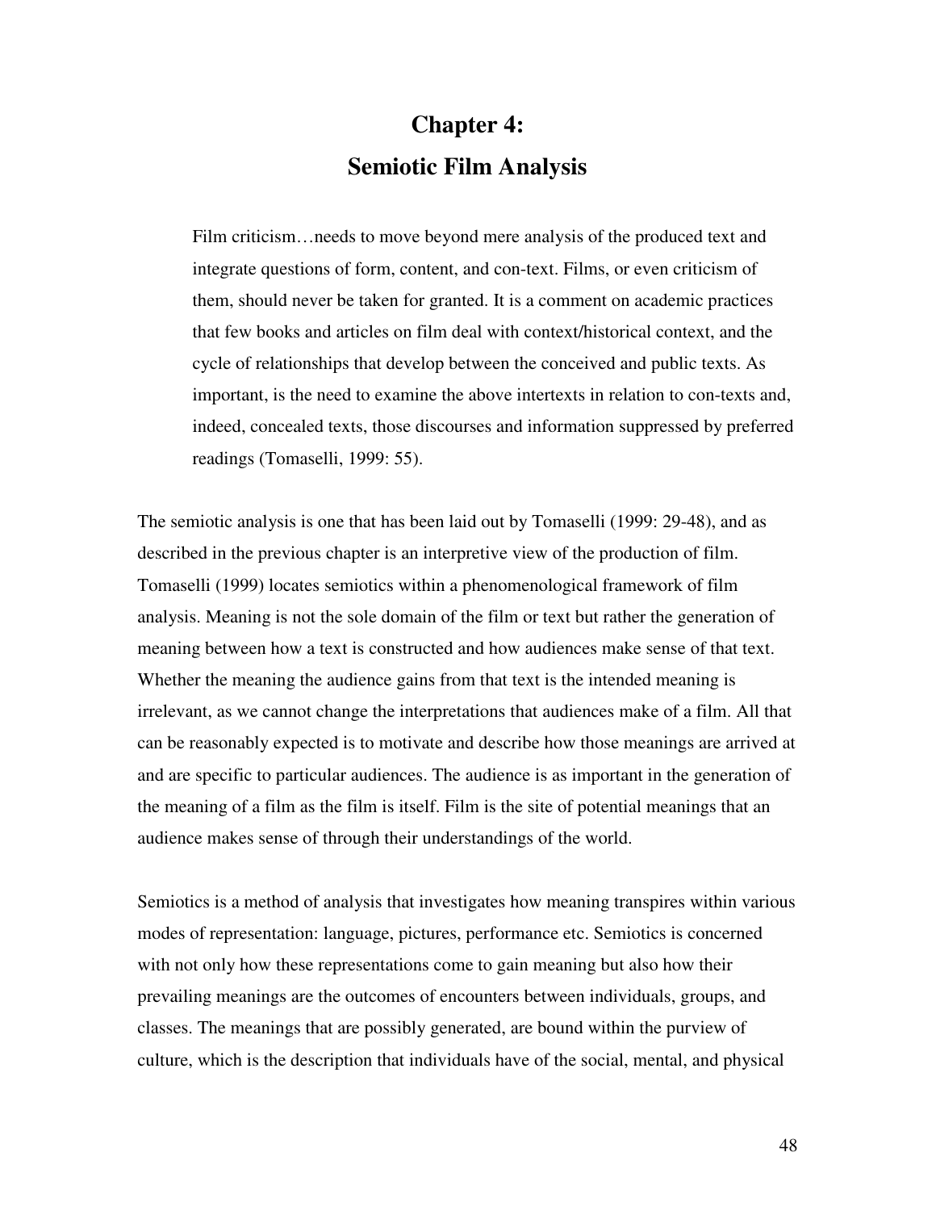# Chapter 4:
# Semiotic Film Analysis

> Film criticism…needs to move beyond mere analysis of the produced text and integrate questions of form, content, and con-text. Films, or even criticism of them, should never be taken for granted. It is a comment on academic practices that few books and articles on film deal with context/historical context, and the cycle of relationships that develop between the conceived and public texts. As important, is the need to examine the above intertexts in relation to con-texts and, indeed, concealed texts, those discourses and information suppressed by preferred readings (Tomaselli, 1999: 55).

The semiotic analysis is one that has been laid out by Tomaselli (1999: 29-48), and as described in the previous chapter is an interpretive view of the production of film. Tomaselli (1999) locates semiotics within a phenomenological framework of film analysis. Meaning is not the sole domain of the film or text but rather the generation of meaning between how a text is constructed and how audiences make sense of that text. Whether the meaning the audience gains from that text is the intended meaning is irrelevant, as we cannot change the interpretations that audiences make of a film. All that can be reasonably expected is to motivate and describe how those meanings are arrived at and are specific to particular audiences. The audience is as important in the generation of the meaning of a film as the film is itself. Film is the site of potential meanings that an audience makes sense of through their understandings of the world.

Semiotics is a method of analysis that investigates how meaning transpires within various modes of representation: language, pictures, performance etc. Semiotics is concerned with not only how these representations come to gain meaning but also how their prevailing meanings are the outcomes of encounters between individuals, groups, and classes. The meanings that are possibly generated, are bound within the purview of culture, which is the description that individuals have of the social, mental, and physical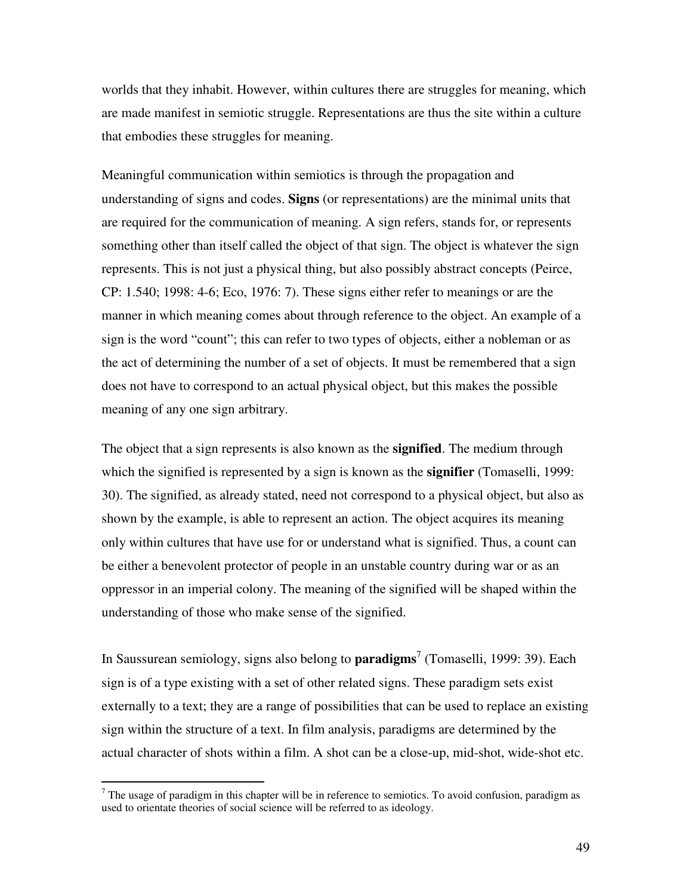worlds that they inhabit. However, within cultures there are struggles for meaning, which are made manifest in semiotic struggle. Representations are thus the site within a culture that embodies these struggles for meaning.

Meaningful communication within semiotics is through the propagation and understanding of signs and codes. **Signs** (or representations) are the minimal units that are required for the communication of meaning. A sign refers, stands for, or represents something other than itself called the object of that sign. The object is whatever the sign represents. This is not just a physical thing, but also possibly abstract concepts (Peirce, CP: 1.540; 1998: 4-6; Eco, 1976: 7). These signs either refer to meanings or are the manner in which meaning comes about through reference to the object. An example of a sign is the word "count"; this can refer to two types of objects, either a nobleman or as the act of determining the number of a set of objects. It must be remembered that a sign does not have to correspond to an actual physical object, but this makes the possible meaning of any one sign arbitrary.

The object that a sign represents is also known as the **signified**. The medium through which the signified is represented by a sign is known as the **signifier** (Tomaselli, 1999: 30). The signified, as already stated, need not correspond to a physical object, but also as shown by the example, is able to represent an action. The object acquires its meaning only within cultures that have use for or understand what is signified. Thus, a count can be either a benevolent protector of people in an unstable country during war or as an oppressor in an imperial colony. The meaning of the signified will be shaped within the understanding of those who make sense of the signified.

In Saussurean semiology, signs also belong to **paradigms**[7] (Tomaselli, 1999: 39). Each sign is of a type existing with a set of other related signs. These paradigm sets exist externally to a text; they are a range of possibilities that can be used to replace an existing sign within the structure of a text. In film analysis, paradigms are determined by the actual character of shots within a film. A shot can be a close-up, mid-shot, wide-shot etc.

[7] The usage of paradigm in this chapter will be in reference to semiotics. To avoid confusion, paradigm as used to orientate theories of social science will be referred to as ideology.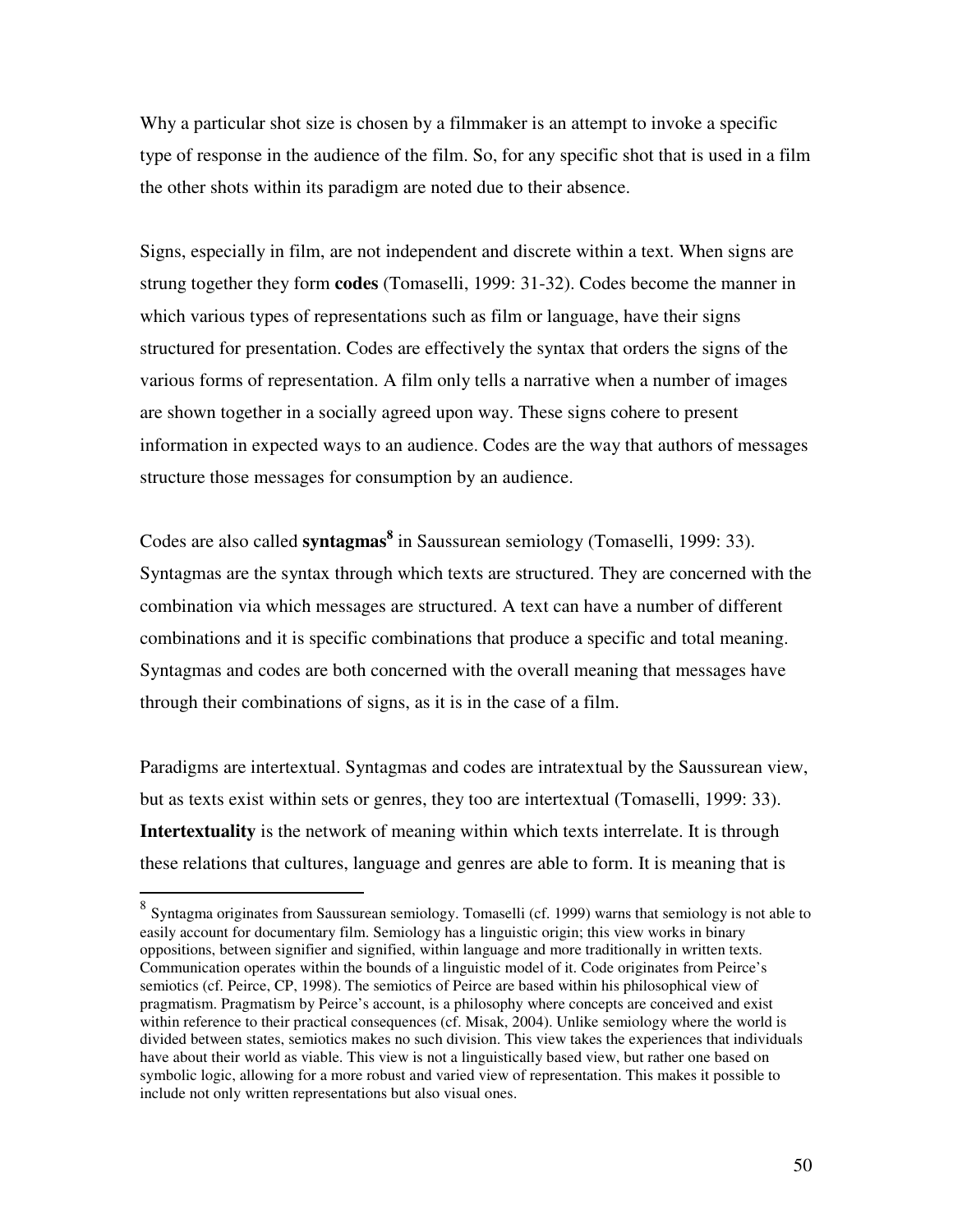Why a particular shot size is chosen by a filmmaker is an attempt to invoke a specific type of response in the audience of the film. So, for any specific shot that is used in a film the other shots within its paradigm are noted due to their absence.

Signs, especially in film, are not independent and discrete within a text. When signs are strung together they form **codes** (Tomaselli, 1999: 31-32). Codes become the manner in which various types of representations such as film or language, have their signs structured for presentation. Codes are effectively the syntax that orders the signs of the various forms of representation. A film only tells a narrative when a number of images are shown together in a socially agreed upon way. These signs cohere to present information in expected ways to an audience. Codes are the way that authors of messages structure those messages for consumption by an audience.

Codes are also called **syntagmas**[8] in Saussurean semiology (Tomaselli, 1999: 33). Syntagmas are the syntax through which texts are structured. They are concerned with the combination via which messages are structured. A text can have a number of different combinations and it is specific combinations that produce a specific and total meaning. Syntagmas and codes are both concerned with the overall meaning that messages have through their combinations of signs, as it is in the case of a film.

Paradigms are intertextual. Syntagmas and codes are intratextual by the Saussurean view, but as texts exist within sets or genres, they too are intertextual (Tomaselli, 1999: 33). **Intertextuality** is the network of meaning within which texts interrelate. It is through these relations that cultures, language and genres are able to form. It is meaning that is

---

[8] Syntagma originates from Saussurean semiology. Tomaselli (cf. 1999) warns that semiology is not able to easily account for documentary film. Semiology has a linguistic origin; this view works in binary oppositions, between signifier and signified, within language and more traditionally in written texts. Communication operates within the bounds of a linguistic model of it. Code originates from Peirce's semiotics (cf. Peirce, CP, 1998). The semiotics of Peirce are based within his philosophical view of pragmatism. Pragmatism by Peirce's account, is a philosophy where concepts are conceived and exist within reference to their practical consequences (cf. Misak, 2004). Unlike semiology where the world is divided between states, semiotics makes no such division. This view takes the experiences that individuals have about their world as viable. This view is not a linguistically based view, but rather one based on symbolic logic, allowing for a more robust and varied view of representation. This makes it possible to include not only written representations but also visual ones.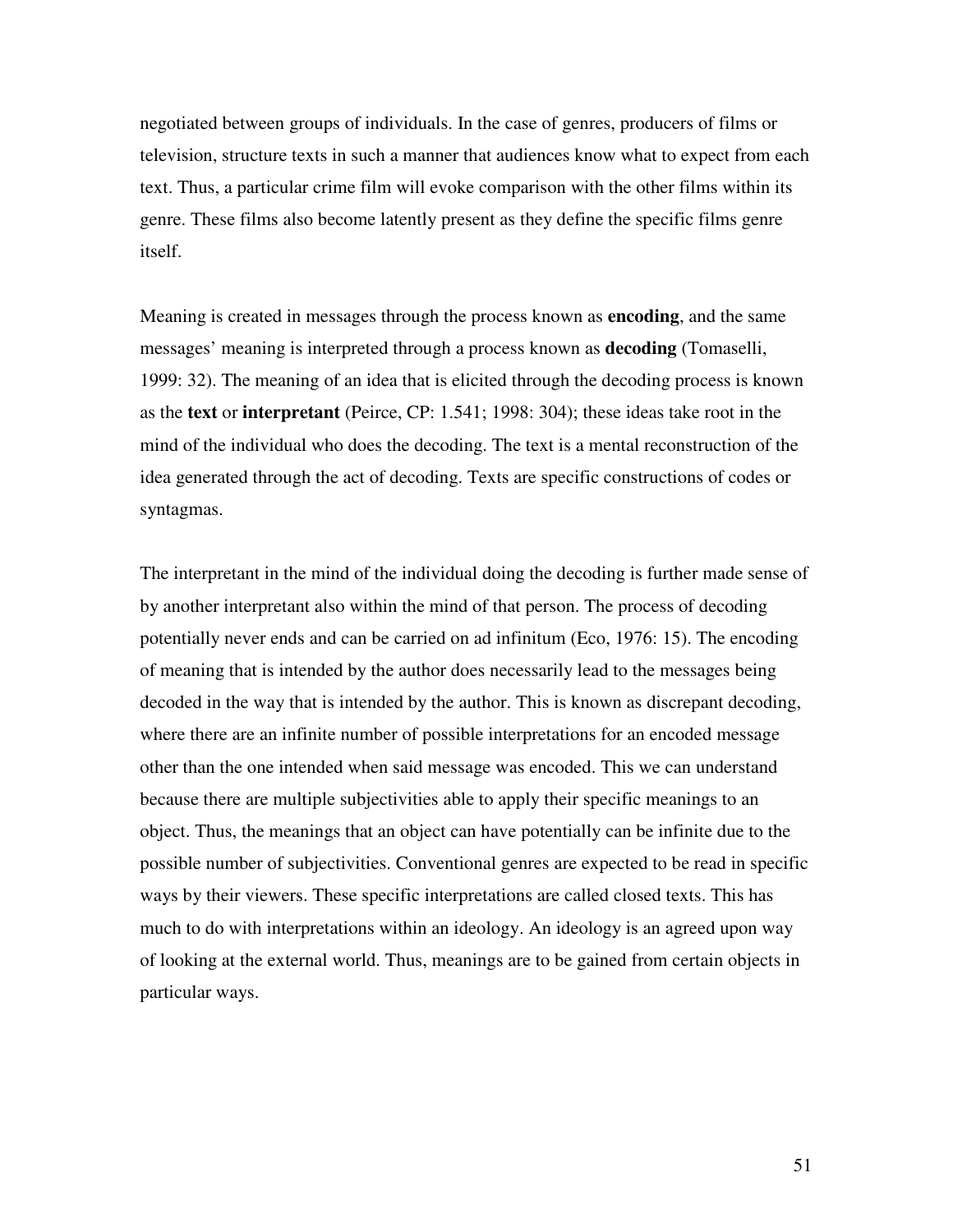negotiated between groups of individuals. In the case of genres, producers of films or television, structure texts in such a manner that audiences know what to expect from each text. Thus, a particular crime film will evoke comparison with the other films within its genre. These films also become latently present as they define the specific films genre itself.

Meaning is created in messages through the process known as **encoding**, and the same messages' meaning is interpreted through a process known as **decoding** (Tomaselli, 1999: 32). The meaning of an idea that is elicited through the decoding process is known as the **text** or **interpretant** (Peirce, CP: 1.541; 1998: 304); these ideas take root in the mind of the individual who does the decoding. The text is a mental reconstruction of the idea generated through the act of decoding. Texts are specific constructions of codes or syntagmas.

The interpretant in the mind of the individual doing the decoding is further made sense of by another interpretant also within the mind of that person. The process of decoding potentially never ends and can be carried on ad infinitum (Eco, 1976: 15). The encoding of meaning that is intended by the author does necessarily lead to the messages being decoded in the way that is intended by the author. This is known as discrepant decoding, where there are an infinite number of possible interpretations for an encoded message other than the one intended when said message was encoded. This we can understand because there are multiple subjectivities able to apply their specific meanings to an object. Thus, the meanings that an object can have potentially can be infinite due to the possible number of subjectivities. Conventional genres are expected to be read in specific ways by their viewers. These specific interpretations are called closed texts. This has much to do with interpretations within an ideology. An ideology is an agreed upon way of looking at the external world. Thus, meanings are to be gained from certain objects in particular ways.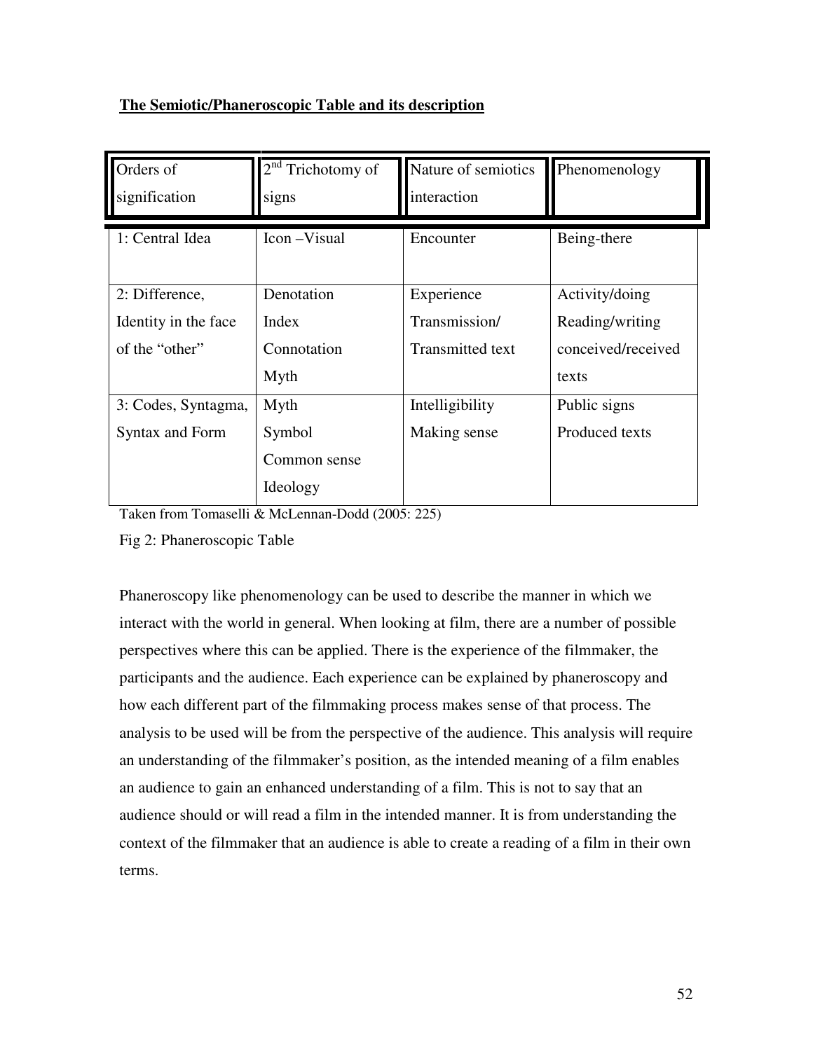**The Semiotic/Phaneroscopic Table and its description**

| Orders of signification | $2^{nd}$ Trichotomy of signs | Nature of semiotics interaction | Phenomenology |
|---|---|---|---|
| 1: Central Idea | Icon –Visual | Encounter | Being-there |
| 2: Difference, Identity in the face of the "other" | Denotation Index Connotation Myth | Experience Transmission/ Transmitted text | Activity/doing Reading/writing conceived/received texts |
| 3: Codes, Syntagma, Syntax and Form | Myth Symbol Common sense Ideology | Intelligibility Making sense | Public signs Produced texts |

Taken from Tomaselli & McLennan-Dodd (2005: 225)

Fig 2: Phaneroscopic Table

Phaneroscopy like phenomenology can be used to describe the manner in which we interact with the world in general. When looking at film, there are a number of possible perspectives where this can be applied. There is the experience of the filmmaker, the participants and the audience. Each experience can be explained by phaneroscopy and how each different part of the filmmaking process makes sense of that process. The analysis to be used will be from the perspective of the audience. This analysis will require an understanding of the filmmaker's position, as the intended meaning of a film enables an audience to gain an enhanced understanding of a film. This is not to say that an audience should or will read a film in the intended manner. It is from understanding the context of the filmmaker that an audience is able to create a reading of a film in their own terms.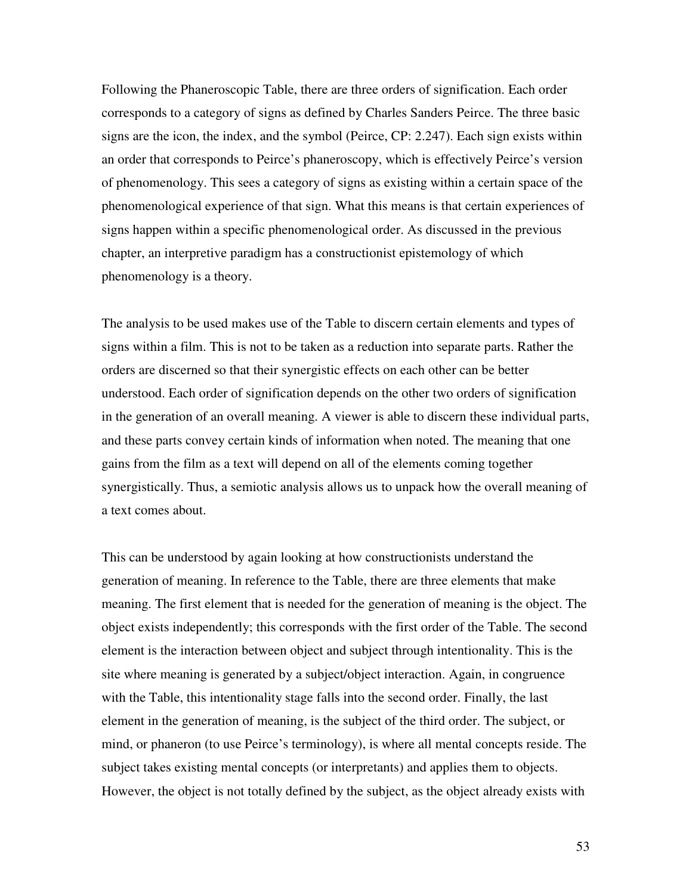Following the Phaneroscopic Table, there are three orders of signification. Each order corresponds to a category of signs as defined by Charles Sanders Peirce. The three basic signs are the icon, the index, and the symbol (Peirce, CP: 2.247). Each sign exists within an order that corresponds to Peirce's phaneroscopy, which is effectively Peirce's version of phenomenology. This sees a category of signs as existing within a certain space of the phenomenological experience of that sign. What this means is that certain experiences of signs happen within a specific phenomenological order. As discussed in the previous chapter, an interpretive paradigm has a constructionist epistemology of which phenomenology is a theory.

The analysis to be used makes use of the Table to discern certain elements and types of signs within a film. This is not to be taken as a reduction into separate parts. Rather the orders are discerned so that their synergistic effects on each other can be better understood. Each order of signification depends on the other two orders of signification in the generation of an overall meaning. A viewer is able to discern these individual parts, and these parts convey certain kinds of information when noted. The meaning that one gains from the film as a text will depend on all of the elements coming together synergistically. Thus, a semiotic analysis allows us to unpack how the overall meaning of a text comes about.

This can be understood by again looking at how constructionists understand the generation of meaning. In reference to the Table, there are three elements that make meaning. The first element that is needed for the generation of meaning is the object. The object exists independently; this corresponds with the first order of the Table. The second element is the interaction between object and subject through intentionality. This is the site where meaning is generated by a subject/object interaction. Again, in congruence with the Table, this intentionality stage falls into the second order. Finally, the last element in the generation of meaning, is the subject of the third order. The subject, or mind, or phaneron (to use Peirce's terminology), is where all mental concepts reside. The subject takes existing mental concepts (or interpretants) and applies them to objects. However, the object is not totally defined by the subject, as the object already exists with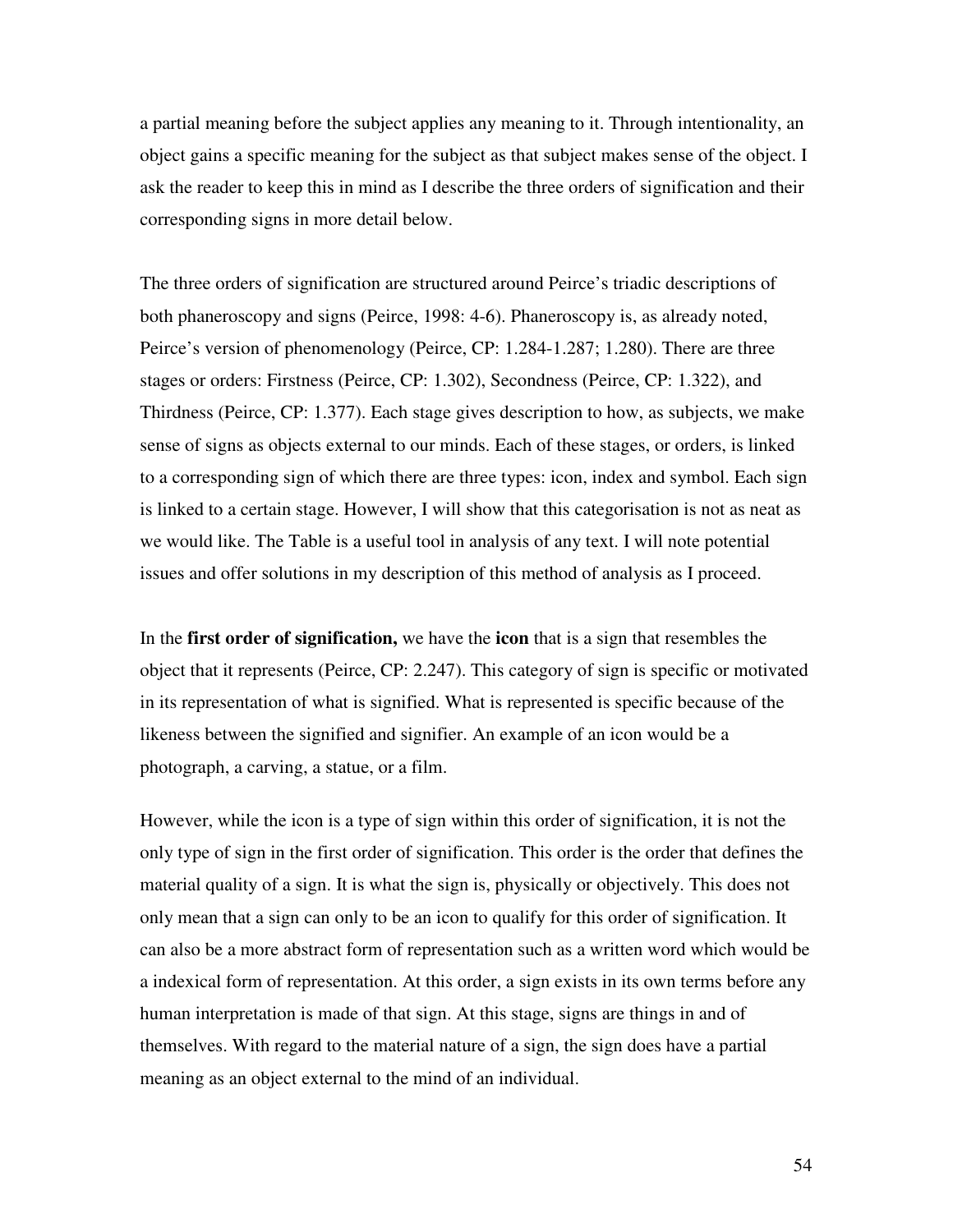a partial meaning before the subject applies any meaning to it. Through intentionality, an object gains a specific meaning for the subject as that subject makes sense of the object. I ask the reader to keep this in mind as I describe the three orders of signification and their corresponding signs in more detail below.

The three orders of signification are structured around Peirce's triadic descriptions of both phaneroscopy and signs (Peirce, 1998: 4-6). Phaneroscopy is, as already noted, Peirce's version of phenomenology (Peirce, CP: 1.284-1.287; 1.280). There are three stages or orders: Firstness (Peirce, CP: 1.302), Secondness (Peirce, CP: 1.322), and Thirdness (Peirce, CP: 1.377). Each stage gives description to how, as subjects, we make sense of signs as objects external to our minds. Each of these stages, or orders, is linked to a corresponding sign of which there are three types: icon, index and symbol. Each sign is linked to a certain stage. However, I will show that this categorisation is not as neat as we would like. The Table is a useful tool in analysis of any text. I will note potential issues and offer solutions in my description of this method of analysis as I proceed.

In the **first order of signification,** we have the **icon** that is a sign that resembles the object that it represents (Peirce, CP: 2.247). This category of sign is specific or motivated in its representation of what is signified. What is represented is specific because of the likeness between the signified and signifier. An example of an icon would be a photograph, a carving, a statue, or a film.

However, while the icon is a type of sign within this order of signification, it is not the only type of sign in the first order of signification. This order is the order that defines the material quality of a sign. It is what the sign is, physically or objectively. This does not only mean that a sign can only to be an icon to qualify for this order of signification. It can also be a more abstract form of representation such as a written word which would be a indexical form of representation. At this order, a sign exists in its own terms before any human interpretation is made of that sign. At this stage, signs are things in and of themselves. With regard to the material nature of a sign, the sign does have a partial meaning as an object external to the mind of an individual.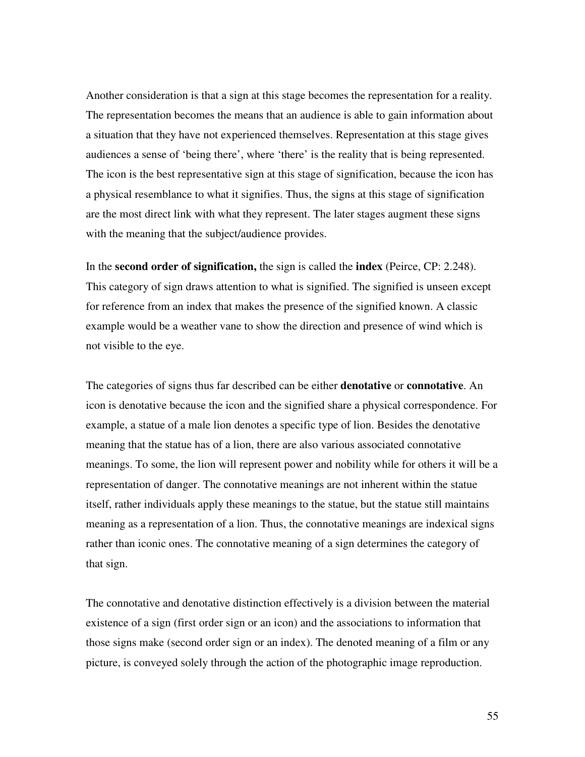Another consideration is that a sign at this stage becomes the representation for a reality. The representation becomes the means that an audience is able to gain information about a situation that they have not experienced themselves. Representation at this stage gives audiences a sense of 'being there', where 'there' is the reality that is being represented. The icon is the best representative sign at this stage of signification, because the icon has a physical resemblance to what it signifies. Thus, the signs at this stage of signification are the most direct link with what they represent. The later stages augment these signs with the meaning that the subject/audience provides.

In the **second order of signification,** the sign is called the **index** (Peirce, CP: 2.248). This category of sign draws attention to what is signified. The signified is unseen except for reference from an index that makes the presence of the signified known. A classic example would be a weather vane to show the direction and presence of wind which is not visible to the eye.

The categories of signs thus far described can be either **denotative** or **connotative**. An icon is denotative because the icon and the signified share a physical correspondence. For example, a statue of a male lion denotes a specific type of lion. Besides the denotative meaning that the statue has of a lion, there are also various associated connotative meanings. To some, the lion will represent power and nobility while for others it will be a representation of danger. The connotative meanings are not inherent within the statue itself, rather individuals apply these meanings to the statue, but the statue still maintains meaning as a representation of a lion. Thus, the connotative meanings are indexical signs rather than iconic ones. The connotative meaning of a sign determines the category of that sign.

The connotative and denotative distinction effectively is a division between the material existence of a sign (first order sign or an icon) and the associations to information that those signs make (second order sign or an index). The denoted meaning of a film or any picture, is conveyed solely through the action of the photographic image reproduction.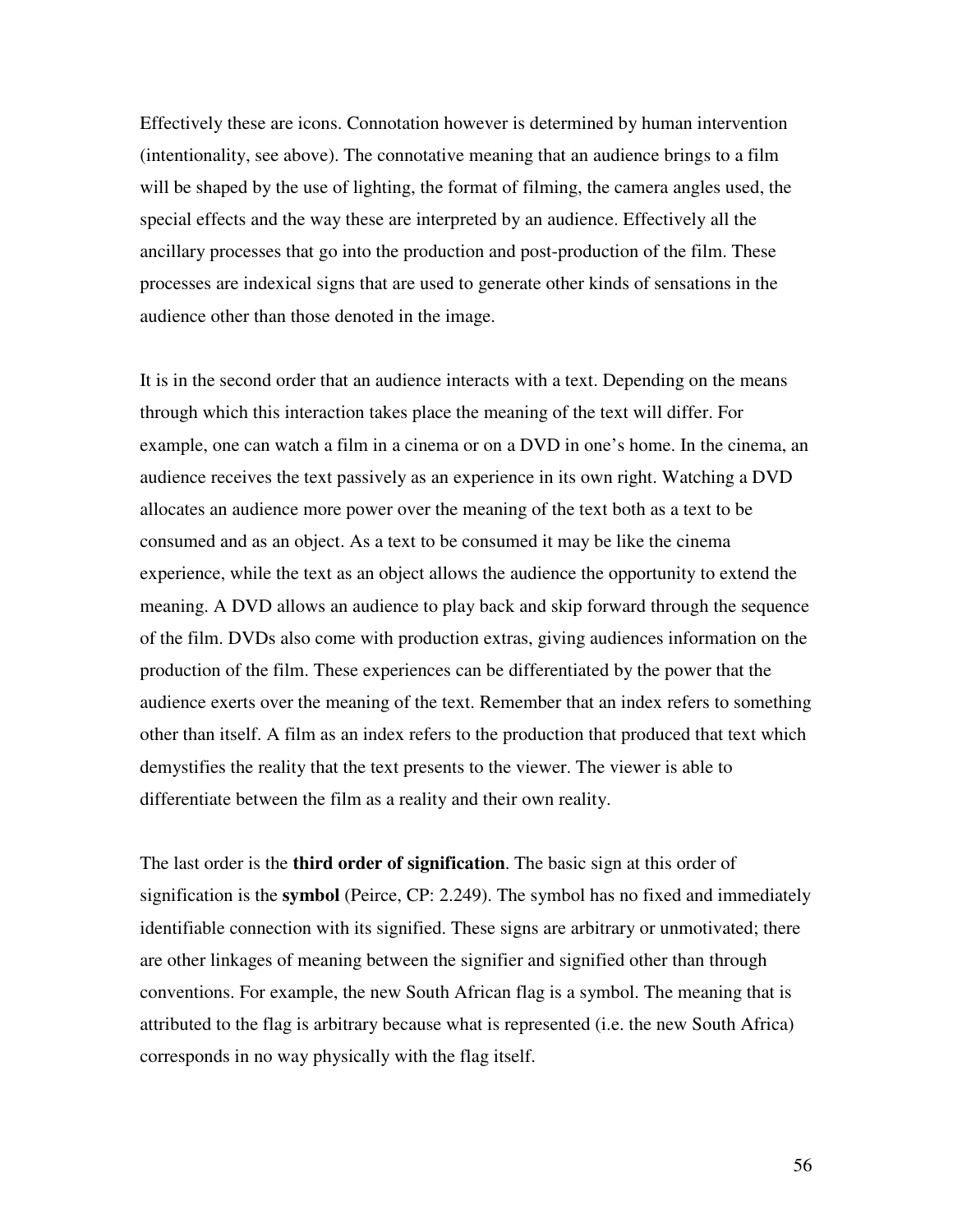Effectively these are icons. Connotation however is determined by human intervention (intentionality, see above). The connotative meaning that an audience brings to a film will be shaped by the use of lighting, the format of filming, the camera angles used, the special effects and the way these are interpreted by an audience. Effectively all the ancillary processes that go into the production and post-production of the film. These processes are indexical signs that are used to generate other kinds of sensations in the audience other than those denoted in the image.

It is in the second order that an audience interacts with a text. Depending on the means through which this interaction takes place the meaning of the text will differ. For example, one can watch a film in a cinema or on a DVD in one's home. In the cinema, an audience receives the text passively as an experience in its own right. Watching a DVD allocates an audience more power over the meaning of the text both as a text to be consumed and as an object. As a text to be consumed it may be like the cinema experience, while the text as an object allows the audience the opportunity to extend the meaning. A DVD allows an audience to play back and skip forward through the sequence of the film. DVDs also come with production extras, giving audiences information on the production of the film. These experiences can be differentiated by the power that the audience exerts over the meaning of the text. Remember that an index refers to something other than itself. A film as an index refers to the production that produced that text which demystifies the reality that the text presents to the viewer. The viewer is able to differentiate between the film as a reality and their own reality.

The last order is the **third order of signification**. The basic sign at this order of signification is the **symbol** (Peirce, CP: 2.249). The symbol has no fixed and immediately identifiable connection with its signified. These signs are arbitrary or unmotivated; there are other linkages of meaning between the signifier and signified other than through conventions. For example, the new South African flag is a symbol. The meaning that is attributed to the flag is arbitrary because what is represented (i.e. the new South Africa) corresponds in no way physically with the flag itself.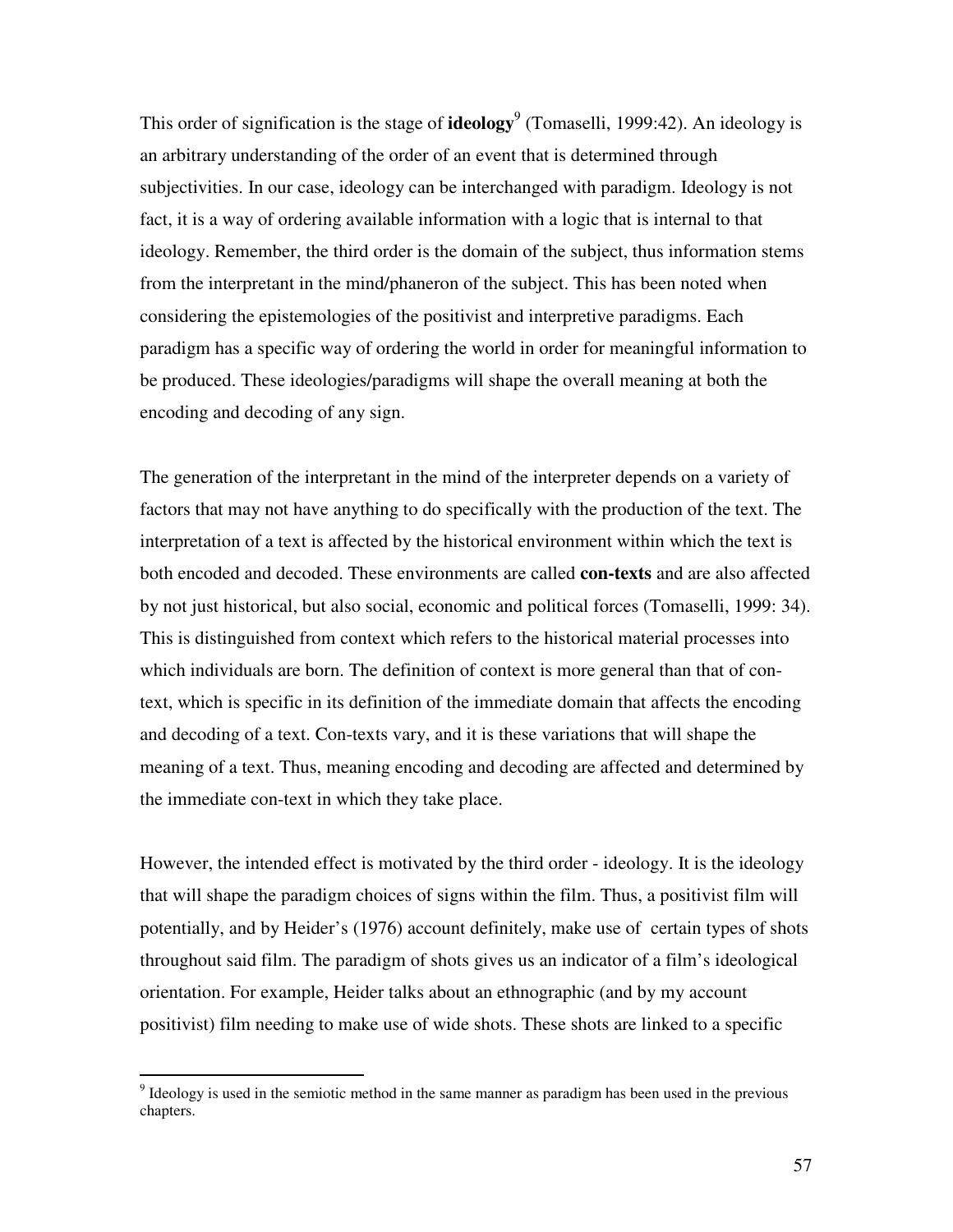This order of signification is the stage of **ideology**[9] (Tomaselli, 1999:42). An ideology is an arbitrary understanding of the order of an event that is determined through subjectivities. In our case, ideology can be interchanged with paradigm. Ideology is not fact, it is a way of ordering available information with a logic that is internal to that ideology. Remember, the third order is the domain of the subject, thus information stems from the interpretant in the mind/phaneron of the subject. This has been noted when considering the epistemologies of the positivist and interpretive paradigms. Each paradigm has a specific way of ordering the world in order for meaningful information to be produced. These ideologies/paradigms will shape the overall meaning at both the encoding and decoding of any sign.

The generation of the interpretant in the mind of the interpreter depends on a variety of factors that may not have anything to do specifically with the production of the text. The interpretation of a text is affected by the historical environment within which the text is both encoded and decoded. These environments are called **con-texts** and are also affected by not just historical, but also social, economic and political forces (Tomaselli, 1999: 34). This is distinguished from context which refers to the historical material processes into which individuals are born. The definition of context is more general than that of con-text, which is specific in its definition of the immediate domain that affects the encoding and decoding of a text. Con-texts vary, and it is these variations that will shape the meaning of a text. Thus, meaning encoding and decoding are affected and determined by the immediate con-text in which they take place.

However, the intended effect is motivated by the third order - ideology. It is the ideology that will shape the paradigm choices of signs within the film. Thus, a positivist film will potentially, and by Heider's (1976) account definitely, make use of certain types of shots throughout said film. The paradigm of shots gives us an indicator of a film's ideological orientation. For example, Heider talks about an ethnographic (and by my account positivist) film needing to make use of wide shots. These shots are linked to a specific

[9] Ideology is used in the semiotic method in the same manner as paradigm has been used in the previous chapters.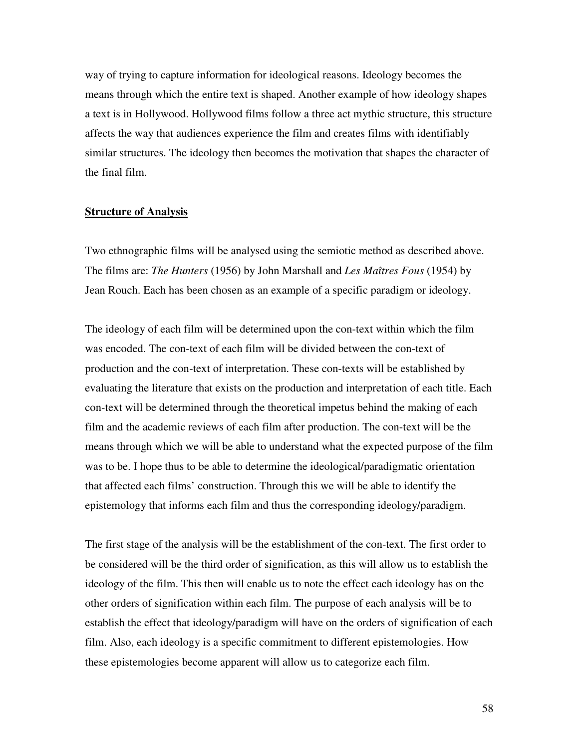way of trying to capture information for ideological reasons. Ideology becomes the means through which the entire text is shaped. Another example of how ideology shapes a text is in Hollywood. Hollywood films follow a three act mythic structure, this structure affects the way that audiences experience the film and creates films with identifiably similar structures. The ideology then becomes the motivation that shapes the character of the final film.

## **Structure of Analysis**

Two ethnographic films will be analysed using the semiotic method as described above. The films are: *The Hunters* (1956) by John Marshall and *Les Maîtres Fous* (1954) by Jean Rouch. Each has been chosen as an example of a specific paradigm or ideology.

The ideology of each film will be determined upon the con-text within which the film was encoded. The con-text of each film will be divided between the con-text of production and the con-text of interpretation. These con-texts will be established by evaluating the literature that exists on the production and interpretation of each title. Each con-text will be determined through the theoretical impetus behind the making of each film and the academic reviews of each film after production. The con-text will be the means through which we will be able to understand what the expected purpose of the film was to be. I hope thus to be able to determine the ideological/paradigmatic orientation that affected each films' construction. Through this we will be able to identify the epistemology that informs each film and thus the corresponding ideology/paradigm.

The first stage of the analysis will be the establishment of the con-text. The first order to be considered will be the third order of signification, as this will allow us to establish the ideology of the film. This then will enable us to note the effect each ideology has on the other orders of signification within each film. The purpose of each analysis will be to establish the effect that ideology/paradigm will have on the orders of signification of each film. Also, each ideology is a specific commitment to different epistemologies. How these epistemologies become apparent will allow us to categorize each film.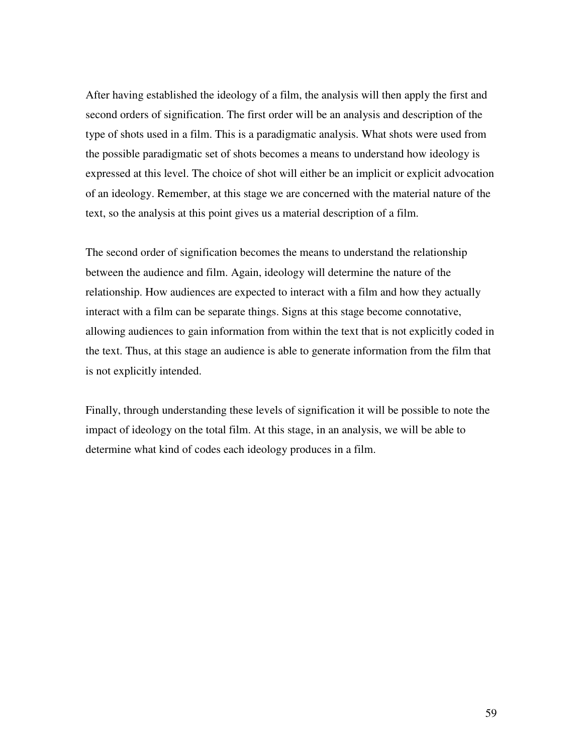After having established the ideology of a film, the analysis will then apply the first and second orders of signification. The first order will be an analysis and description of the type of shots used in a film. This is a paradigmatic analysis. What shots were used from the possible paradigmatic set of shots becomes a means to understand how ideology is expressed at this level. The choice of shot will either be an implicit or explicit advocation of an ideology. Remember, at this stage we are concerned with the material nature of the text, so the analysis at this point gives us a material description of a film.

The second order of signification becomes the means to understand the relationship between the audience and film. Again, ideology will determine the nature of the relationship. How audiences are expected to interact with a film and how they actually interact with a film can be separate things. Signs at this stage become connotative, allowing audiences to gain information from within the text that is not explicitly coded in the text. Thus, at this stage an audience is able to generate information from the film that is not explicitly intended.

Finally, through understanding these levels of signification it will be possible to note the impact of ideology on the total film. At this stage, in an analysis, we will be able to determine what kind of codes each ideology produces in a film.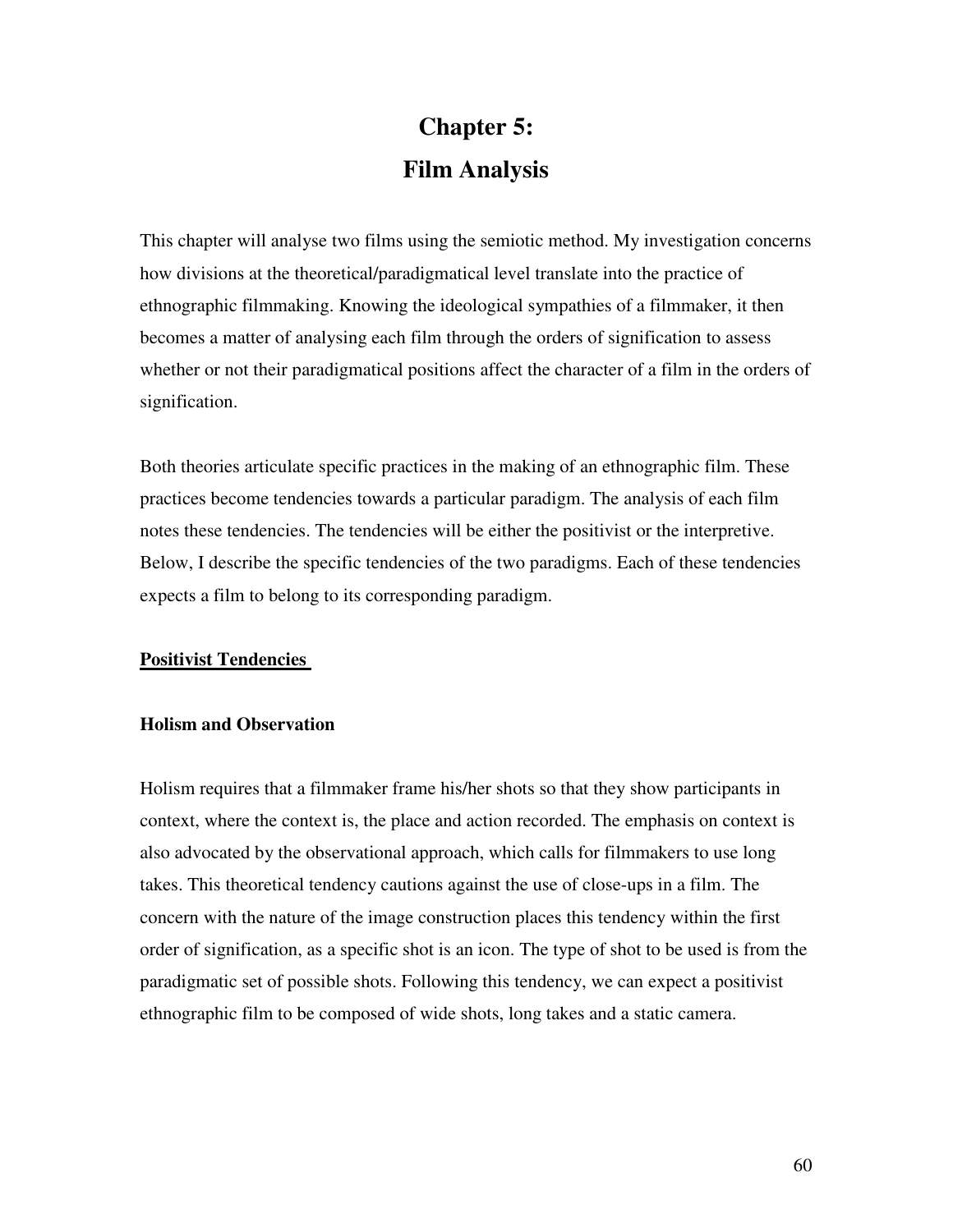# Chapter 5:
# Film Analysis

This chapter will analyse two films using the semiotic method. My investigation concerns how divisions at the theoretical/paradigmatical level translate into the practice of ethnographic filmmaking. Knowing the ideological sympathies of a filmmaker, it then becomes a matter of analysing each film through the orders of signification to assess whether or not their paradigmatical positions affect the character of a film in the orders of signification.

Both theories articulate specific practices in the making of an ethnographic film. These practices become tendencies towards a particular paradigm. The analysis of each film notes these tendencies. The tendencies will be either the positivist or the interpretive. Below, I describe the specific tendencies of the two paradigms. Each of these tendencies expects a film to belong to its corresponding paradigm.

## Positivist Tendencies

### Holism and Observation

Holism requires that a filmmaker frame his/her shots so that they show participants in context, where the context is, the place and action recorded. The emphasis on context is also advocated by the observational approach, which calls for filmmakers to use long takes. This theoretical tendency cautions against the use of close-ups in a film. The concern with the nature of the image construction places this tendency within the first order of signification, as a specific shot is an icon. The type of shot to be used is from the paradigmatic set of possible shots. Following this tendency, we can expect a positivist ethnographic film to be composed of wide shots, long takes and a static camera.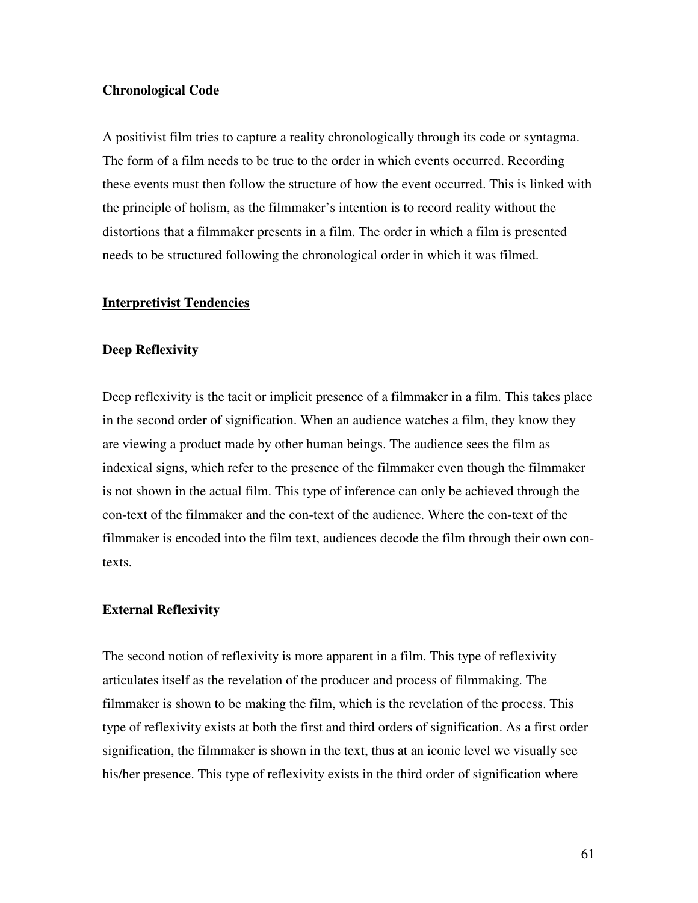### Chronological Code

A positivist film tries to capture a reality chronologically through its code or syntagma. The form of a film needs to be true to the order in which events occurred. Recording these events must then follow the structure of how the event occurred. This is linked with the principle of holism, as the filmmaker's intention is to record reality without the distortions that a filmmaker presents in a film. The order in which a film is presented needs to be structured following the chronological order in which it was filmed.

## Interpretivist Tendencies

### Deep Reflexivity

Deep reflexivity is the tacit or implicit presence of a filmmaker in a film. This takes place in the second order of signification. When an audience watches a film, they know they are viewing a product made by other human beings. The audience sees the film as indexical signs, which refer to the presence of the filmmaker even though the filmmaker is not shown in the actual film. This type of inference can only be achieved through the con-text of the filmmaker and the con-text of the audience. Where the con-text of the filmmaker is encoded into the film text, audiences decode the film through their own con-texts.

### External Reflexivity

The second notion of reflexivity is more apparent in a film. This type of reflexivity articulates itself as the revelation of the producer and process of filmmaking. The filmmaker is shown to be making the film, which is the revelation of the process. This type of reflexivity exists at both the first and third orders of signification. As a first order signification, the filmmaker is shown in the text, thus at an iconic level we visually see his/her presence. This type of reflexivity exists in the third order of signification where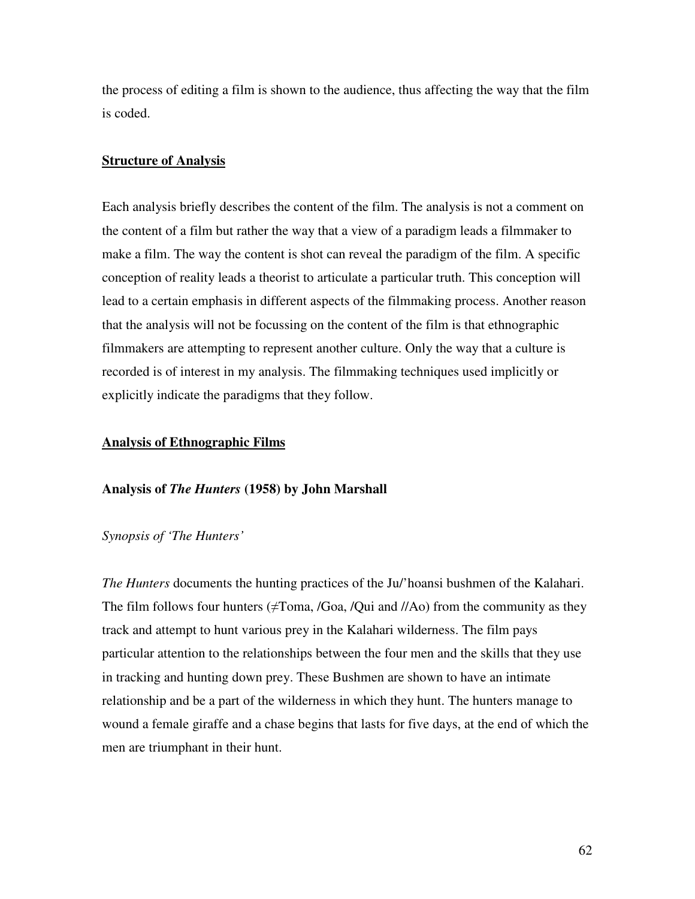the process of editing a film is shown to the audience, thus affecting the way that the film is coded.

## Structure of Analysis

Each analysis briefly describes the content of the film. The analysis is not a comment on the content of a film but rather the way that a view of a paradigm leads a filmmaker to make a film. The way the content is shot can reveal the paradigm of the film. A specific conception of reality leads a theorist to articulate a particular truth. This conception will lead to a certain emphasis in different aspects of the filmmaking process. Another reason that the analysis will not be focussing on the content of the film is that ethnographic filmmakers are attempting to represent another culture. Only the way that a culture is recorded is of interest in my analysis. The filmmaking techniques used implicitly or explicitly indicate the paradigms that they follow.

## Analysis of Ethnographic Films

### Analysis of *The Hunters* (1958) by John Marshall

*Synopsis of 'The Hunters'*

*The Hunters* documents the hunting practices of the Ju/'hoansi bushmen of the Kalahari. The film follows four hunters (≠Toma, /Goa, /Qui and //Ao) from the community as they track and attempt to hunt various prey in the Kalahari wilderness. The film pays particular attention to the relationships between the four men and the skills that they use in tracking and hunting down prey. These Bushmen are shown to have an intimate relationship and be a part of the wilderness in which they hunt. The hunters manage to wound a female giraffe and a chase begins that lasts for five days, at the end of which the men are triumphant in their hunt.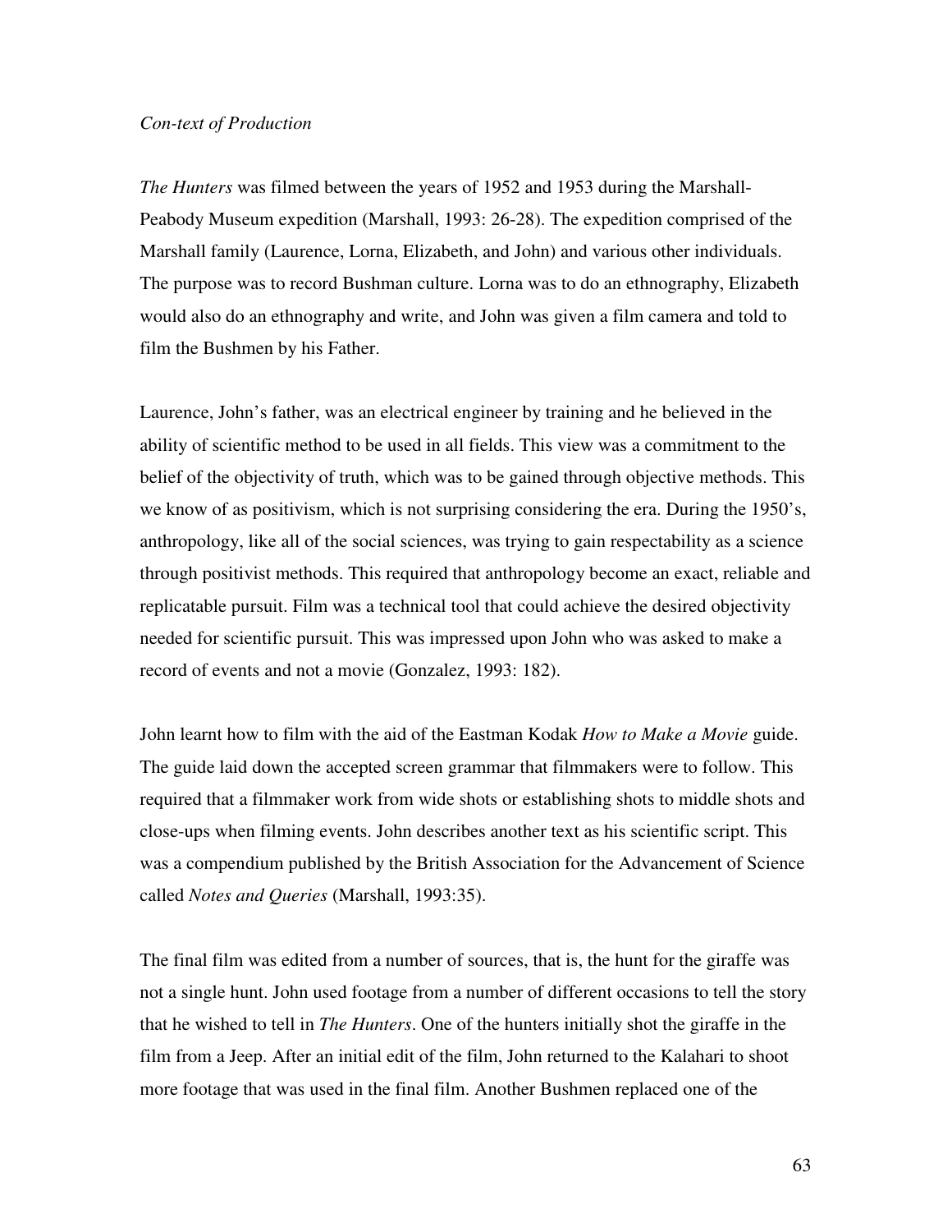*Con-text of Production*

*The Hunters* was filmed between the years of 1952 and 1953 during the Marshall-Peabody Museum expedition (Marshall, 1993: 26-28). The expedition comprised of the Marshall family (Laurence, Lorna, Elizabeth, and John) and various other individuals. The purpose was to record Bushman culture. Lorna was to do an ethnography, Elizabeth would also do an ethnography and write, and John was given a film camera and told to film the Bushmen by his Father.

Laurence, John's father, was an electrical engineer by training and he believed in the ability of scientific method to be used in all fields. This view was a commitment to the belief of the objectivity of truth, which was to be gained through objective methods. This we know of as positivism, which is not surprising considering the era. During the 1950's, anthropology, like all of the social sciences, was trying to gain respectability as a science through positivist methods. This required that anthropology become an exact, reliable and replicatable pursuit. Film was a technical tool that could achieve the desired objectivity needed for scientific pursuit. This was impressed upon John who was asked to make a record of events and not a movie (Gonzalez, 1993: 182).

John learnt how to film with the aid of the Eastman Kodak *How to Make a Movie* guide. The guide laid down the accepted screen grammar that filmmakers were to follow. This required that a filmmaker work from wide shots or establishing shots to middle shots and close-ups when filming events. John describes another text as his scientific script. This was a compendium published by the British Association for the Advancement of Science called *Notes and Queries* (Marshall, 1993:35).

The final film was edited from a number of sources, that is, the hunt for the giraffe was not a single hunt. John used footage from a number of different occasions to tell the story that he wished to tell in *The Hunters*. One of the hunters initially shot the giraffe in the film from a Jeep. After an initial edit of the film, John returned to the Kalahari to shoot more footage that was used in the final film. Another Bushmen replaced one of the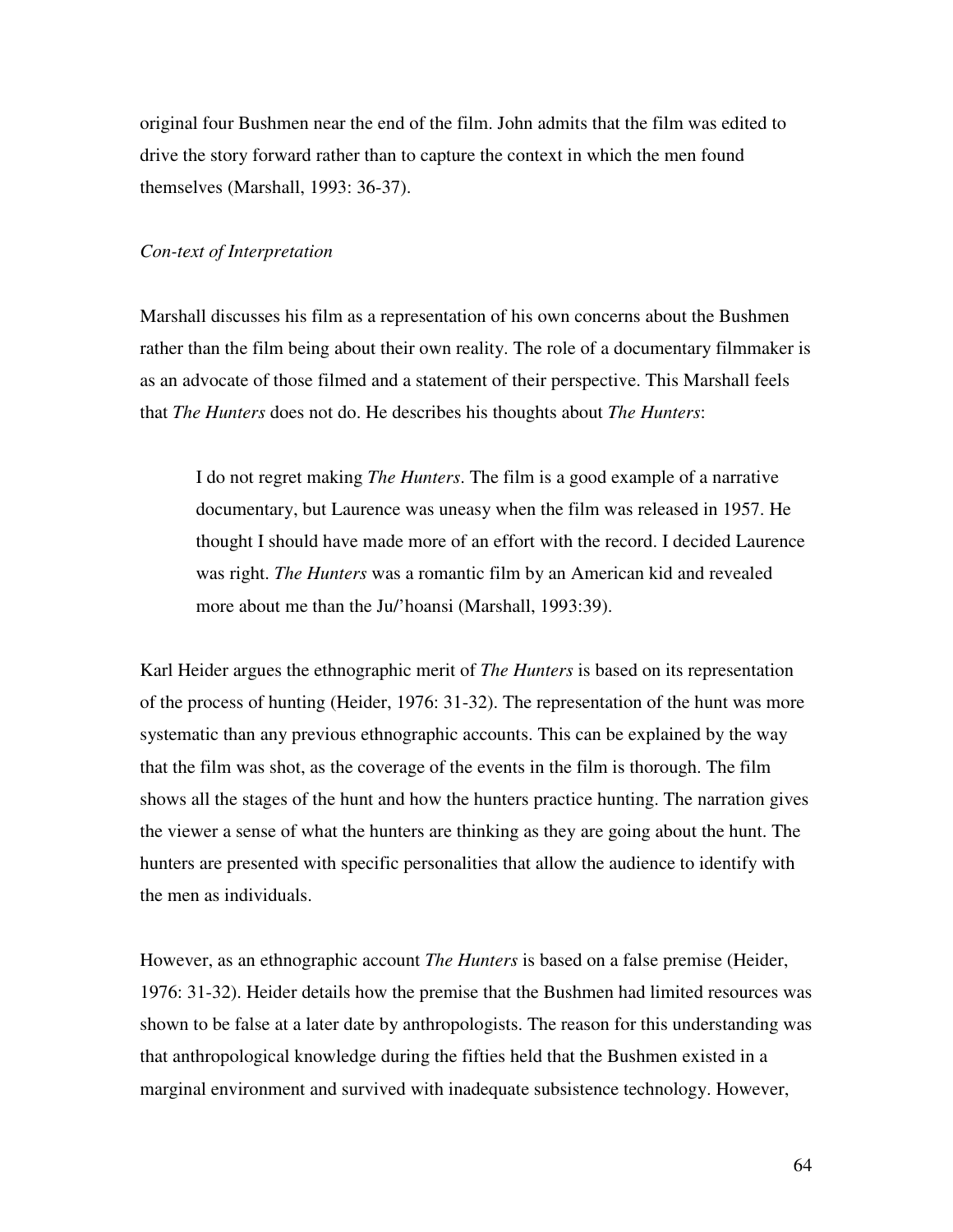original four Bushmen near the end of the film. John admits that the film was edited to drive the story forward rather than to capture the context in which the men found themselves (Marshall, 1993: 36-37).

*Con-text of Interpretation*

Marshall discusses his film as a representation of his own concerns about the Bushmen rather than the film being about their own reality. The role of a documentary filmmaker is as an advocate of those filmed and a statement of their perspective. This Marshall feels that *The Hunters* does not do. He describes his thoughts about *The Hunters*:

> I do not regret making *The Hunters*. The film is a good example of a narrative documentary, but Laurence was uneasy when the film was released in 1957. He thought I should have made more of an effort with the record. I decided Laurence was right. *The Hunters* was a romantic film by an American kid and revealed more about me than the Ju/'hoansi (Marshall, 1993:39).

Karl Heider argues the ethnographic merit of *The Hunters* is based on its representation of the process of hunting (Heider, 1976: 31-32). The representation of the hunt was more systematic than any previous ethnographic accounts. This can be explained by the way that the film was shot, as the coverage of the events in the film is thorough. The film shows all the stages of the hunt and how the hunters practice hunting. The narration gives the viewer a sense of what the hunters are thinking as they are going about the hunt. The hunters are presented with specific personalities that allow the audience to identify with the men as individuals.

However, as an ethnographic account *The Hunters* is based on a false premise (Heider, 1976: 31-32). Heider details how the premise that the Bushmen had limited resources was shown to be false at a later date by anthropologists. The reason for this understanding was that anthropological knowledge during the fifties held that the Bushmen existed in a marginal environment and survived with inadequate subsistence technology. However,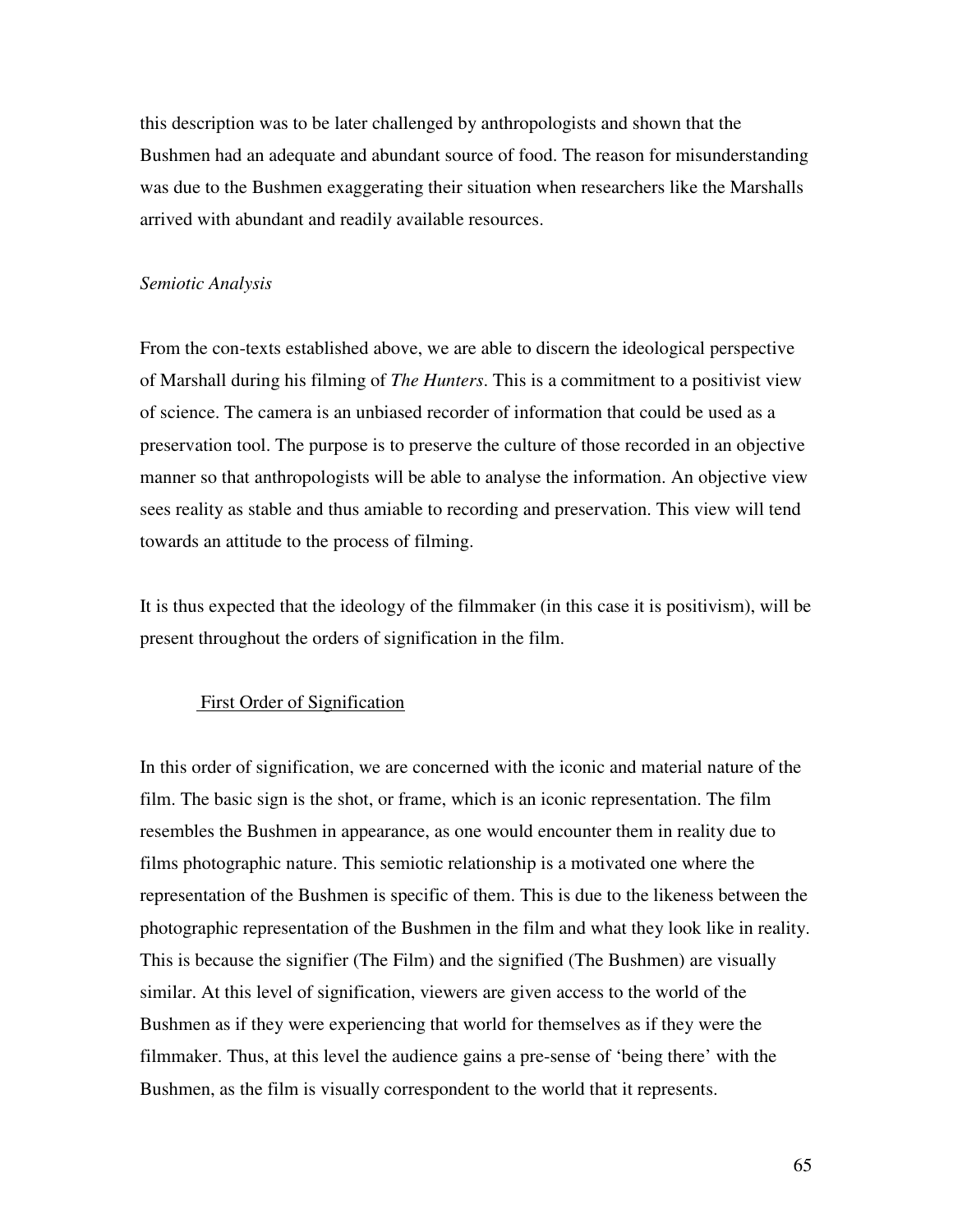this description was to be later challenged by anthropologists and shown that the Bushmen had an adequate and abundant source of food. The reason for misunderstanding was due to the Bushmen exaggerating their situation when researchers like the Marshalls arrived with abundant and readily available resources.

*Semiotic Analysis*

From the con-texts established above, we are able to discern the ideological perspective of Marshall during his filming of *The Hunters*. This is a commitment to a positivist view of science. The camera is an unbiased recorder of information that could be used as a preservation tool. The purpose is to preserve the culture of those recorded in an objective manner so that anthropologists will be able to analyse the information. An objective view sees reality as stable and thus amiable to recording and preservation. This view will tend towards an attitude to the process of filming.

It is thus expected that the ideology of the filmmaker (in this case it is positivism), will be present throughout the orders of signification in the film.

<u>First Order of Signification</u>

In this order of signification, we are concerned with the iconic and material nature of the film. The basic sign is the shot, or frame, which is an iconic representation. The film resembles the Bushmen in appearance, as one would encounter them in reality due to films photographic nature. This semiotic relationship is a motivated one where the representation of the Bushmen is specific of them. This is due to the likeness between the photographic representation of the Bushmen in the film and what they look like in reality. This is because the signifier (The Film) and the signified (The Bushmen) are visually similar. At this level of signification, viewers are given access to the world of the Bushmen as if they were experiencing that world for themselves as if they were the filmmaker. Thus, at this level the audience gains a pre-sense of 'being there' with the Bushmen, as the film is visually correspondent to the world that it represents.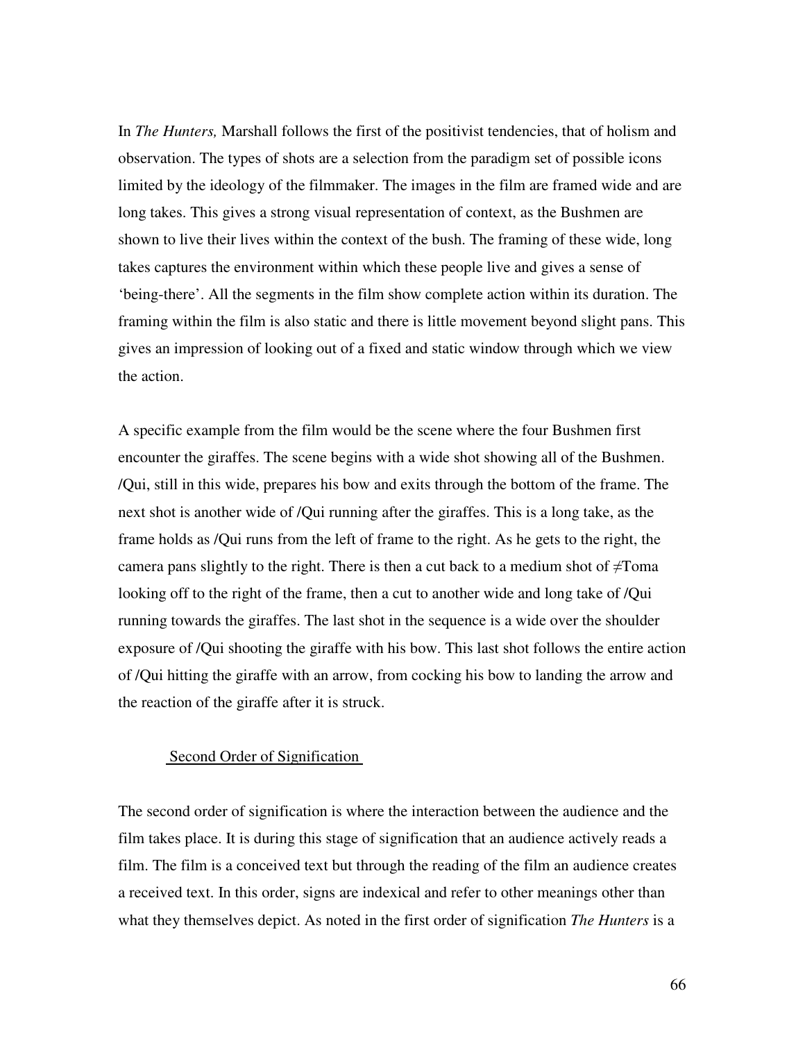In *The Hunters,* Marshall follows the first of the positivist tendencies, that of holism and observation. The types of shots are a selection from the paradigm set of possible icons limited by the ideology of the filmmaker. The images in the film are framed wide and are long takes. This gives a strong visual representation of context, as the Bushmen are shown to live their lives within the context of the bush. The framing of these wide, long takes captures the environment within which these people live and gives a sense of 'being-there'. All the segments in the film show complete action within its duration. The framing within the film is also static and there is little movement beyond slight pans. This gives an impression of looking out of a fixed and static window through which we view the action.

A specific example from the film would be the scene where the four Bushmen first encounter the giraffes. The scene begins with a wide shot showing all of the Bushmen. /Qui, still in this wide, prepares his bow and exits through the bottom of the frame. The next shot is another wide of /Qui running after the giraffes. This is a long take, as the frame holds as /Qui runs from the left of frame to the right. As he gets to the right, the camera pans slightly to the right. There is then a cut back to a medium shot of ≠Toma looking off to the right of the frame, then a cut to another wide and long take of /Qui running towards the giraffes. The last shot in the sequence is a wide over the shoulder exposure of /Qui shooting the giraffe with his bow. This last shot follows the entire action of /Qui hitting the giraffe with an arrow, from cocking his bow to landing the arrow and the reaction of the giraffe after it is struck.

### Second Order of Signification

The second order of signification is where the interaction between the audience and the film takes place. It is during this stage of signification that an audience actively reads a film. The film is a conceived text but through the reading of the film an audience creates a received text. In this order, signs are indexical and refer to other meanings other than what they themselves depict. As noted in the first order of signification *The Hunters* is a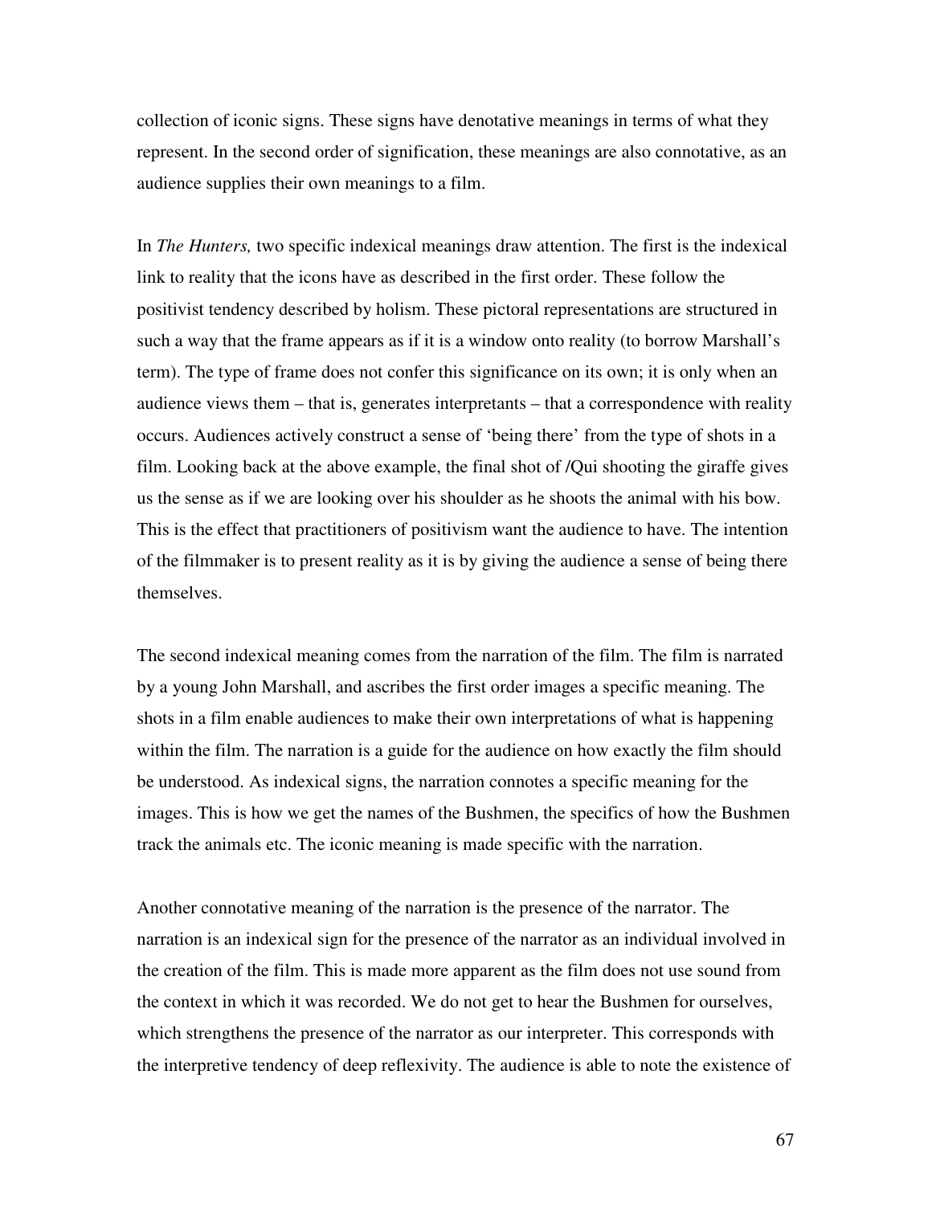collection of iconic signs. These signs have denotative meanings in terms of what they represent. In the second order of signification, these meanings are also connotative, as an audience supplies their own meanings to a film.

In *The Hunters,* two specific indexical meanings draw attention. The first is the indexical link to reality that the icons have as described in the first order. These follow the positivist tendency described by holism. These pictoral representations are structured in such a way that the frame appears as if it is a window onto reality (to borrow Marshall's term). The type of frame does not confer this significance on its own; it is only when an audience views them – that is, generates interpretants – that a correspondence with reality occurs. Audiences actively construct a sense of 'being there' from the type of shots in a film. Looking back at the above example, the final shot of /Qui shooting the giraffe gives us the sense as if we are looking over his shoulder as he shoots the animal with his bow. This is the effect that practitioners of positivism want the audience to have. The intention of the filmmaker is to present reality as it is by giving the audience a sense of being there themselves.

The second indexical meaning comes from the narration of the film. The film is narrated by a young John Marshall, and ascribes the first order images a specific meaning. The shots in a film enable audiences to make their own interpretations of what is happening within the film. The narration is a guide for the audience on how exactly the film should be understood. As indexical signs, the narration connotes a specific meaning for the images. This is how we get the names of the Bushmen, the specifics of how the Bushmen track the animals etc. The iconic meaning is made specific with the narration.

Another connotative meaning of the narration is the presence of the narrator. The narration is an indexical sign for the presence of the narrator as an individual involved in the creation of the film. This is made more apparent as the film does not use sound from the context in which it was recorded. We do not get to hear the Bushmen for ourselves, which strengthens the presence of the narrator as our interpreter. This corresponds with the interpretive tendency of deep reflexivity. The audience is able to note the existence of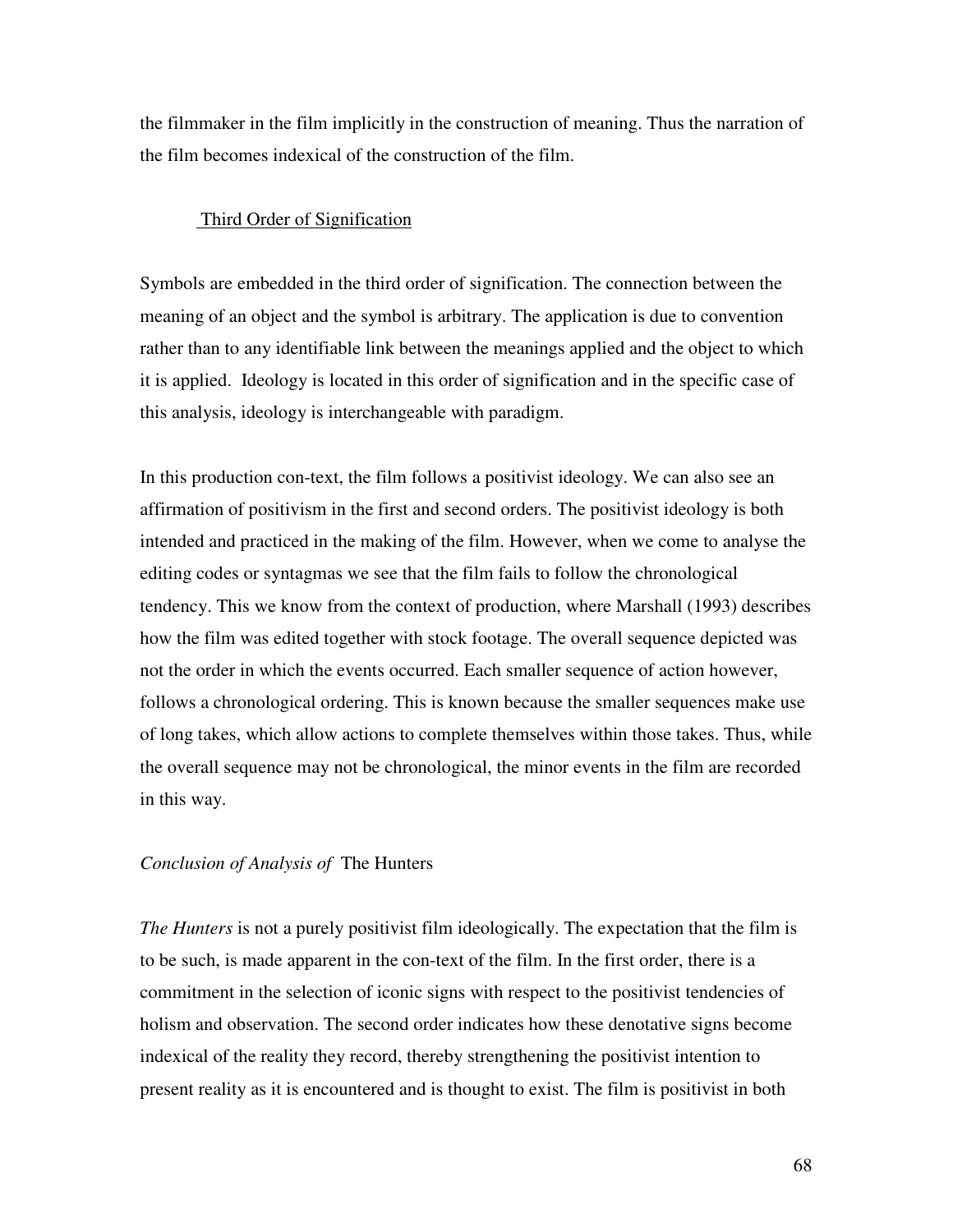the filmmaker in the film implicitly in the construction of meaning. Thus the narration of the film becomes indexical of the construction of the film.

### Third Order of Signification

Symbols are embedded in the third order of signification. The connection between the meaning of an object and the symbol is arbitrary. The application is due to convention rather than to any identifiable link between the meanings applied and the object to which it is applied.  Ideology is located in this order of signification and in the specific case of this analysis, ideology is interchangeable with paradigm.

In this production con-text, the film follows a positivist ideology. We can also see an affirmation of positivism in the first and second orders. The positivist ideology is both intended and practiced in the making of the film. However, when we come to analyse the editing codes or syntagmas we see that the film fails to follow the chronological tendency. This we know from the context of production, where Marshall (1993) describes how the film was edited together with stock footage. The overall sequence depicted was not the order in which the events occurred. Each smaller sequence of action however, follows a chronological ordering. This is known because the smaller sequences make use of long takes, which allow actions to complete themselves within those takes. Thus, while the overall sequence may not be chronological, the minor events in the film are recorded in this way.

### *Conclusion of Analysis of* The Hunters

*The Hunters* is not a purely positivist film ideologically. The expectation that the film is to be such, is made apparent in the con-text of the film. In the first order, there is a commitment in the selection of iconic signs with respect to the positivist tendencies of holism and observation. The second order indicates how these denotative signs become indexical of the reality they record, thereby strengthening the positivist intention to present reality as it is encountered and is thought to exist. The film is positivist in both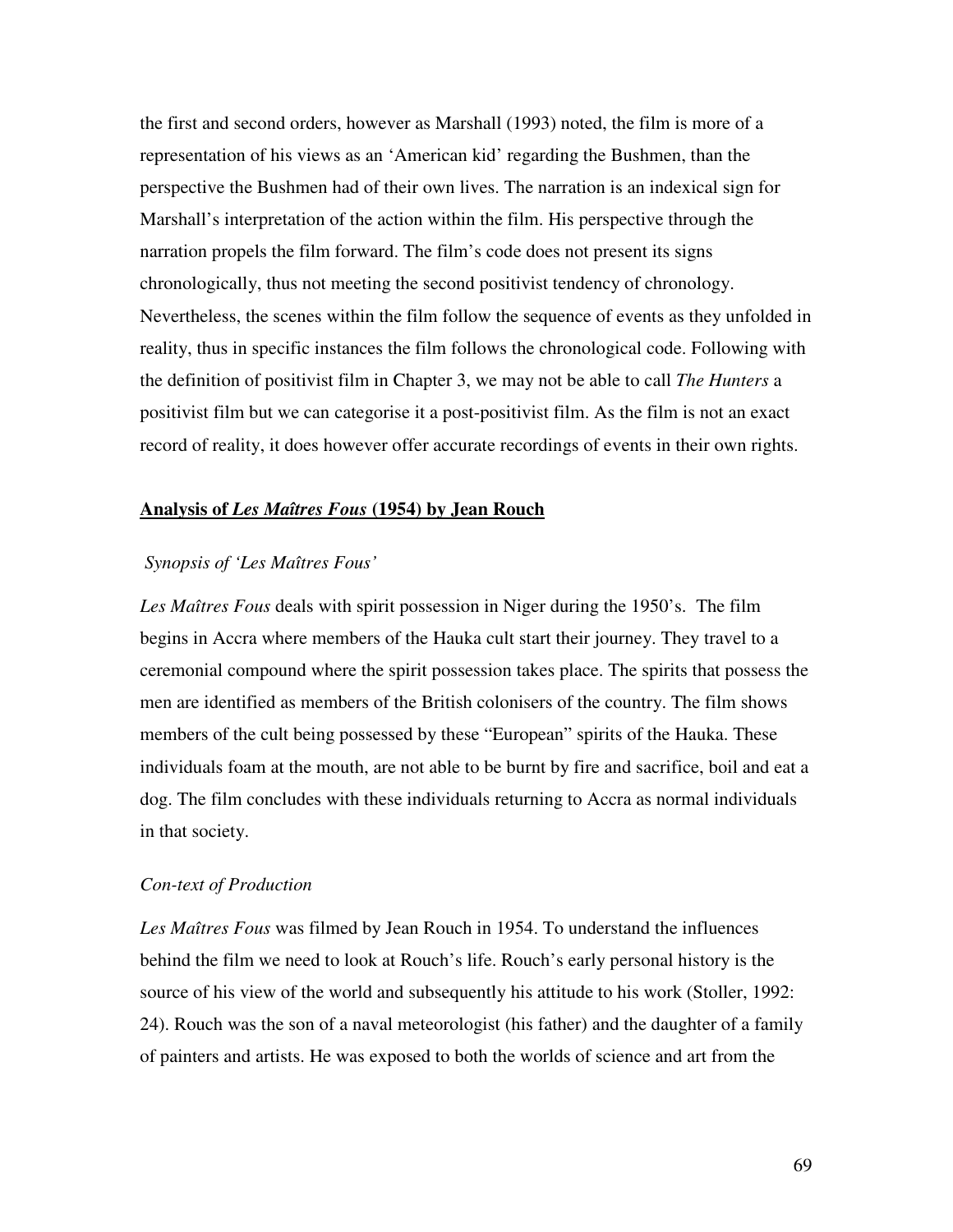the first and second orders, however as Marshall (1993) noted, the film is more of a representation of his views as an 'American kid' regarding the Bushmen, than the perspective the Bushmen had of their own lives. The narration is an indexical sign for Marshall's interpretation of the action within the film. His perspective through the narration propels the film forward. The film's code does not present its signs chronologically, thus not meeting the second positivist tendency of chronology. Nevertheless, the scenes within the film follow the sequence of events as they unfolded in reality, thus in specific instances the film follows the chronological code. Following with the definition of positivist film in Chapter 3, we may not be able to call *The Hunters* a positivist film but we can categorise it a post-positivist film. As the film is not an exact record of reality, it does however offer accurate recordings of events in their own rights.

## **Analysis of *Les Maîtres Fous* (1954) by Jean Rouch**

*Synopsis of 'Les Maîtres Fous'*

*Les Maîtres Fous* deals with spirit possession in Niger during the 1950's. The film begins in Accra where members of the Hauka cult start their journey. They travel to a ceremonial compound where the spirit possession takes place. The spirits that possess the men are identified as members of the British colonisers of the country. The film shows members of the cult being possessed by these "European" spirits of the Hauka. These individuals foam at the mouth, are not able to be burnt by fire and sacrifice, boil and eat a dog. The film concludes with these individuals returning to Accra as normal individuals in that society.

*Con-text of Production*

*Les Maîtres Fous* was filmed by Jean Rouch in 1954. To understand the influences behind the film we need to look at Rouch's life. Rouch's early personal history is the source of his view of the world and subsequently his attitude to his work (Stoller, 1992: 24). Rouch was the son of a naval meteorologist (his father) and the daughter of a family of painters and artists. He was exposed to both the worlds of science and art from the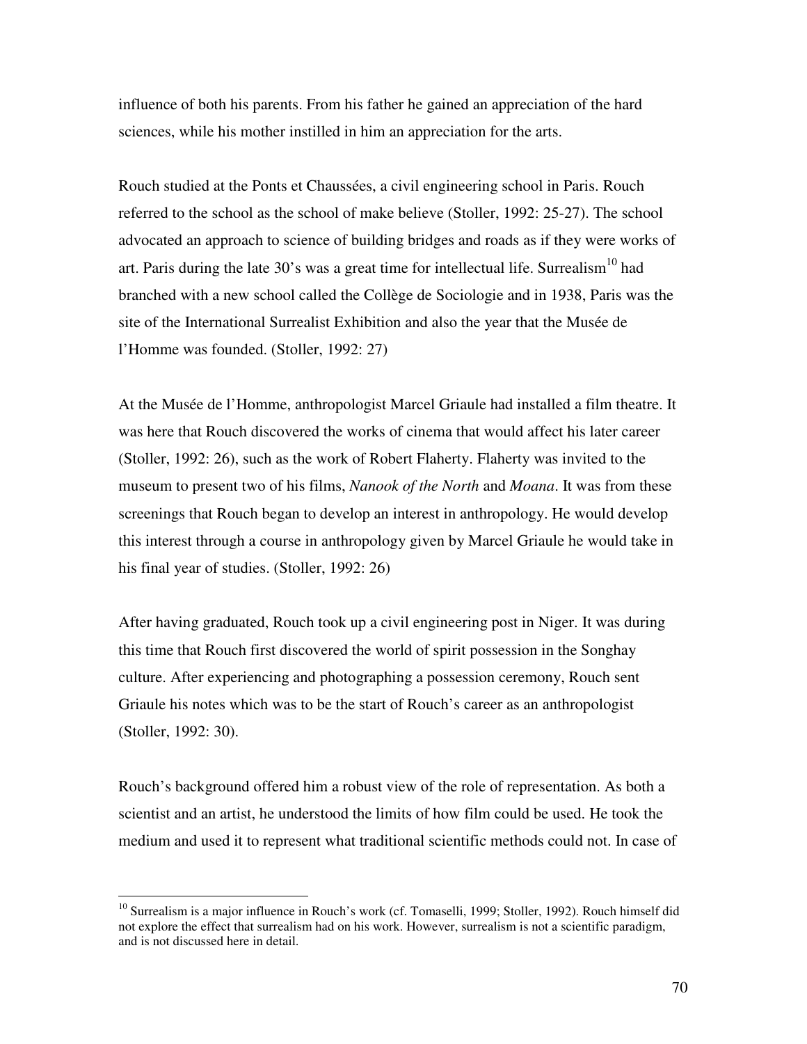influence of both his parents. From his father he gained an appreciation of the hard sciences, while his mother instilled in him an appreciation for the arts.

Rouch studied at the Ponts et Chaussées, a civil engineering school in Paris. Rouch referred to the school as the school of make believe (Stoller, 1992: 25-27). The school advocated an approach to science of building bridges and roads as if they were works of art. Paris during the late 30's was a great time for intellectual life. Surrealism[10] had branched with a new school called the Collège de Sociologie and in 1938, Paris was the site of the International Surrealist Exhibition and also the year that the Musée de l'Homme was founded. (Stoller, 1992: 27)

At the Musée de l'Homme, anthropologist Marcel Griaule had installed a film theatre. It was here that Rouch discovered the works of cinema that would affect his later career (Stoller, 1992: 26), such as the work of Robert Flaherty. Flaherty was invited to the museum to present two of his films, *Nanook of the North* and *Moana*. It was from these screenings that Rouch began to develop an interest in anthropology. He would develop this interest through a course in anthropology given by Marcel Griaule he would take in his final year of studies. (Stoller, 1992: 26)

After having graduated, Rouch took up a civil engineering post in Niger. It was during this time that Rouch first discovered the world of spirit possession in the Songhay culture. After experiencing and photographing a possession ceremony, Rouch sent Griaule his notes which was to be the start of Rouch's career as an anthropologist (Stoller, 1992: 30).

Rouch's background offered him a robust view of the role of representation. As both a scientist and an artist, he understood the limits of how film could be used. He took the medium and used it to represent what traditional scientific methods could not. In case of

---

[10] Surrealism is a major influence in Rouch's work (cf. Tomaselli, 1999; Stoller, 1992). Rouch himself did not explore the effect that surrealism had on his work. However, surrealism is not a scientific paradigm, and is not discussed here in detail.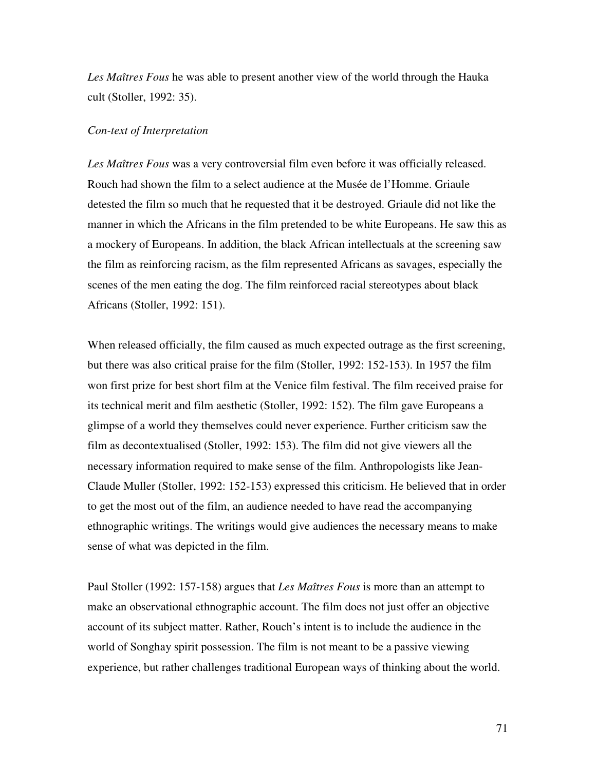*Les Maîtres Fous* he was able to present another view of the world through the Hauka cult (Stoller, 1992: 35).

*Con-text of Interpretation*

*Les Maîtres Fous* was a very controversial film even before it was officially released. Rouch had shown the film to a select audience at the Musée de l'Homme. Griaule detested the film so much that he requested that it be destroyed. Griaule did not like the manner in which the Africans in the film pretended to be white Europeans. He saw this as a mockery of Europeans. In addition, the black African intellectuals at the screening saw the film as reinforcing racism, as the film represented Africans as savages, especially the scenes of the men eating the dog. The film reinforced racial stereotypes about black Africans (Stoller, 1992: 151).

When released officially, the film caused as much expected outrage as the first screening, but there was also critical praise for the film (Stoller, 1992: 152-153). In 1957 the film won first prize for best short film at the Venice film festival. The film received praise for its technical merit and film aesthetic (Stoller, 1992: 152). The film gave Europeans a glimpse of a world they themselves could never experience. Further criticism saw the film as decontextualised (Stoller, 1992: 153). The film did not give viewers all the necessary information required to make sense of the film. Anthropologists like Jean-Claude Muller (Stoller, 1992: 152-153) expressed this criticism. He believed that in order to get the most out of the film, an audience needed to have read the accompanying ethnographic writings. The writings would give audiences the necessary means to make sense of what was depicted in the film.

Paul Stoller (1992: 157-158) argues that *Les Maîtres Fous* is more than an attempt to make an observational ethnographic account. The film does not just offer an objective account of its subject matter. Rather, Rouch's intent is to include the audience in the world of Songhay spirit possession. The film is not meant to be a passive viewing experience, but rather challenges traditional European ways of thinking about the world.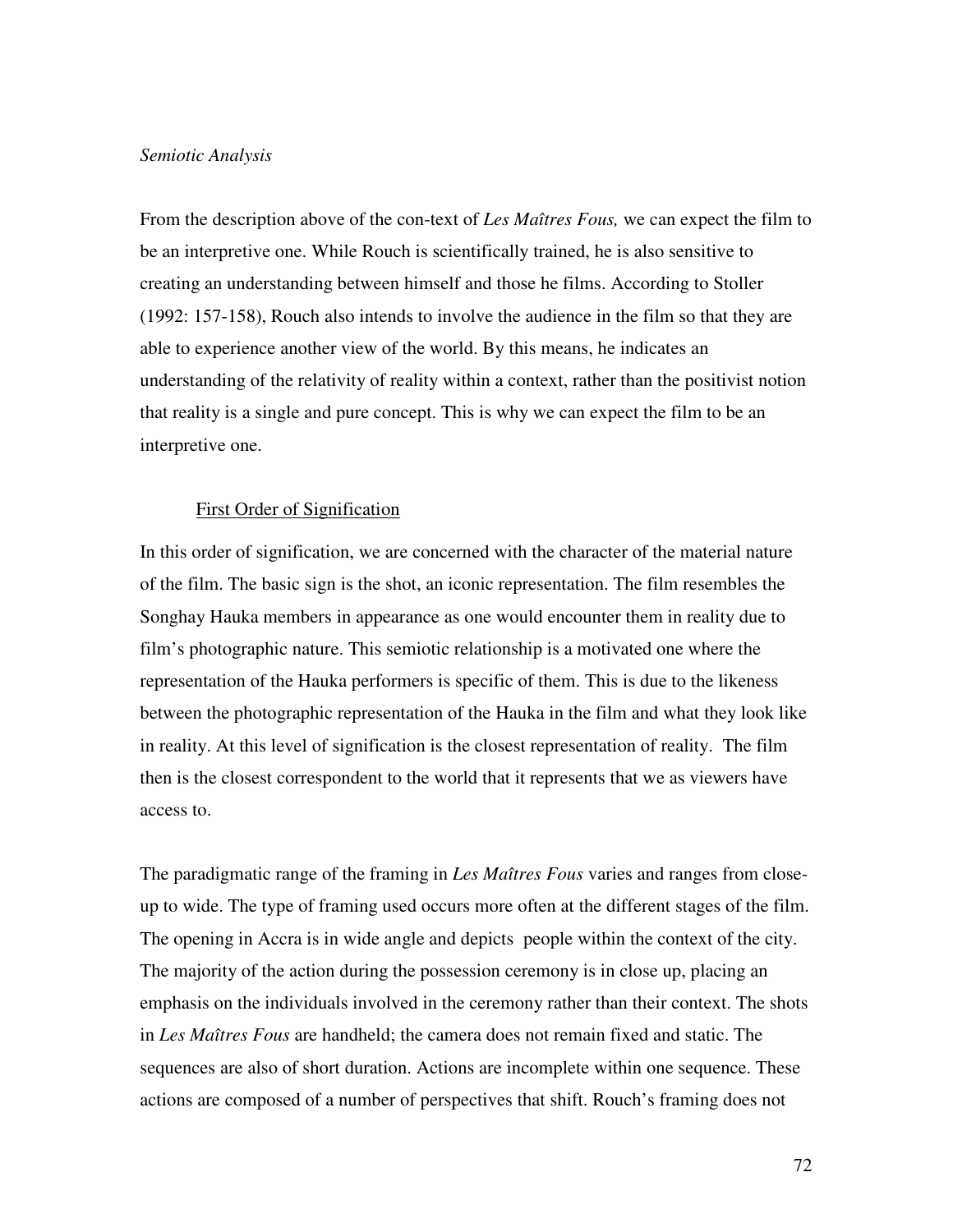*Semiotic Analysis*

From the description above of the con-text of *Les Maîtres Fous,* we can expect the film to be an interpretive one. While Rouch is scientifically trained, he is also sensitive to creating an understanding between himself and those he films. According to Stoller (1992: 157-158), Rouch also intends to involve the audience in the film so that they are able to experience another view of the world. By this means, he indicates an understanding of the relativity of reality within a context, rather than the positivist notion that reality is a single and pure concept. This is why we can expect the film to be an interpretive one.

<u>First Order of Signification</u>

In this order of signification, we are concerned with the character of the material nature of the film. The basic sign is the shot, an iconic representation. The film resembles the Songhay Hauka members in appearance as one would encounter them in reality due to film's photographic nature. This semiotic relationship is a motivated one where the representation of the Hauka performers is specific of them. This is due to the likeness between the photographic representation of the Hauka in the film and what they look like in reality. At this level of signification is the closest representation of reality. The film then is the closest correspondent to the world that it represents that we as viewers have access to.

The paradigmatic range of the framing in *Les Maîtres Fous* varies and ranges from close-up to wide. The type of framing used occurs more often at the different stages of the film. The opening in Accra is in wide angle and depicts people within the context of the city. The majority of the action during the possession ceremony is in close up, placing an emphasis on the individuals involved in the ceremony rather than their context. The shots in *Les Maîtres Fous* are handheld; the camera does not remain fixed and static. The sequences are also of short duration. Actions are incomplete within one sequence. These actions are composed of a number of perspectives that shift. Rouch's framing does not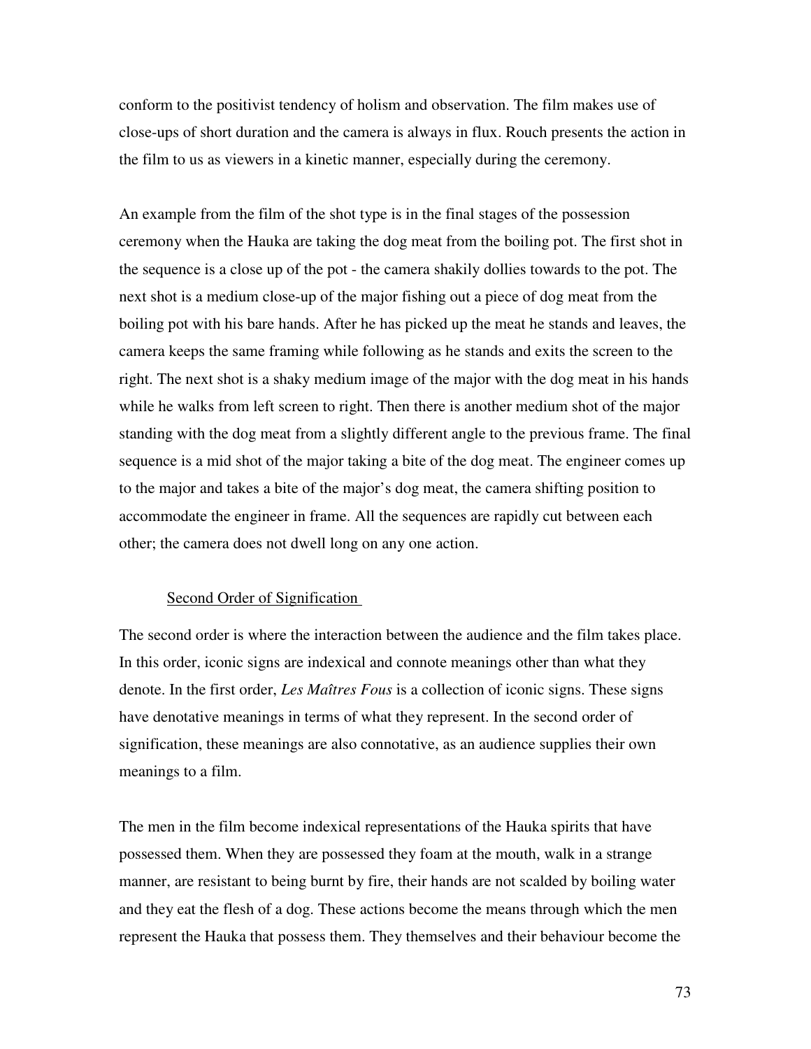conform to the positivist tendency of holism and observation. The film makes use of close-ups of short duration and the camera is always in flux. Rouch presents the action in the film to us as viewers in a kinetic manner, especially during the ceremony.

An example from the film of the shot type is in the final stages of the possession ceremony when the Hauka are taking the dog meat from the boiling pot. The first shot in the sequence is a close up of the pot - the camera shakily dollies towards to the pot. The next shot is a medium close-up of the major fishing out a piece of dog meat from the boiling pot with his bare hands. After he has picked up the meat he stands and leaves, the camera keeps the same framing while following as he stands and exits the screen to the right. The next shot is a shaky medium image of the major with the dog meat in his hands while he walks from left screen to right. Then there is another medium shot of the major standing with the dog meat from a slightly different angle to the previous frame. The final sequence is a mid shot of the major taking a bite of the dog meat. The engineer comes up to the major and takes a bite of the major's dog meat, the camera shifting position to accommodate the engineer in frame. All the sequences are rapidly cut between each other; the camera does not dwell long on any one action.

### Second Order of Signification

The second order is where the interaction between the audience and the film takes place. In this order, iconic signs are indexical and connote meanings other than what they denote. In the first order, *Les Maîtres Fous* is a collection of iconic signs. These signs have denotative meanings in terms of what they represent. In the second order of signification, these meanings are also connotative, as an audience supplies their own meanings to a film.

The men in the film become indexical representations of the Hauka spirits that have possessed them. When they are possessed they foam at the mouth, walk in a strange manner, are resistant to being burnt by fire, their hands are not scalded by boiling water and they eat the flesh of a dog. These actions become the means through which the men represent the Hauka that possess them. They themselves and their behaviour become the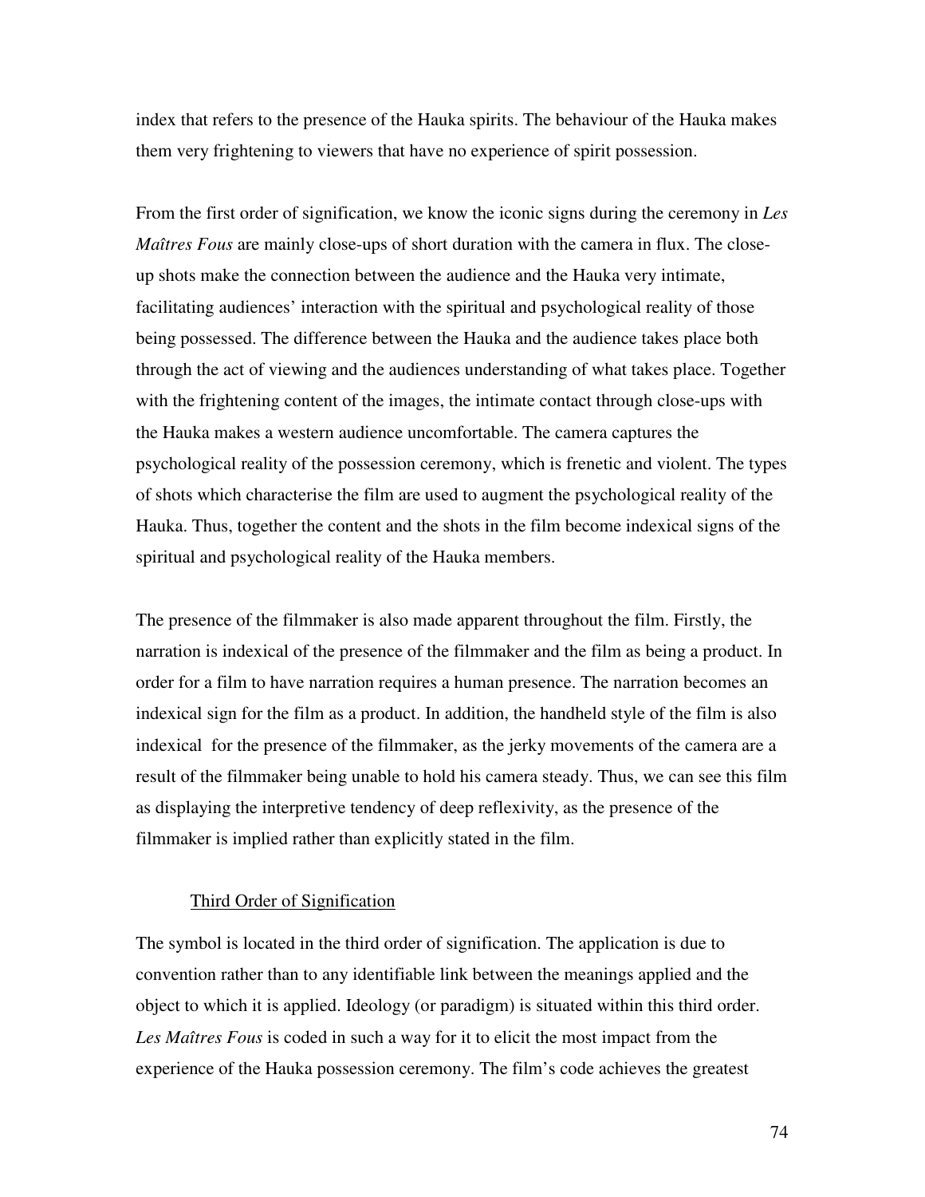index that refers to the presence of the Hauka spirits. The behaviour of the Hauka makes them very frightening to viewers that have no experience of spirit possession.

From the first order of signification, we know the iconic signs during the ceremony in *Les Maîtres Fous* are mainly close-ups of short duration with the camera in flux. The close-up shots make the connection between the audience and the Hauka very intimate, facilitating audiences' interaction with the spiritual and psychological reality of those being possessed. The difference between the Hauka and the audience takes place both through the act of viewing and the audiences understanding of what takes place. Together with the frightening content of the images, the intimate contact through close-ups with the Hauka makes a western audience uncomfortable. The camera captures the psychological reality of the possession ceremony, which is frenetic and violent. The types of shots which characterise the film are used to augment the psychological reality of the Hauka. Thus, together the content and the shots in the film become indexical signs of the spiritual and psychological reality of the Hauka members.

The presence of the filmmaker is also made apparent throughout the film. Firstly, the narration is indexical of the presence of the filmmaker and the film as being a product. In order for a film to have narration requires a human presence. The narration becomes an indexical sign for the film as a product. In addition, the handheld style of the film is also indexical for the presence of the filmmaker, as the jerky movements of the camera are a result of the filmmaker being unable to hold his camera steady. Thus, we can see this film as displaying the interpretive tendency of deep reflexivity, as the presence of the filmmaker is implied rather than explicitly stated in the film.

### Third Order of Signification

The symbol is located in the third order of signification. The application is due to convention rather than to any identifiable link between the meanings applied and the object to which it is applied. Ideology (or paradigm) is situated within this third order. *Les Maîtres Fous* is coded in such a way for it to elicit the most impact from the experience of the Hauka possession ceremony. The film's code achieves the greatest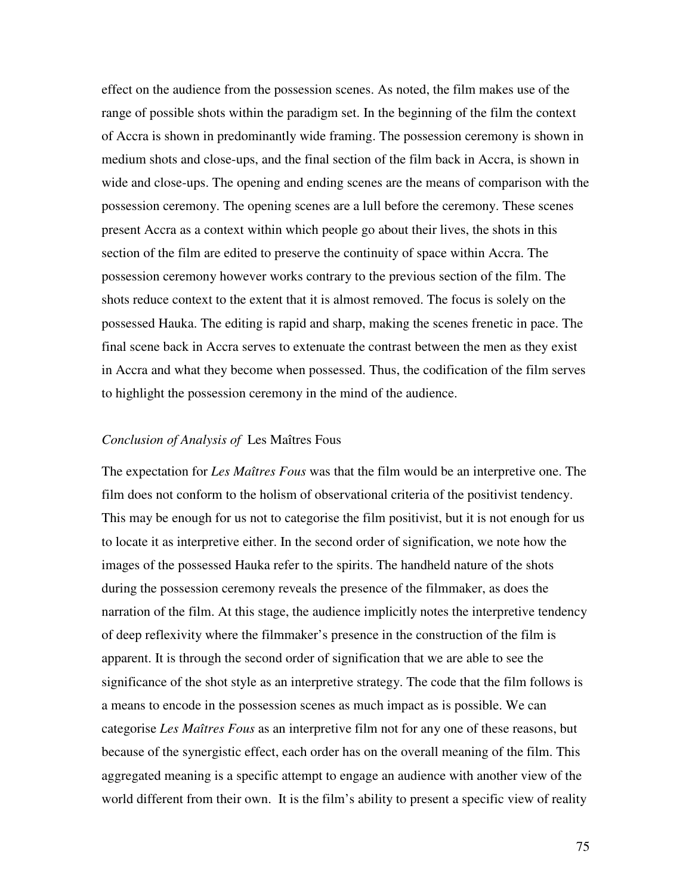effect on the audience from the possession scenes. As noted, the film makes use of the range of possible shots within the paradigm set. In the beginning of the film the context of Accra is shown in predominantly wide framing. The possession ceremony is shown in medium shots and close-ups, and the final section of the film back in Accra, is shown in wide and close-ups. The opening and ending scenes are the means of comparison with the possession ceremony. The opening scenes are a lull before the ceremony. These scenes present Accra as a context within which people go about their lives, the shots in this section of the film are edited to preserve the continuity of space within Accra. The possession ceremony however works contrary to the previous section of the film. The shots reduce context to the extent that it is almost removed. The focus is solely on the possessed Hauka. The editing is rapid and sharp, making the scenes frenetic in pace. The final scene back in Accra serves to extenuate the contrast between the men as they exist in Accra and what they become when possessed. Thus, the codification of the film serves to highlight the possession ceremony in the mind of the audience.

### *Conclusion of Analysis of* Les Maîtres Fous

The expectation for *Les Maîtres Fous* was that the film would be an interpretive one. The film does not conform to the holism of observational criteria of the positivist tendency. This may be enough for us not to categorise the film positivist, but it is not enough for us to locate it as interpretive either. In the second order of signification, we note how the images of the possessed Hauka refer to the spirits. The handheld nature of the shots during the possession ceremony reveals the presence of the filmmaker, as does the narration of the film. At this stage, the audience implicitly notes the interpretive tendency of deep reflexivity where the filmmaker's presence in the construction of the film is apparent. It is through the second order of signification that we are able to see the significance of the shot style as an interpretive strategy. The code that the film follows is a means to encode in the possession scenes as much impact as is possible. We can categorise *Les Maîtres Fous* as an interpretive film not for any one of these reasons, but because of the synergistic effect, each order has on the overall meaning of the film. This aggregated meaning is a specific attempt to engage an audience with another view of the world different from their own. It is the film's ability to present a specific view of reality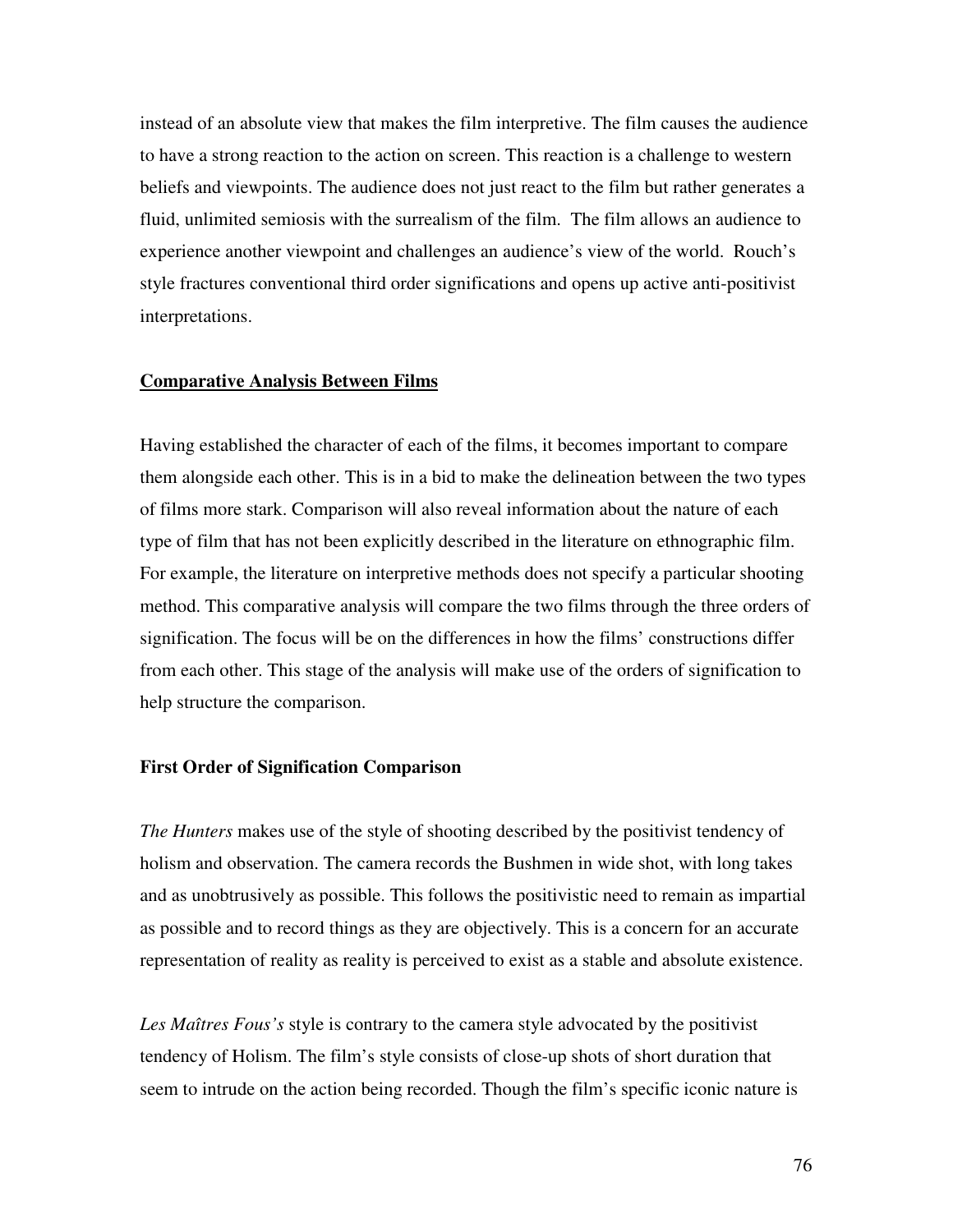instead of an absolute view that makes the film interpretive. The film causes the audience to have a strong reaction to the action on screen. This reaction is a challenge to western beliefs and viewpoints. The audience does not just react to the film but rather generates a fluid, unlimited semiosis with the surrealism of the film. The film allows an audience to experience another viewpoint and challenges an audience's view of the world. Rouch's style fractures conventional third order significations and opens up active anti-positivist interpretations.

## Comparative Analysis Between Films

Having established the character of each of the films, it becomes important to compare them alongside each other. This is in a bid to make the delineation between the two types of films more stark. Comparison will also reveal information about the nature of each type of film that has not been explicitly described in the literature on ethnographic film. For example, the literature on interpretive methods does not specify a particular shooting method. This comparative analysis will compare the two films through the three orders of signification. The focus will be on the differences in how the films' constructions differ from each other. This stage of the analysis will make use of the orders of signification to help structure the comparison.

### First Order of Signification Comparison

*The Hunters* makes use of the style of shooting described by the positivist tendency of holism and observation. The camera records the Bushmen in wide shot, with long takes and as unobtrusively as possible. This follows the positivistic need to remain as impartial as possible and to record things as they are objectively. This is a concern for an accurate representation of reality as reality is perceived to exist as a stable and absolute existence.

*Les Maîtres Fous's* style is contrary to the camera style advocated by the positivist tendency of Holism. The film's style consists of close-up shots of short duration that seem to intrude on the action being recorded. Though the film's specific iconic nature is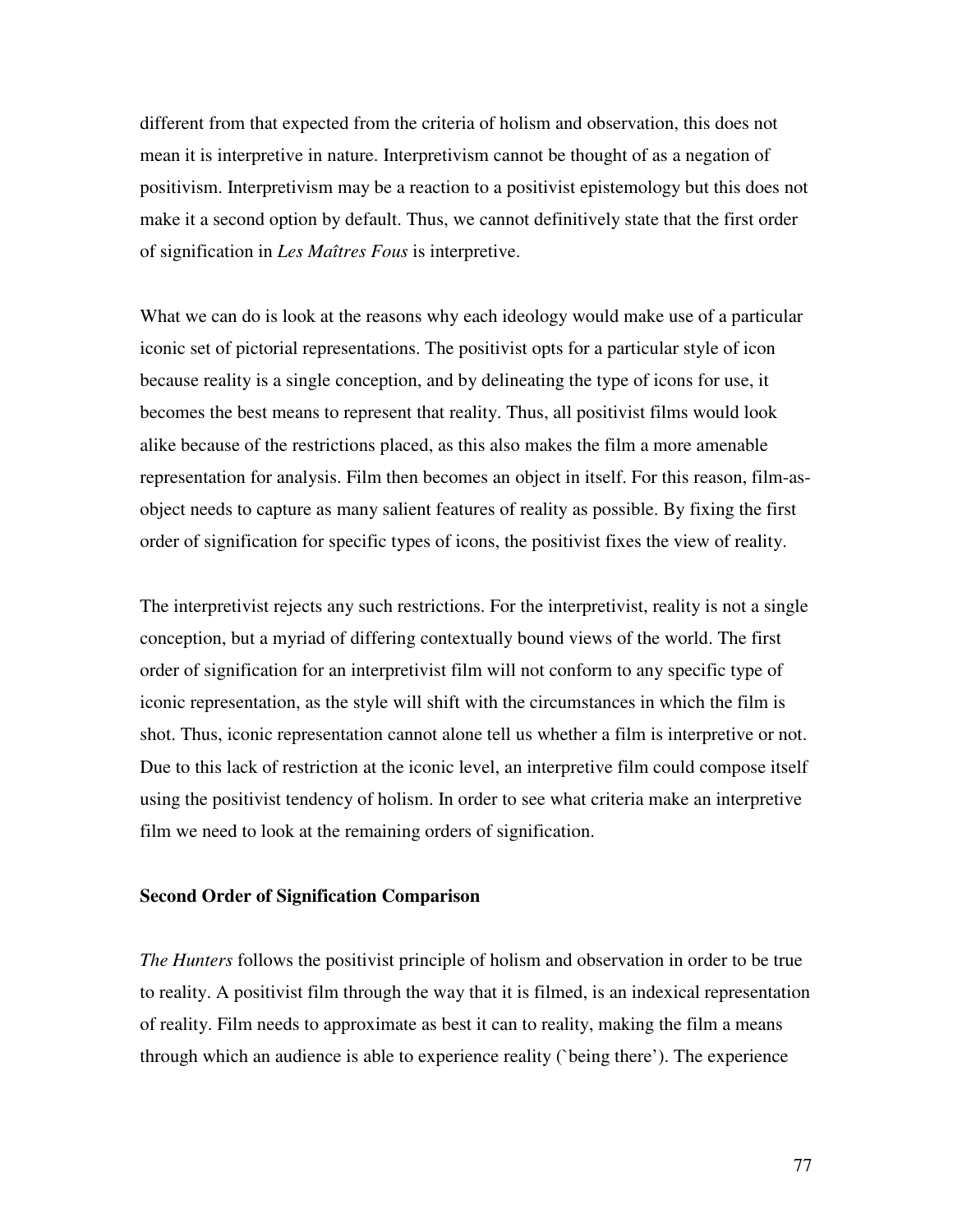different from that expected from the criteria of holism and observation, this does not mean it is interpretive in nature. Interpretivism cannot be thought of as a negation of positivism. Interpretivism may be a reaction to a positivist epistemology but this does not make it a second option by default. Thus, we cannot definitively state that the first order of signification in *Les Maîtres Fous* is interpretive.

What we can do is look at the reasons why each ideology would make use of a particular iconic set of pictorial representations. The positivist opts for a particular style of icon because reality is a single conception, and by delineating the type of icons for use, it becomes the best means to represent that reality. Thus, all positivist films would look alike because of the restrictions placed, as this also makes the film a more amenable representation for analysis. Film then becomes an object in itself. For this reason, film-as-object needs to capture as many salient features of reality as possible. By fixing the first order of signification for specific types of icons, the positivist fixes the view of reality.

The interpretivist rejects any such restrictions. For the interpretivist, reality is not a single conception, but a myriad of differing contextually bound views of the world. The first order of signification for an interpretivist film will not conform to any specific type of iconic representation, as the style will shift with the circumstances in which the film is shot. Thus, iconic representation cannot alone tell us whether a film is interpretive or not. Due to this lack of restriction at the iconic level, an interpretive film could compose itself using the positivist tendency of holism. In order to see what criteria make an interpretive film we need to look at the remaining orders of signification.

### Second Order of Signification Comparison

*The Hunters* follows the positivist principle of holism and observation in order to be true to reality. A positivist film through the way that it is filmed, is an indexical representation of reality. Film needs to approximate as best it can to reality, making the film a means through which an audience is able to experience reality (`being there'). The experience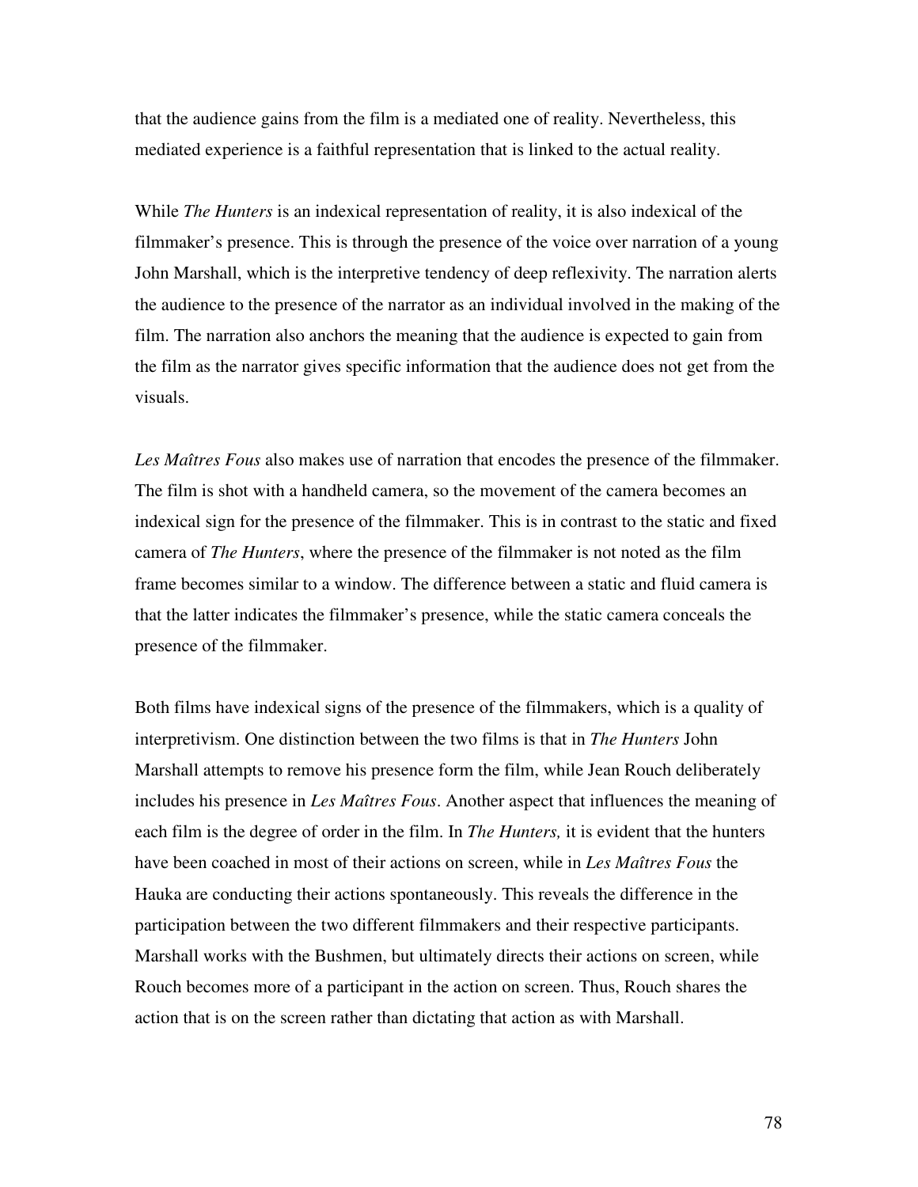that the audience gains from the film is a mediated one of reality. Nevertheless, this mediated experience is a faithful representation that is linked to the actual reality.

While *The Hunters* is an indexical representation of reality, it is also indexical of the filmmaker's presence. This is through the presence of the voice over narration of a young John Marshall, which is the interpretive tendency of deep reflexivity. The narration alerts the audience to the presence of the narrator as an individual involved in the making of the film. The narration also anchors the meaning that the audience is expected to gain from the film as the narrator gives specific information that the audience does not get from the visuals.

*Les Maîtres Fous* also makes use of narration that encodes the presence of the filmmaker. The film is shot with a handheld camera, so the movement of the camera becomes an indexical sign for the presence of the filmmaker. This is in contrast to the static and fixed camera of *The Hunters*, where the presence of the filmmaker is not noted as the film frame becomes similar to a window. The difference between a static and fluid camera is that the latter indicates the filmmaker's presence, while the static camera conceals the presence of the filmmaker.

Both films have indexical signs of the presence of the filmmakers, which is a quality of interpretivism. One distinction between the two films is that in *The Hunters* John Marshall attempts to remove his presence form the film, while Jean Rouch deliberately includes his presence in *Les Maîtres Fous*. Another aspect that influences the meaning of each film is the degree of order in the film. In *The Hunters,* it is evident that the hunters have been coached in most of their actions on screen, while in *Les Maîtres Fous* the Hauka are conducting their actions spontaneously. This reveals the difference in the participation between the two different filmmakers and their respective participants. Marshall works with the Bushmen, but ultimately directs their actions on screen, while Rouch becomes more of a participant in the action on screen. Thus, Rouch shares the action that is on the screen rather than dictating that action as with Marshall.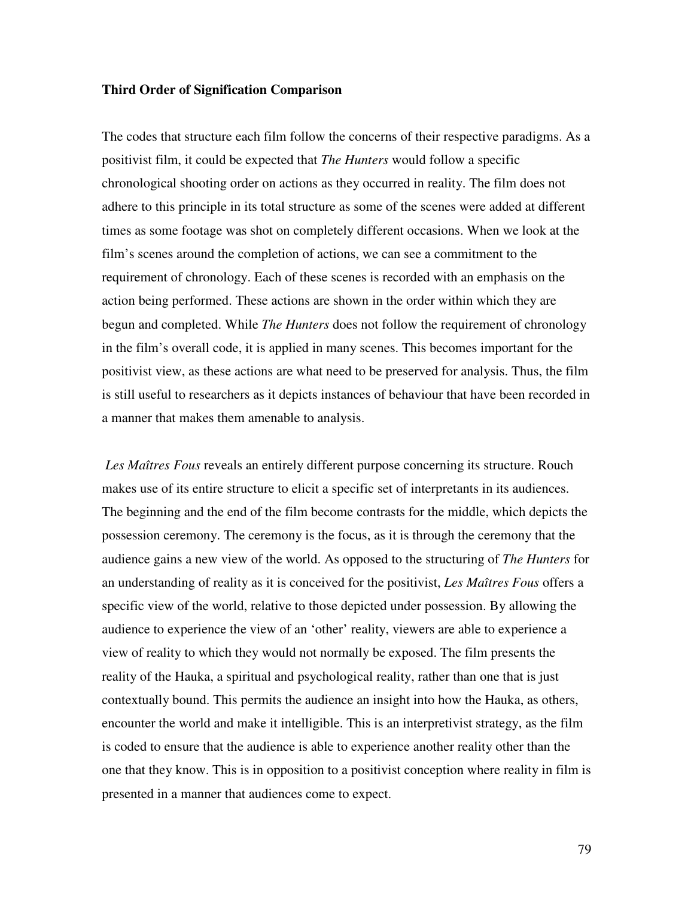**Third Order of Signification Comparison**

The codes that structure each film follow the concerns of their respective paradigms. As a positivist film, it could be expected that *The Hunters* would follow a specific chronological shooting order on actions as they occurred in reality. The film does not adhere to this principle in its total structure as some of the scenes were added at different times as some footage was shot on completely different occasions. When we look at the film's scenes around the completion of actions, we can see a commitment to the requirement of chronology. Each of these scenes is recorded with an emphasis on the action being performed. These actions are shown in the order within which they are begun and completed. While *The Hunters* does not follow the requirement of chronology in the film's overall code, it is applied in many scenes. This becomes important for the positivist view, as these actions are what need to be preserved for analysis. Thus, the film is still useful to researchers as it depicts instances of behaviour that have been recorded in a manner that makes them amenable to analysis.

*Les Maîtres Fous* reveals an entirely different purpose concerning its structure. Rouch makes use of its entire structure to elicit a specific set of interpretants in its audiences. The beginning and the end of the film become contrasts for the middle, which depicts the possession ceremony. The ceremony is the focus, as it is through the ceremony that the audience gains a new view of the world. As opposed to the structuring of *The Hunters* for an understanding of reality as it is conceived for the positivist, *Les Maîtres Fous* offers a specific view of the world, relative to those depicted under possession. By allowing the audience to experience the view of an 'other' reality, viewers are able to experience a view of reality to which they would not normally be exposed. The film presents the reality of the Hauka, a spiritual and psychological reality, rather than one that is just contextually bound. This permits the audience an insight into how the Hauka, as others, encounter the world and make it intelligible. This is an interpretivist strategy, as the film is coded to ensure that the audience is able to experience another reality other than the one that they know. This is in opposition to a positivist conception where reality in film is presented in a manner that audiences come to expect.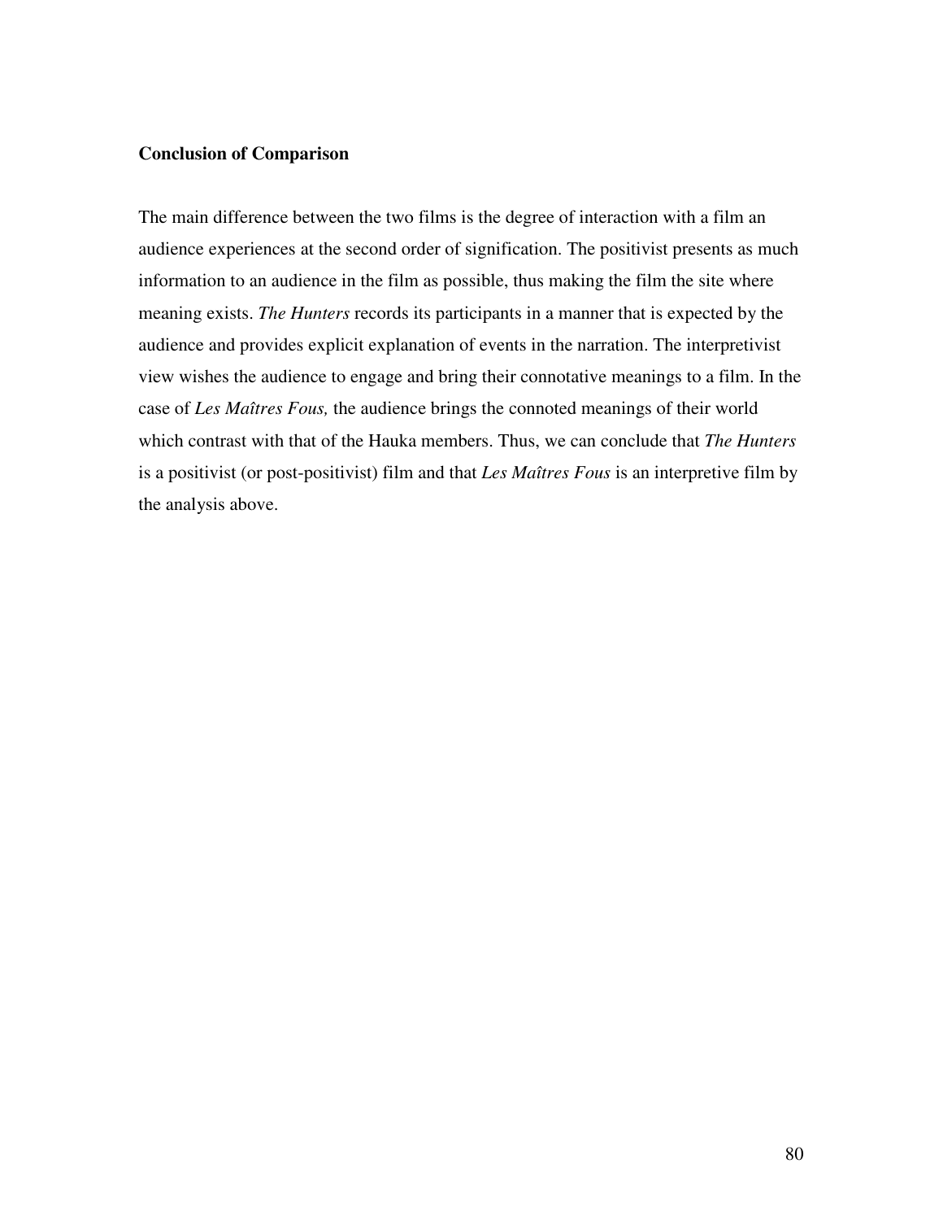**Conclusion of Comparison**

The main difference between the two films is the degree of interaction with a film an audience experiences at the second order of signification. The positivist presents as much information to an audience in the film as possible, thus making the film the site where meaning exists. *The Hunters* records its participants in a manner that is expected by the audience and provides explicit explanation of events in the narration. The interpretivist view wishes the audience to engage and bring their connotative meanings to a film. In the case of *Les Maîtres Fous,* the audience brings the connoted meanings of their world which contrast with that of the Hauka members. Thus, we can conclude that *The Hunters* is a positivist (or post-positivist) film and that *Les Maîtres Fous* is an interpretive film by the analysis above.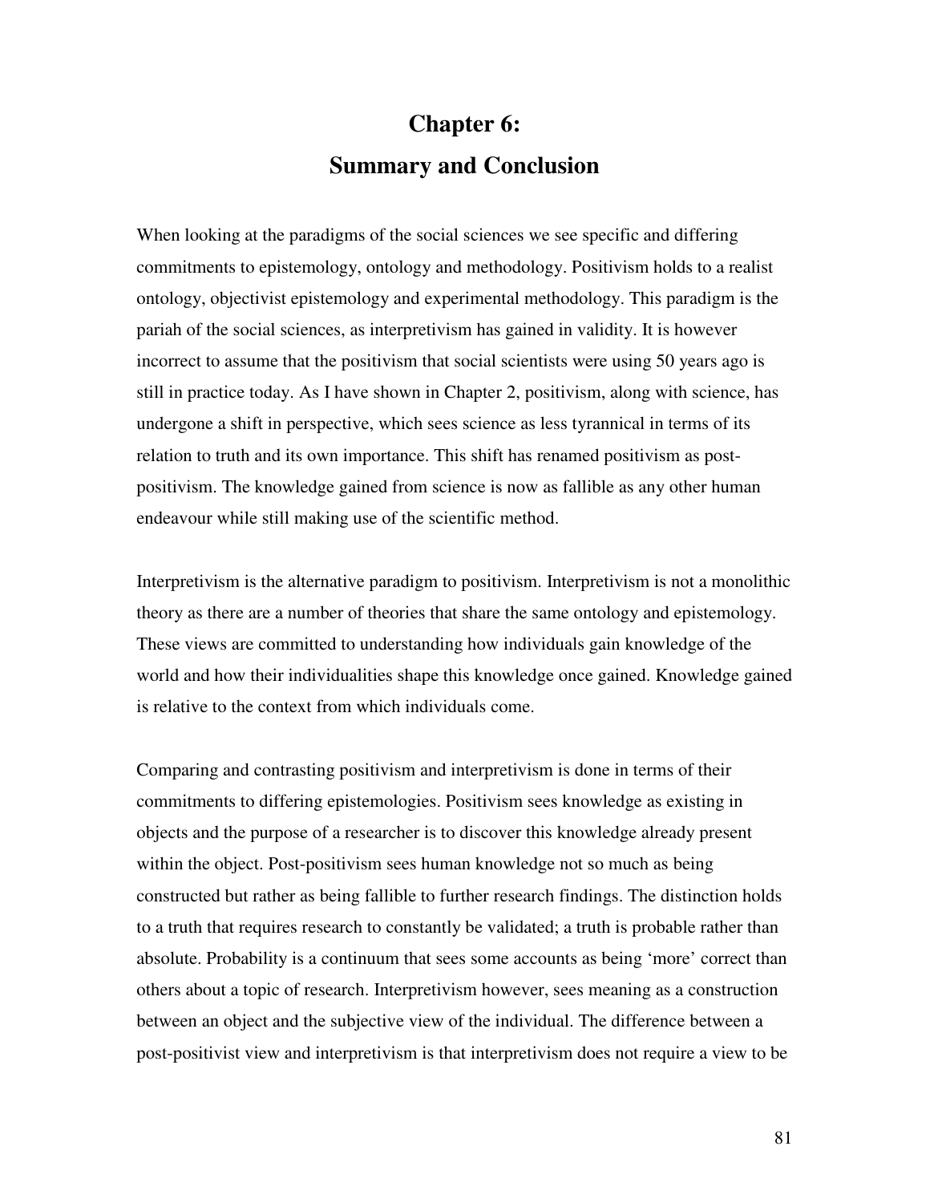# Chapter 6:
# Summary and Conclusion

When looking at the paradigms of the social sciences we see specific and differing commitments to epistemology, ontology and methodology. Positivism holds to a realist ontology, objectivist epistemology and experimental methodology. This paradigm is the pariah of the social sciences, as interpretivism has gained in validity. It is however incorrect to assume that the positivism that social scientists were using 50 years ago is still in practice today. As I have shown in Chapter 2, positivism, along with science, has undergone a shift in perspective, which sees science as less tyrannical in terms of its relation to truth and its own importance. This shift has renamed positivism as post-positivism. The knowledge gained from science is now as fallible as any other human endeavour while still making use of the scientific method.

Interpretivism is the alternative paradigm to positivism. Interpretivism is not a monolithic theory as there are a number of theories that share the same ontology and epistemology. These views are committed to understanding how individuals gain knowledge of the world and how their individualities shape this knowledge once gained. Knowledge gained is relative to the context from which individuals come.

Comparing and contrasting positivism and interpretivism is done in terms of their commitments to differing epistemologies. Positivism sees knowledge as existing in objects and the purpose of a researcher is to discover this knowledge already present within the object. Post-positivism sees human knowledge not so much as being constructed but rather as being fallible to further research findings. The distinction holds to a truth that requires research to constantly be validated; a truth is probable rather than absolute. Probability is a continuum that sees some accounts as being 'more' correct than others about a topic of research. Interpretivism however, sees meaning as a construction between an object and the subjective view of the individual. The difference between a post-positivist view and interpretivism is that interpretivism does not require a view to be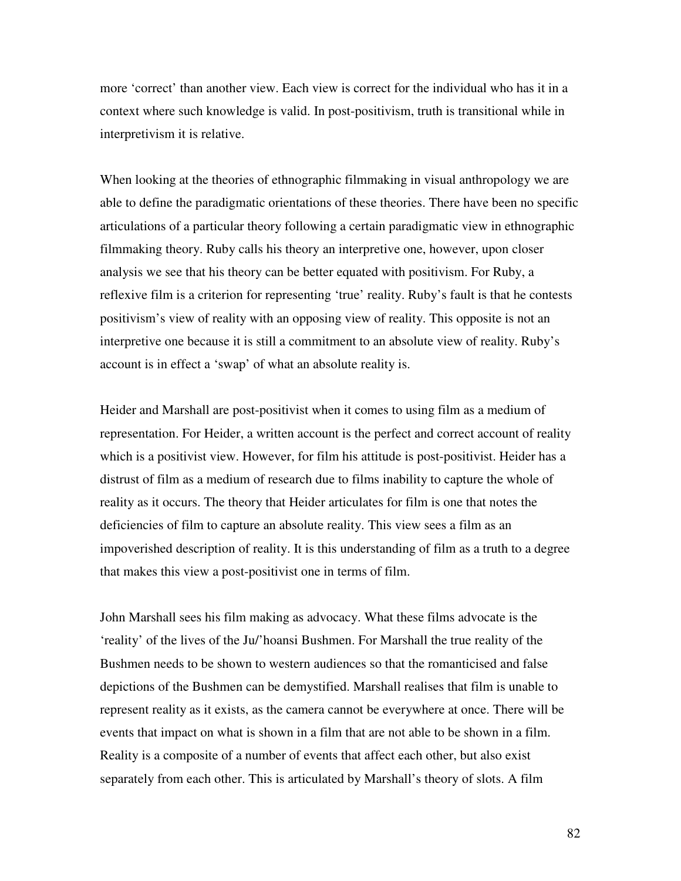more ‘correct’ than another view. Each view is correct for the individual who has it in a context where such knowledge is valid. In post-positivism, truth is transitional while in interpretivism it is relative.

When looking at the theories of ethnographic filmmaking in visual anthropology we are able to define the paradigmatic orientations of these theories. There have been no specific articulations of a particular theory following a certain paradigmatic view in ethnographic filmmaking theory. Ruby calls his theory an interpretive one, however, upon closer analysis we see that his theory can be better equated with positivism. For Ruby, a reflexive film is a criterion for representing ‘true’ reality. Ruby’s fault is that he contests positivism’s view of reality with an opposing view of reality. This opposite is not an interpretive one because it is still a commitment to an absolute view of reality. Ruby’s account is in effect a ‘swap’ of what an absolute reality is.

Heider and Marshall are post-positivist when it comes to using film as a medium of representation. For Heider, a written account is the perfect and correct account of reality which is a positivist view. However, for film his attitude is post-positivist. Heider has a distrust of film as a medium of research due to films inability to capture the whole of reality as it occurs. The theory that Heider articulates for film is one that notes the deficiencies of film to capture an absolute reality. This view sees a film as an impoverished description of reality. It is this understanding of film as a truth to a degree that makes this view a post-positivist one in terms of film.

John Marshall sees his film making as advocacy. What these films advocate is the ‘reality’ of the lives of the Ju/’hoansi Bushmen. For Marshall the true reality of the Bushmen needs to be shown to western audiences so that the romanticised and false depictions of the Bushmen can be demystified. Marshall realises that film is unable to represent reality as it exists, as the camera cannot be everywhere at once. There will be events that impact on what is shown in a film that are not able to be shown in a film. Reality is a composite of a number of events that affect each other, but also exist separately from each other. This is articulated by Marshall’s theory of slots. A film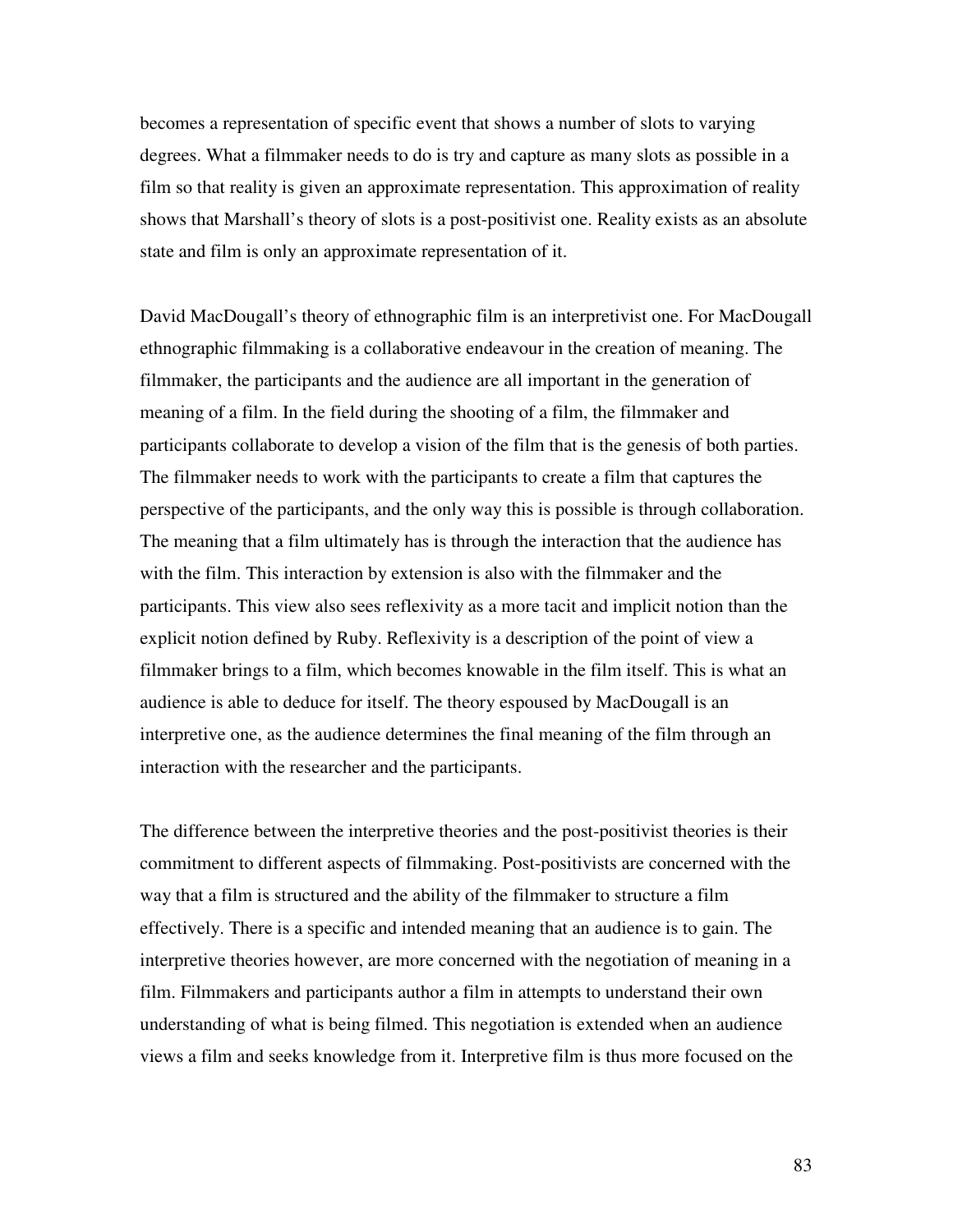becomes a representation of specific event that shows a number of slots to varying degrees. What a filmmaker needs to do is try and capture as many slots as possible in a film so that reality is given an approximate representation. This approximation of reality shows that Marshall's theory of slots is a post-positivist one. Reality exists as an absolute state and film is only an approximate representation of it.

David MacDougall's theory of ethnographic film is an interpretivist one. For MacDougall ethnographic filmmaking is a collaborative endeavour in the creation of meaning. The filmmaker, the participants and the audience are all important in the generation of meaning of a film. In the field during the shooting of a film, the filmmaker and participants collaborate to develop a vision of the film that is the genesis of both parties. The filmmaker needs to work with the participants to create a film that captures the perspective of the participants, and the only way this is possible is through collaboration. The meaning that a film ultimately has is through the interaction that the audience has with the film. This interaction by extension is also with the filmmaker and the participants. This view also sees reflexivity as a more tacit and implicit notion than the explicit notion defined by Ruby. Reflexivity is a description of the point of view a filmmaker brings to a film, which becomes knowable in the film itself. This is what an audience is able to deduce for itself. The theory espoused by MacDougall is an interpretive one, as the audience determines the final meaning of the film through an interaction with the researcher and the participants.

The difference between the interpretive theories and the post-positivist theories is their commitment to different aspects of filmmaking. Post-positivists are concerned with the way that a film is structured and the ability of the filmmaker to structure a film effectively. There is a specific and intended meaning that an audience is to gain. The interpretive theories however, are more concerned with the negotiation of meaning in a film. Filmmakers and participants author a film in attempts to understand their own understanding of what is being filmed. This negotiation is extended when an audience views a film and seeks knowledge from it. Interpretive film is thus more focused on the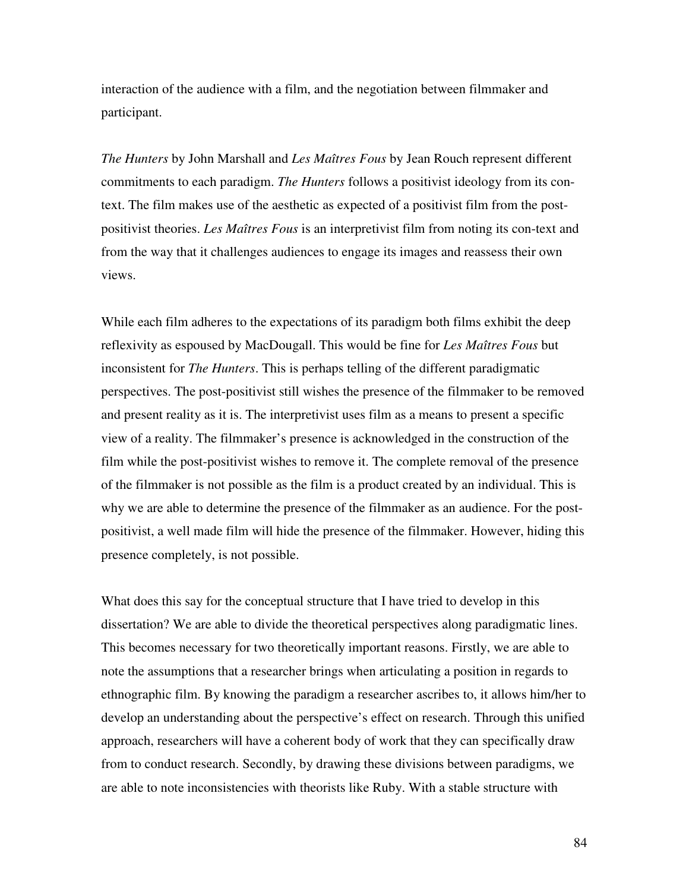interaction of the audience with a film, and the negotiation between filmmaker and participant.

*The Hunters* by John Marshall and *Les Maîtres Fous* by Jean Rouch represent different commitments to each paradigm. *The Hunters* follows a positivist ideology from its con-text. The film makes use of the aesthetic as expected of a positivist film from the post-positivist theories. *Les Maîtres Fous* is an interpretivist film from noting its con-text and from the way that it challenges audiences to engage its images and reassess their own views.

While each film adheres to the expectations of its paradigm both films exhibit the deep reflexivity as espoused by MacDougall. This would be fine for *Les Maîtres Fous* but inconsistent for *The Hunters*. This is perhaps telling of the different paradigmatic perspectives. The post-positivist still wishes the presence of the filmmaker to be removed and present reality as it is. The interpretivist uses film as a means to present a specific view of a reality. The filmmaker's presence is acknowledged in the construction of the film while the post-positivist wishes to remove it. The complete removal of the presence of the filmmaker is not possible as the film is a product created by an individual. This is why we are able to determine the presence of the filmmaker as an audience. For the post-positivist, a well made film will hide the presence of the filmmaker. However, hiding this presence completely, is not possible.

What does this say for the conceptual structure that I have tried to develop in this dissertation? We are able to divide the theoretical perspectives along paradigmatic lines. This becomes necessary for two theoretically important reasons. Firstly, we are able to note the assumptions that a researcher brings when articulating a position in regards to ethnographic film. By knowing the paradigm a researcher ascribes to, it allows him/her to develop an understanding about the perspective's effect on research. Through this unified approach, researchers will have a coherent body of work that they can specifically draw from to conduct research. Secondly, by drawing these divisions between paradigms, we are able to note inconsistencies with theorists like Ruby. With a stable structure with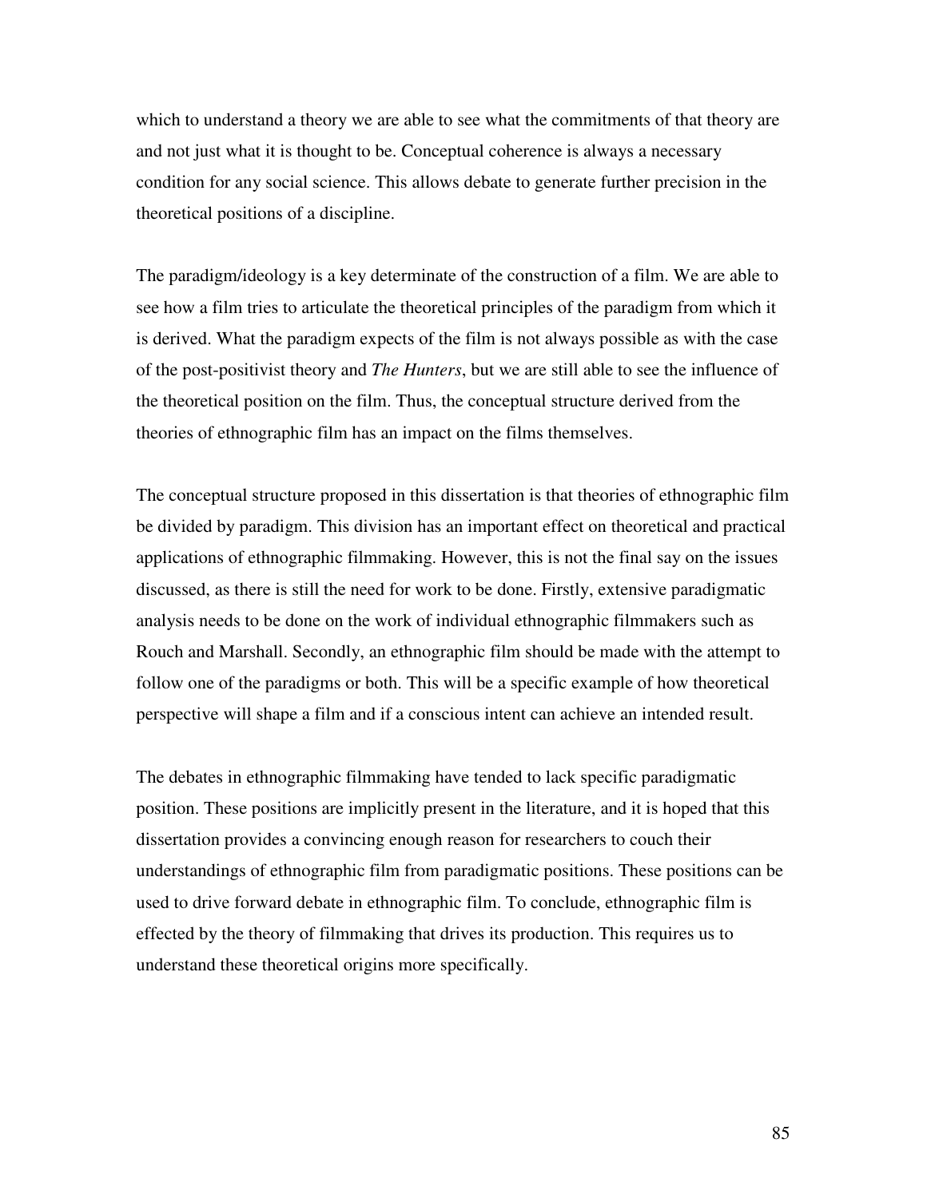which to understand a theory we are able to see what the commitments of that theory are and not just what it is thought to be. Conceptual coherence is always a necessary condition for any social science. This allows debate to generate further precision in the theoretical positions of a discipline.

The paradigm/ideology is a key determinate of the construction of a film. We are able to see how a film tries to articulate the theoretical principles of the paradigm from which it is derived. What the paradigm expects of the film is not always possible as with the case of the post-positivist theory and *The Hunters*, but we are still able to see the influence of the theoretical position on the film. Thus, the conceptual structure derived from the theories of ethnographic film has an impact on the films themselves.

The conceptual structure proposed in this dissertation is that theories of ethnographic film be divided by paradigm. This division has an important effect on theoretical and practical applications of ethnographic filmmaking. However, this is not the final say on the issues discussed, as there is still the need for work to be done. Firstly, extensive paradigmatic analysis needs to be done on the work of individual ethnographic filmmakers such as Rouch and Marshall. Secondly, an ethnographic film should be made with the attempt to follow one of the paradigms or both. This will be a specific example of how theoretical perspective will shape a film and if a conscious intent can achieve an intended result.

The debates in ethnographic filmmaking have tended to lack specific paradigmatic position. These positions are implicitly present in the literature, and it is hoped that this dissertation provides a convincing enough reason for researchers to couch their understandings of ethnographic film from paradigmatic positions. These positions can be used to drive forward debate in ethnographic film. To conclude, ethnographic film is effected by the theory of filmmaking that drives its production. This requires us to understand these theoretical origins more specifically.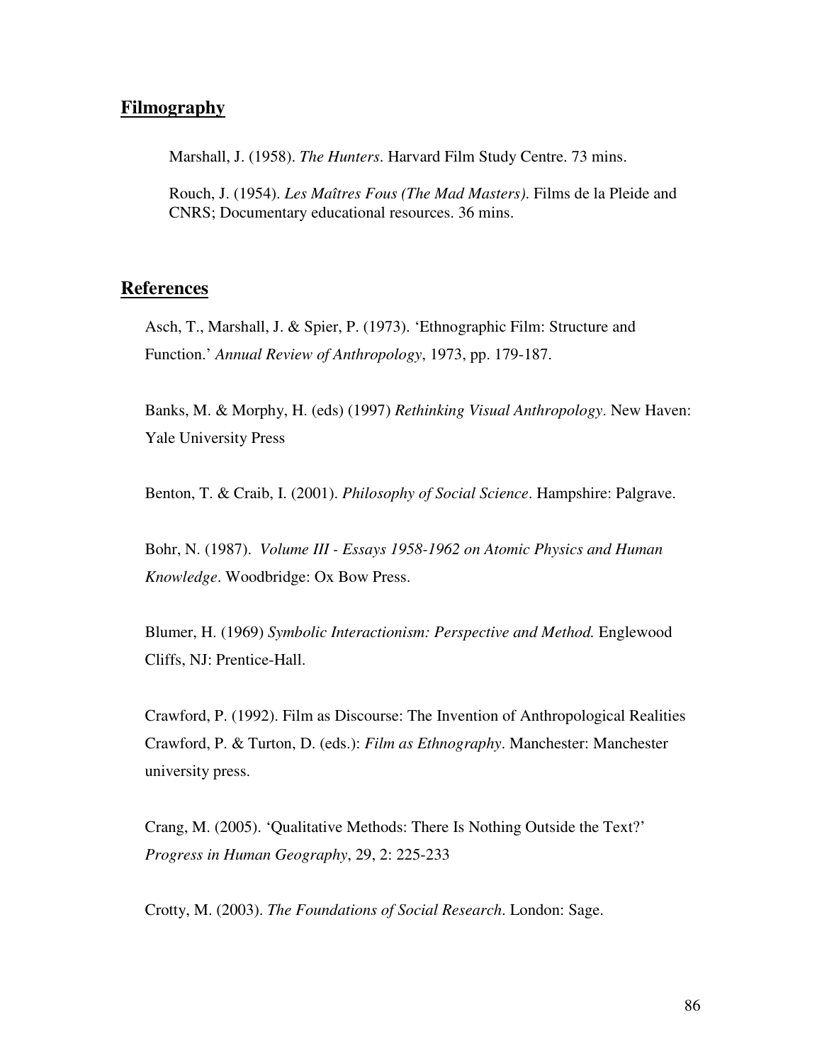## Filmography

Marshall, J. (1958). *The Hunters*. Harvard Film Study Centre. 73 mins.

Rouch, J. (1954). *Les Maîtres Fous (The Mad Masters)*. Films de la Pleide and CNRS; Documentary educational resources. 36 mins.

## References

Asch, T., Marshall, J. & Spier, P. (1973). 'Ethnographic Film: Structure and Function.' *Annual Review of Anthropology*, 1973, pp. 179-187.

Banks, M. & Morphy, H. (eds) (1997) *Rethinking Visual Anthropology*. New Haven: Yale University Press

Benton, T. & Craib, I. (2001). *Philosophy of Social Science*. Hampshire: Palgrave.

Bohr, N. (1987). *Volume III - Essays 1958-1962 on Atomic Physics and Human Knowledge*. Woodbridge: Ox Bow Press.

Blumer, H. (1969) *Symbolic Interactionism: Perspective and Method.* Englewood Cliffs, NJ: Prentice-Hall.

Crawford, P. (1992). Film as Discourse: The Invention of Anthropological Realities Crawford, P. & Turton, D. (eds.): *Film as Ethnography*. Manchester: Manchester university press.

Crang, M. (2005). 'Qualitative Methods: There Is Nothing Outside the Text?' *Progress in Human Geography*, 29, 2: 225-233

Crotty, M. (2003). *The Foundations of Social Research*. London: Sage.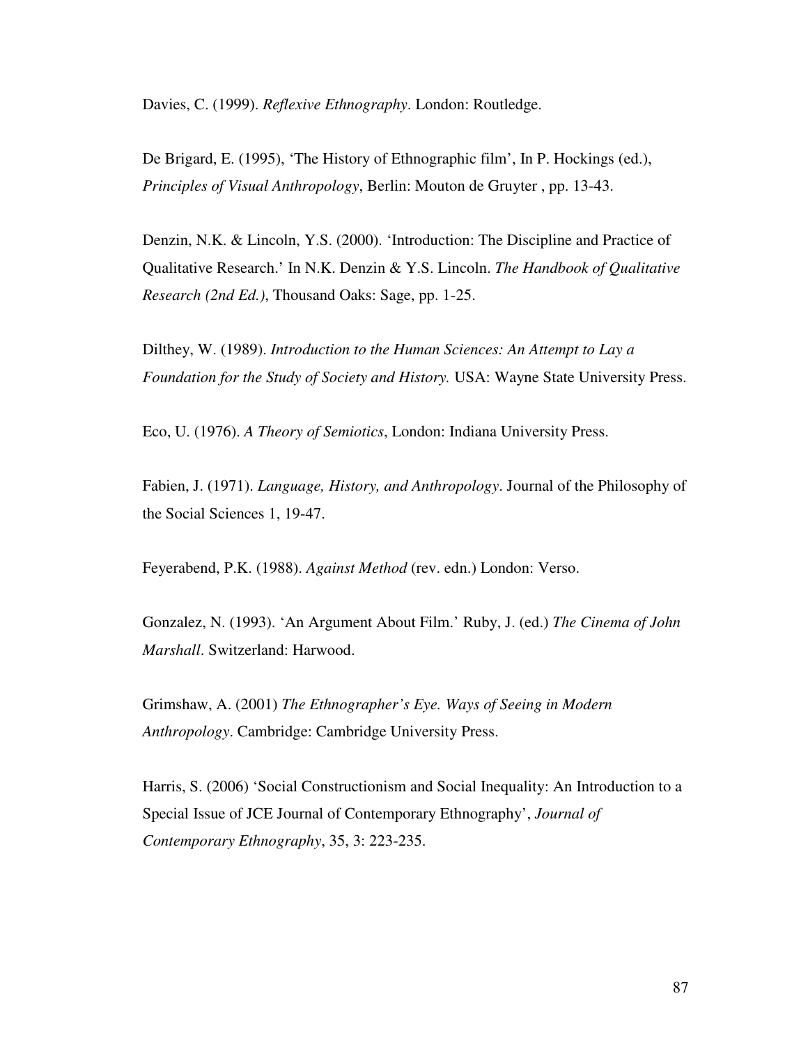Davies, C. (1999). *Reflexive Ethnography*. London: Routledge.

De Brigard, E. (1995), 'The History of Ethnographic film', In P. Hockings (ed.), *Principles of Visual Anthropology*, Berlin: Mouton de Gruyter , pp. 13-43.

Denzin, N.K. & Lincoln, Y.S. (2000). 'Introduction: The Discipline and Practice of Qualitative Research.' In N.K. Denzin & Y.S. Lincoln. *The Handbook of Qualitative Research (2nd Ed.)*, Thousand Oaks: Sage, pp. 1-25.

Dilthey, W. (1989). *Introduction to the Human Sciences: An Attempt to Lay a Foundation for the Study of Society and History.* USA: Wayne State University Press.

Eco, U. (1976). *A Theory of Semiotics*, London: Indiana University Press.

Fabien, J. (1971). *Language, History, and Anthropology*. Journal of the Philosophy of the Social Sciences 1, 19-47.

Feyerabend, P.K. (1988). *Against Method* (rev. edn.) London: Verso.

Gonzalez, N. (1993). 'An Argument About Film.' Ruby, J. (ed.) *The Cinema of John Marshall*. Switzerland: Harwood.

Grimshaw, A. (2001) *The Ethnographer's Eye. Ways of Seeing in Modern Anthropology*. Cambridge: Cambridge University Press.

Harris, S. (2006) 'Social Constructionism and Social Inequality: An Introduction to a Special Issue of JCE Journal of Contemporary Ethnography', *Journal of Contemporary Ethnography*, 35, 3: 223-235.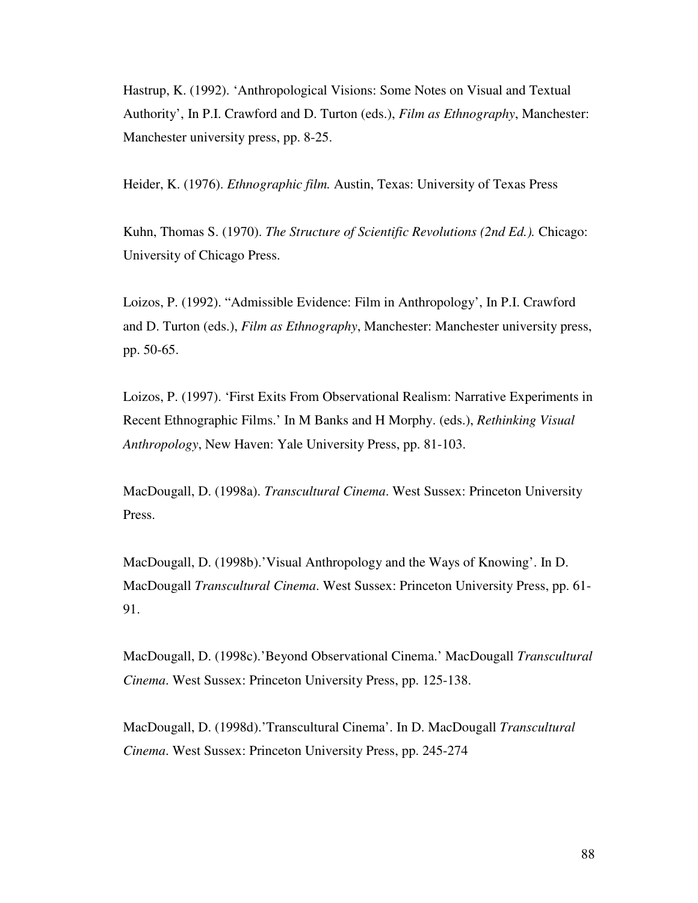Hastrup, K. (1992). 'Anthropological Visions: Some Notes on Visual and Textual Authority', In P.I. Crawford and D. Turton (eds.), *Film as Ethnography*, Manchester: Manchester university press, pp. 8-25.

Heider, K. (1976). *Ethnographic film.* Austin, Texas: University of Texas Press

Kuhn, Thomas S. (1970). *The Structure of Scientific Revolutions (2nd Ed.).* Chicago: University of Chicago Press.

Loizos, P. (1992). "Admissible Evidence: Film in Anthropology', In P.I. Crawford and D. Turton (eds.), *Film as Ethnography*, Manchester: Manchester university press, pp. 50-65.

Loizos, P. (1997). 'First Exits From Observational Realism: Narrative Experiments in Recent Ethnographic Films.' In M Banks and H Morphy. (eds.), *Rethinking Visual Anthropology*, New Haven: Yale University Press, pp. 81-103.

MacDougall, D. (1998a). *Transcultural Cinema*. West Sussex: Princeton University Press.

MacDougall, D. (1998b).'Visual Anthropology and the Ways of Knowing'. In D. MacDougall *Transcultural Cinema*. West Sussex: Princeton University Press, pp. 61-91.

MacDougall, D. (1998c).'Beyond Observational Cinema.' MacDougall *Transcultural Cinema*. West Sussex: Princeton University Press, pp. 125-138.

MacDougall, D. (1998d).'Transcultural Cinema'. In D. MacDougall *Transcultural Cinema*. West Sussex: Princeton University Press, pp. 245-274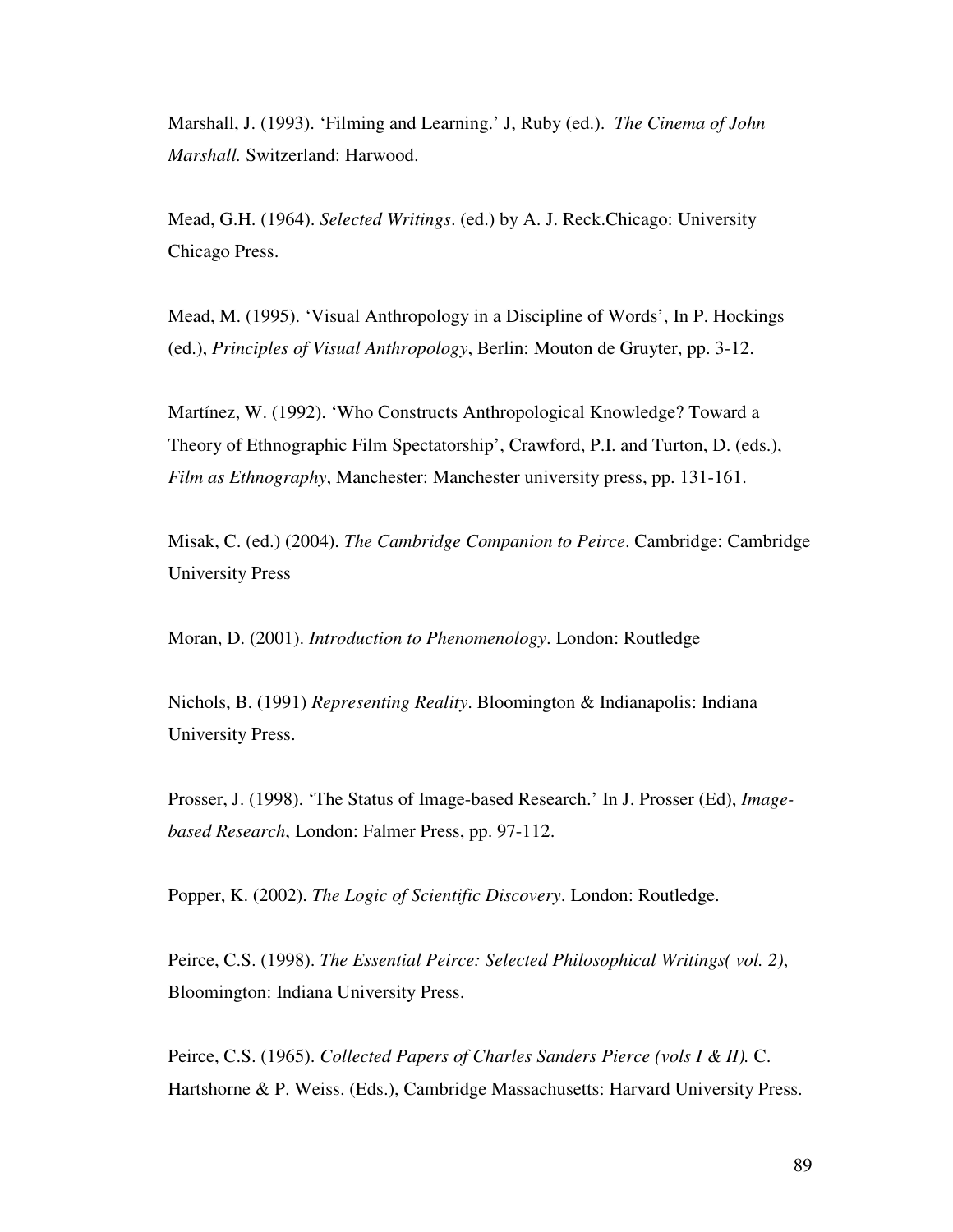Marshall, J. (1993). 'Filming and Learning.' J, Ruby (ed.). *The Cinema of John Marshall.* Switzerland: Harwood.

Mead, G.H. (1964). *Selected Writings*. (ed.) by A. J. Reck.Chicago: University Chicago Press.

Mead, M. (1995). 'Visual Anthropology in a Discipline of Words', In P. Hockings (ed.), *Principles of Visual Anthropology*, Berlin: Mouton de Gruyter, pp. 3-12.

Martínez, W. (1992). 'Who Constructs Anthropological Knowledge? Toward a Theory of Ethnographic Film Spectatorship', Crawford, P.I. and Turton, D. (eds.), *Film as Ethnography*, Manchester: Manchester university press, pp. 131-161.

Misak, C. (ed.) (2004). *The Cambridge Companion to Peirce*. Cambridge: Cambridge University Press

Moran, D. (2001). *Introduction to Phenomenology*. London: Routledge

Nichols, B. (1991) *Representing Reality*. Bloomington & Indianapolis: Indiana University Press.

Prosser, J. (1998). 'The Status of Image-based Research.' In J. Prosser (Ed), *Image-based Research*, London: Falmer Press, pp. 97-112.

Popper, K. (2002). *The Logic of Scientific Discovery*. London: Routledge.

Peirce, C.S. (1998). *The Essential Peirce: Selected Philosophical Writings( vol. 2)*, Bloomington: Indiana University Press.

Peirce, C.S. (1965). *Collected Papers of Charles Sanders Pierce (vols I & II).* C. Hartshorne & P. Weiss. (Eds.), Cambridge Massachusetts: Harvard University Press.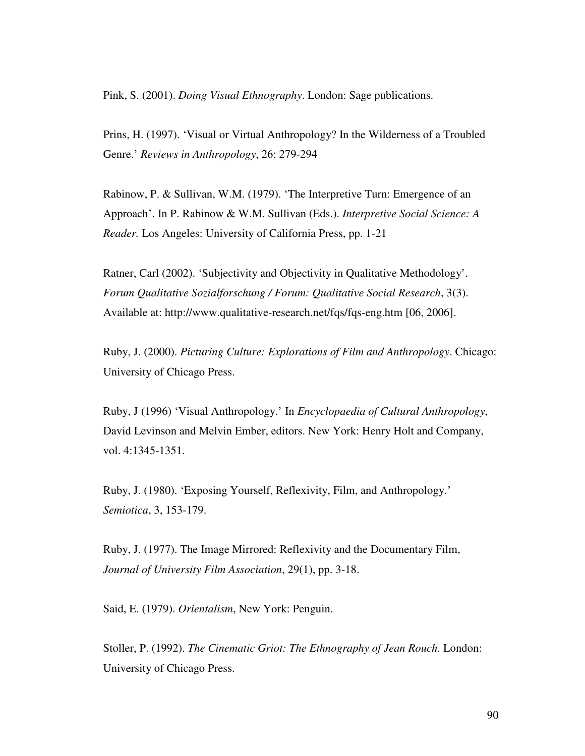Pink, S. (2001). *Doing Visual Ethnography*. London: Sage publications.

Prins, H. (1997). 'Visual or Virtual Anthropology? In the Wilderness of a Troubled Genre.' *Reviews in Anthropology*, 26: 279-294

Rabinow, P. & Sullivan, W.M. (1979). 'The Interpretive Turn: Emergence of an Approach'. In P. Rabinow & W.M. Sullivan (Eds.). *Interpretive Social Science: A Reader.* Los Angeles: University of California Press, pp. 1-21

Ratner, Carl (2002). 'Subjectivity and Objectivity in Qualitative Methodology'. *Forum Qualitative Sozialforschung / Forum: Qualitative Social Research*, 3(3). Available at: http://www.qualitative-research.net/fqs/fqs-eng.htm [06, 2006].

Ruby, J. (2000). *Picturing Culture: Explorations of Film and Anthropology*. Chicago: University of Chicago Press.

Ruby, J (1996) 'Visual Anthropology.' In *Encyclopaedia of Cultural Anthropology*, David Levinson and Melvin Ember, editors. New York: Henry Holt and Company, vol. 4:1345-1351.

Ruby, J. (1980). 'Exposing Yourself, Reflexivity, Film, and Anthropology.' *Semiotica*, 3, 153-179.

Ruby, J. (1977). The Image Mirrored: Reflexivity and the Documentary Film, *Journal of University Film Association*, 29(1), pp. 3-18.

Said, E. (1979). *Orientalism*, New York: Penguin.

Stoller, P. (1992). *The Cinematic Griot: The Ethnography of Jean Rouch*. London: University of Chicago Press.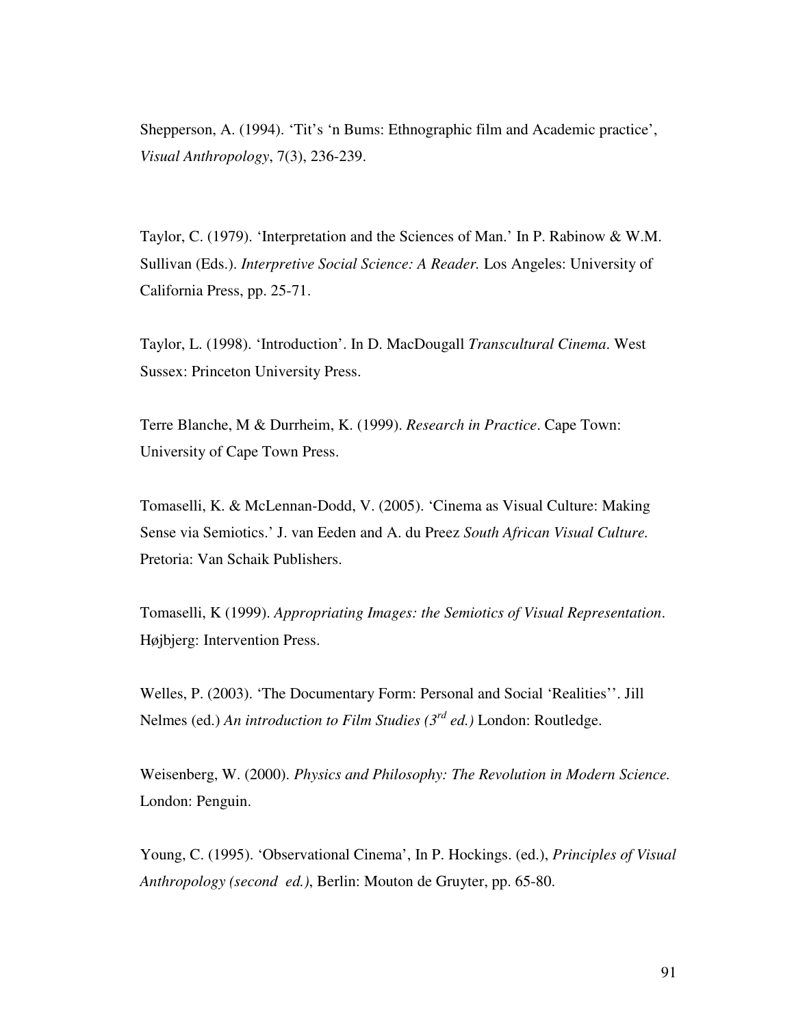Shepperson, A. (1994). 'Tit's 'n Bums: Ethnographic film and Academic practice', *Visual Anthropology*, 7(3), 236-239.

Taylor, C. (1979). 'Interpretation and the Sciences of Man.' In P. Rabinow & W.M. Sullivan (Eds.). *Interpretive Social Science: A Reader.* Los Angeles: University of California Press, pp. 25-71.

Taylor, L. (1998). 'Introduction'. In D. MacDougall *Transcultural Cinema*. West Sussex: Princeton University Press.

Terre Blanche, M & Durrheim, K. (1999). *Research in Practice*. Cape Town: University of Cape Town Press.

Tomaselli, K. & McLennan-Dodd, V. (2005). 'Cinema as Visual Culture: Making Sense via Semiotics.' J. van Eeden and A. du Preez *South African Visual Culture.* Pretoria: Van Schaik Publishers.

Tomaselli, K (1999). *Appropriating Images: the Semiotics of Visual Representation*. Højbjerg: Intervention Press.

Welles, P. (2003). 'The Documentary Form: Personal and Social 'Realities''. Jill Nelmes (ed.) *An introduction to Film Studies (3rd ed.)* London: Routledge.

Weisenberg, W. (2000). *Physics and Philosophy: The Revolution in Modern Science.* London: Penguin.

Young, C. (1995). 'Observational Cinema', In P. Hockings. (ed.), *Principles of Visual Anthropology (second ed.)*, Berlin: Mouton de Gruyter, pp. 65-80.